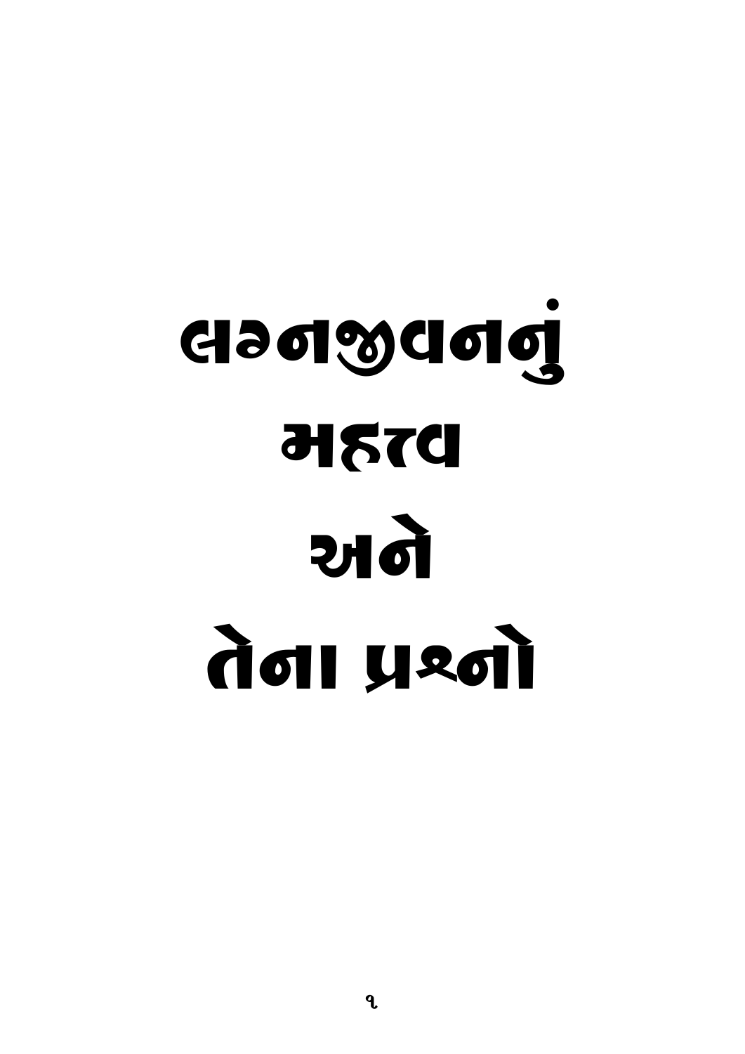# લગ્નજીવનનું મહત્વ અને તેના પ્રશ્નો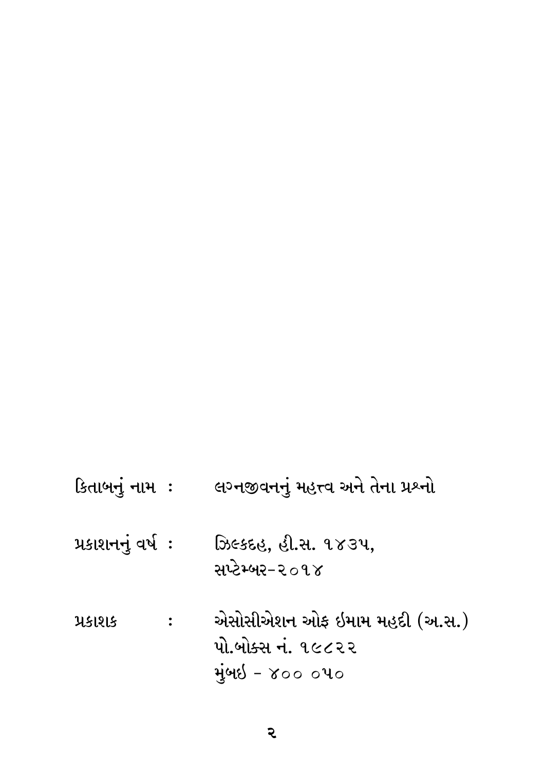| | | |
|---|---|---|
| કિતાબનું નામ | : | લગ્નજીવનનું મહત્ત્વ અને તેના પ્રશ્નો |
| પ્રકાશનનું વર્ષ | : | ઝિલ્કદહ, હી.સ. ૧૪૩૫,<br>સપ્ટેમ્બર-૨૦૧૪ |
| પ્રકાશક | : | એસોસીએશન ઓફ ઇમામ મહદી (અ.સ.)<br>પો.બોક્સ નં. ૧૯૮૨૨<br>મુંબઇ - ૪૦૦ ૦૫૦ |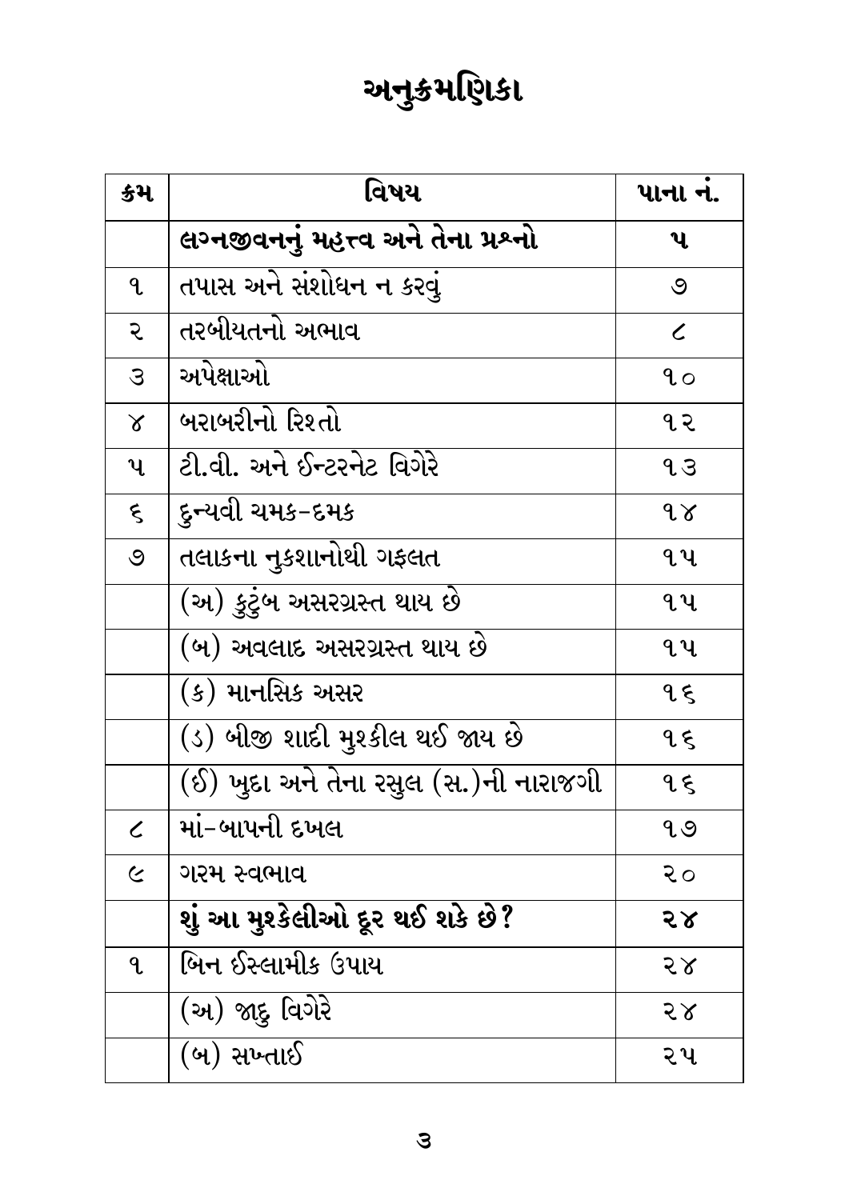# અનુક્રમણિકા

| ક્રમ | વિષય | પાના નં. |
|---|---|---|
| | **લગ્નજીવનનું મહત્ત્વ અને તેના પ્રશ્નો** | **૫** |
| ૧ | તપાસ અને સંશોધન ન કરવું | ૭ |
| ૨ | તરબીયતનો અભાવ | ૮ |
| ૩ | અપેક્ષાઓ | ૧૦ |
| ૪ | બરાબરીનો રિશ્તો | ૧૨ |
| ૫ | ટી.વી. અને ઈન્ટરનેટ વિગેરે | ૧૩ |
| ૬ | દુન્યવી ચમક-દમક | ૧૪ |
| ૭ | તલાકના નુકશાનોથી ગફલત | ૧૫ |
| | (અ) કુટુંબ અસરગ્રસ્ત થાય છે | ૧૫ |
| | (બ) અવલાદ અસરગ્રસ્ત થાય છે | ૧૫ |
| | (ક) માનસિક અસર | ૧૬ |
| | (ડ) બીજી શાદી મુશ્કીલ થઈ જાય છે | ૧૬ |
| | (ઈ) ખુદા અને તેના રસુલ (સ.)ની નારાજગી | ૧૬ |
| ૮ | માં-બાપની દખલ | ૧૭ |
| ૯ | ગરમ સ્વભાવ | ૨૦ |
| | **શું આ મુશ્કેલીઓ દૂર થઈ શકે છે?** | **૨૪** |
| ૧ | બિન ઈસ્લામીક ઉપાય | ૨૪ |
| | (અ) જાદુ વિગેરે | ૨૪ |
| | (બ) સખ્તાઈ | ૨૫ |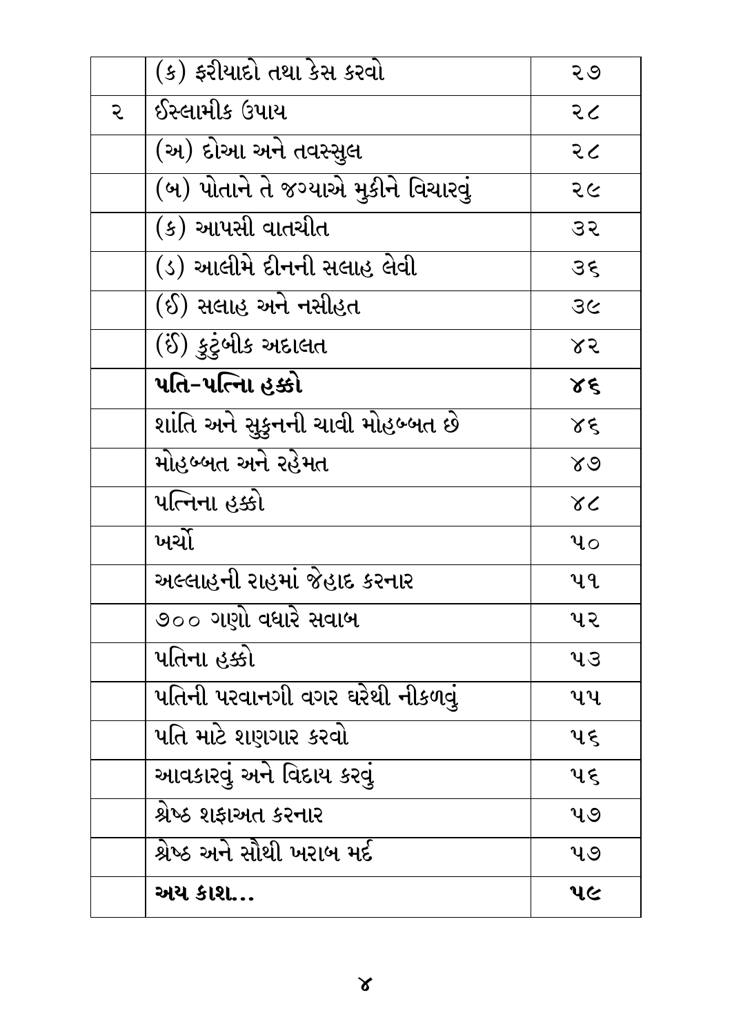| | | |
|---|---|---|
| | (ક) ફરીયાદો તથા કેસ કરવો | ૨૭ |
| ૨ | ઈસ્લામીક ઉપાય | ૨૮ |
| | (અ) દોઆ અને તવસ્સુલ | ૨૮ |
| | (બ) પોતાને તે જગ્યાએ મુકીને વિચારવું | ૨૯ |
| | (ક) આપસી વાતચીત | ૩૨ |
| | (ડ) આલીમે દીનની સલાહ લેવી | ૩૬ |
| | (ઈ) સલાહ અને નસીહત | ૩૯ |
| | (ઈં) કુટુંબીક અદાલત | ૪૨ |
| | **પતિ-પત્નિા હક્કો** | **૪૬** |
| | શાંતિ અને સુકુનની ચાવી મોહબ્બત છે | ૪૬ |
| | મોહબ્બત અને રહેમત | ૪૭ |
| | પત્નિના હક્કો | ૪૮ |
| | ખર્ચો | ૫૦ |
| | અલ્લાહની રાહમાં જેહાદ કરનાર | ૫૧ |
| | ૭૦૦ ગણો વધારે સવાબ | ૫૨ |
| | પતિના હક્કો | ૫૩ |
| | પતિની પરવાનગી વગર ઘરેથી નીકળવું | ૫૫ |
| | પતિ માટે શણગાર કરવો | ૫૬ |
| | આવકારવું અને વિદાય કરવું | ૫૬ |
| | શ્રેષ્ઠ શફાઅત કરનાર | ૫૭ |
| | શ્રેષ્ઠ અને સૌથી ખરાબ મર્દ | ૫૭ |
| | **અય કાશ...** | **૫૯** |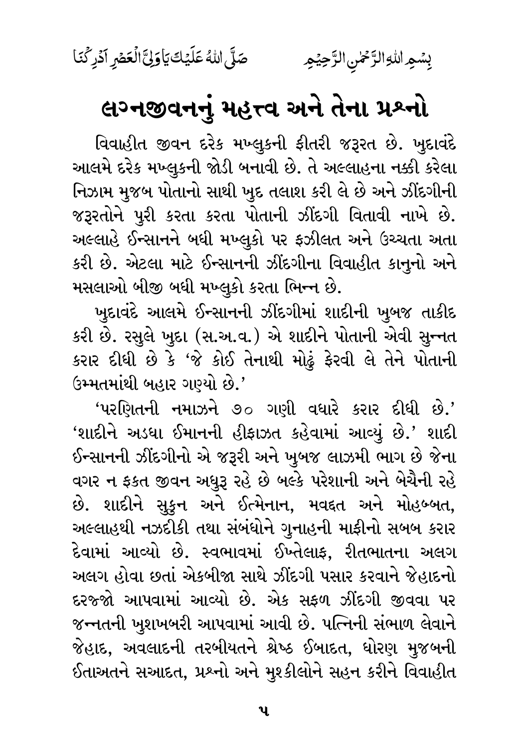بِسۡمِ اللّٰهِ الرَّحۡمٰنِ الرَّحِيۡمِ　　　　صَلَّى اللّٰهُ عَلَيۡكَ يَا وَلِيَّ الۡعَصۡرِ اَدۡرِكۡنَا

# લગ્નજીવનનું મહત્ત્વ અને તેના પ્રશ્નો

વિવાહીત જીવન દરેક મખ્લુકની ફીતરી જરૂરત છે. ખુદાવંદે આલમે દરેક મખ્લુકની જોડી બનાવી છે. તે અલ્લાહના નક્કી કરેલા નિઝામ મુજબ પોતાનો સાથી ખુદ તલાશ કરી લે છે અને ઝીંદગીની જરૂરતોને પુરી કરતા કરતા પોતાની ઝીંદગી વિતાવી નાખે છે. અલ્લાહે ઈન્સાનને બધી મખ્લુકો પર ફઝીલત અને ઉચ્ચતા અતા કરી છે. એટલા માટે ઈન્સાનની ઝીંદગીના વિવાહીત કાનુનો અને મસલાઓ બીજી બધી મખ્લુકો કરતા ભિન્ન છે.

ખુદાવંદે આલમે ઈન્સાનની ઝીંદગીમાં શાદીની ખુબજ તાકીદ કરી છે. રસુલે ખુદા (સ.અ.વ.) એ શાદીને પોતાની એવી સુન્નત કરાર દીધી છે કે 'જે કોઈ તેનાથી મોઢું ફેરવી લે તેને પોતાની ઉમ્મતમાંથી બહાર ગણ્યો છે.'

'પરણિતની નમાઝને ૭૦ ગણી વધારે કરાર દીધી છે.' 'શાદીને અડધા ઈમાનની હીફાઝત કહેવામાં આવ્યું છે.' શાદી ઈન્સાનની ઝીંદગીનો એ જરૂરી અને ખુબજ લાઝમી ભાગ છે જેના વગર ન ફકત જીવન અધુરૂ રહે છે બલ્કે પરેશાની અને બેચૈની રહે છે. શાદીને સુકુન અને ઈત્મેનાન, મવદ્દત અને મોહબ્બત, અલ્લાહથી નઝદીકી તથા સંબંધોને ગુનાહની માફીનો સબબ કરાર દેવામાં આવ્યો છે. સ્વભાવમાં ઈખ્તેલાફ, રીતભાતના અલગ અલગ હોવા છતાં એકબીજા સાથે ઝીંદગી પસાર કરવાને જેહાદનો દરજ્જો આપવામાં આવ્યો છે. એક સફળ ઝીંદગી જીવવા પર જન્નતની ખુશખબરી આપવામાં આવી છે. પત્નિની સંભાળ લેવાને જેહાદ, અવલાદની તરબીયતને શ્રેષ્ઠ ઈબાદત, ધોરણ મુજબની ઈતાઅતને સઆદત, પ્રશ્નો અને મુશ્કીલોને સહન કરીને વિવાહીત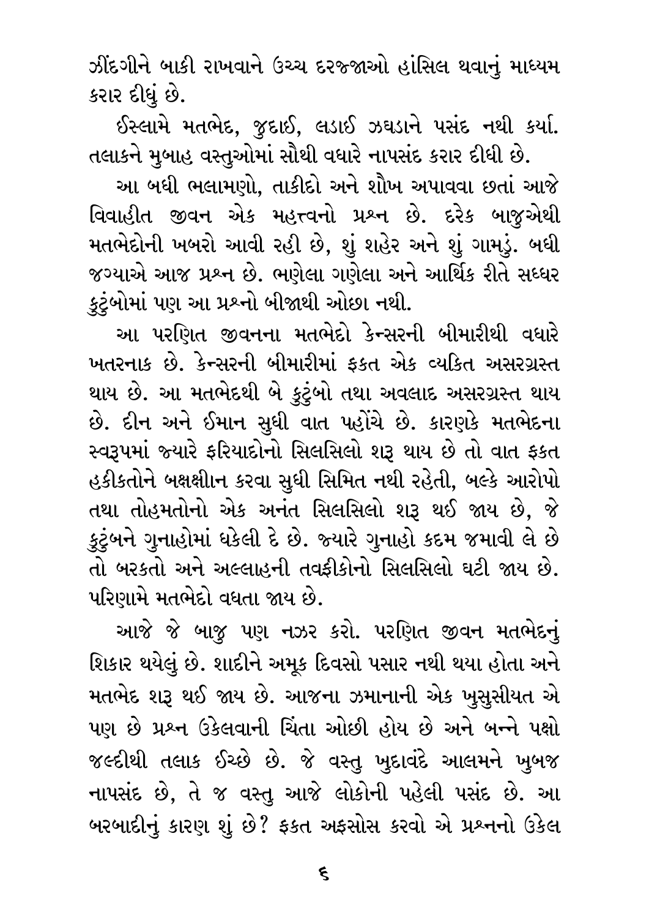ઝીંદગીને બાકી રાખવાને ઉચ્ચ દરજ્જાઓ હાંસિલ થવાનું માધ્યમ કરાર દીધું છે.

ઈસ્લામે મતભેદ, જુદાઈ, લડાઈ ઝઘડાને પસંદ નથી કર્યા. તલાકને મુબાહ વસ્તુઓમાં સૌથી વધારે નાપસંદ કરાર દીધી છે.

આ બધી ભલામણો, તાકીદો અને શૌખ અપાવવા છતાં આજે વિવાહીત જીવન એક મહત્ત્વનો પ્રશ્ન છે. દરેક બાજુએથી મતભેદોની ખબરો આવી રહી છે, શું શહેર અને શું ગામડું. બધી જગ્યાએ આજ પ્રશ્ન છે. ભણેલા ગણેલા અને આર્થિક રીતે સધ્ધર કુટુંબોમાં પણ આ પ્રશ્નો બીજાથી ઓછા નથી.

આ પરણિત જીવનના મતભેદો કેન્સરની બીમારીથી વધારે ખતરનાક છે. કેન્સરની બીમારીમાં ફકત એક વ્યકિત અસરગ્રસ્ત થાય છે. આ મતભેદથી બે કુટુંબો તથા અવલાદ અસરગ્રસ્ત થાય છે. દીન અને ઈમાન સુધી વાત પહોંચે છે. કારણકે મતભેદના સ્વરૂપમાં જ્યારે ફરિયાદોનો સિલસિલો શરૂ થાય છે તો વાત ફકત હકીકતોને બક્ષક્ષીાન કરવા સુધી સિમિત નથી રહેતી, બલ્કે આરોપો તથા તોહમતોનો એક અનંત સિલસિલો શરૂ થઈ જાય છે, જે કુટુંબને ગુનાહોમાં ધકેલી દે છે. જ્યારે ગુનાહો કદમ જમાવી લે છે તો બરકતો અને અલ્લાહની તવફીકોનો સિલસિલો ઘટી જાય છે. પરિણામે મતભેદો વધતા જાય છે.

આજે જે બાજુ પણ નઝર કરો. પરણિત જીવન મતભેદનું શિકાર થયેલું છે. શાદીને અમૂક દિવસો પસાર નથી થયા હોતા અને મતભેદ શરૂ થઈ જાય છે. આજના ઝમાનાની એક ખુસુસીયત એ પણ છે પ્રશ્ન ઉકેલવાની ચિંતા ઓછી હોય છે અને બન્ને પક્ષો જલ્દીથી તલાક ઈચ્છે છે. જે વસ્તુ ખુદાવંદે આલમને ખુબજ નાપસંદ છે, તે જ વસ્તુ આજે લોકોની પહેલી પસંદ છે. આ બરબાદીનું કારણ શું છે? ફકત અફસોસ કરવો એ પ્રશ્નનો ઉકેલ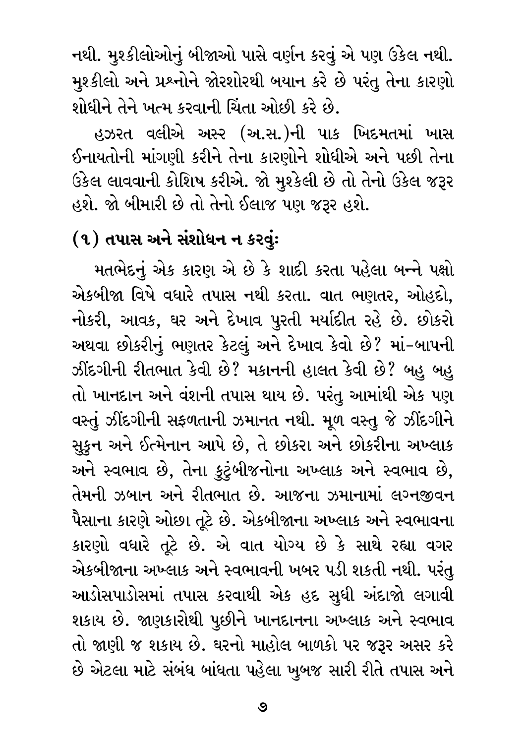નથી. મુશ્કીલોઓનું બીજાઓ પાસે વર્ણન કરવું એ પણ ઉકેલ નથી. મુશ્કીલો અને પ્રશ્નોને જોરશોરથી બયાન કરે છે પરંતુ તેના કારણો શોધીને તેને ખત્મ કરવાની ચિંતા ઓછી કરે છે.

હઝરત વલીએ અસ્ર (અ.સ.)ની પાક ખિદમતમાં ખાસ ઈનાયતોની માંગણી કરીને તેના કારણોને શોધીએ અને પછી તેના ઉકેલ લાવવાની કોશિષ કરીએ. જો મુશ્કેલી છે તો તેનો ઉકેલ જરૂર હશે. જો બીમારી છે તો તેનો ઈલાજ પણ જરૂર હશે.

### (૧) તપાસ અને સંશોધન ન કરવું:

મતભેદનું એક કારણ એ છે કે શાદી કરતા પહેલા બન્ને પક્ષો એકબીજા વિષે વધારે તપાસ નથી કરતા. વાત ભણતર, ઓહદો, નોકરી, આવક, ઘર અને દેખાવ પુરતી મર્યાદીત રહે છે. છોકરો અથવા છોકરીનું ભણતર કેટલું અને દેખાવ કેવો છે? માં-બાપની ઝીંદગીની રીતભાત કેવી છે? મકાનની હાલત કેવી છે? બહુ બહુ તો ખાનદાન અને વંશની તપાસ થાય છે. પરંતુ આમાંથી એક પણ વસ્તું ઝીંદગીની સફળતાની ઝમાનત નથી. મૂળ વસ્તુ જે ઝીંદગીને સુકુન અને ઈત્મેનાન આપે છે, તે છોકરા અને છોકરીના અખ્લાક અને સ્વભાવ છે, તેના કુટુંબીજનોના અખ્લાક અને સ્વભાવ છે, તેમની ઝબાન અને રીતભાત છે. આજના ઝમાનામાં લગ્નજીવન પૈસાના કારણે ઓછા તૂટે છે. એકબીજાના અખ્લાક અને સ્વભાવના કારણો વધારે તૂટે છે. એ વાત યોગ્ય છે કે સાથે રહ્યા વગર એકબીજાના અખ્લાક અને સ્વભાવની ખબર પડી શકતી નથી. પરંતુ આડોસપાડોસમાં તપાસ કરવાથી એક હદ સુધી અંદાજો લગાવી શકાય છે. જાણકારોથી પુછીને ખાનદાનના અખ્લાક અને સ્વભાવ તો જાણી જ શકાય છે. ઘરનો માહોલ બાળકો પર જરૂર અસર કરે છે એટલા માટે સંબંધ બાંધતા પહેલા ખુબજ સારી રીતે તપાસ અને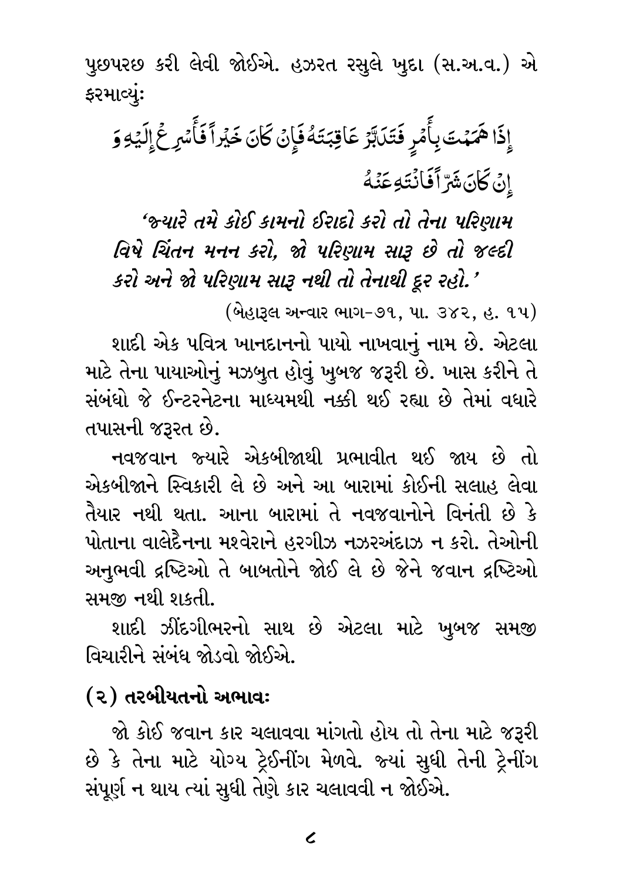પુછપરછ કરી લેવી જોઈએ. હઝરત રસુલે ખુદા (સ.અ.વ.) એ ફરમાવ્યું:

إِذَا هَمَمْتَ بِأَمْرٍ فَتَدَبَّرْ عَاقِبَتَهُ فَإِنْ كَانَ خَيْراً فَأَسْرِعْ إِلَيْهِ وَ إِنْ كَانَ شَرّاً فَانْتَهِ عَنْهُ

*'જ્યારે તમે કોઈ કામનો ઈરાદો કરો તો તેના પરિણામ વિષે ચિંતન મનન કરો, જો પરિણામ સારૂ છે તો જલ્દી કરો અને જો પરિણામ સારૂ નથી તો તેનાથી દૂર રહો.'*

(બેહારૂલ અન્વાર ભાગ-૭૧, પા. ૩૪૨, હ. ૧૫)

શાદી એક પવિત્ર ખાનદાનનો પાયો નાખવાનું નામ છે. એટલા માટે તેના પાયાઓનું મઝબુત હોવું ખુબજ જરૂરી છે. ખાસ કરીને તે સંબંધો જે ઈન્ટરનેટના માધ્યમથી નક્કી થઈ રહ્યા છે તેમાં વધારે તપાસની જરૂરત છે.

નવજવાન જ્યારે એકબીજાથી પ્રભાવીત થઈ જાય છે તો એકબીજાને સ્વિકારી લે છે અને આ બારામાં કોઈની સલાહ લેવા તૈયાર નથી થતા. આના બારામાં તે નવજવાનોને વિનંતી છે કે પોતાના વાલેદૈનના મશ્વેરાને હરગીઝ નઝરઅંદાઝ ન કરો. તેઓની અનુભવી દ્રષ્ટિઓ તે બાબતોને જોઈ લે છે જેને જવાન દ્રષ્ટિઓ સમજી નથી શકતી.

શાદી ઝીંદગીભરનો સાથ છે એટલા માટે ખુબજ સમજી વિચારીને સંબંધ જોડવો જોઈએ.

## (૨) તરબીયતનો અભાવ:

જો કોઈ જવાન કાર ચલાવવા માંગતો હોય તો તેના માટે જરૂરી છે કે તેના માટે યોગ્ય ટ્રેઈનીંગ મેળવે. જ્યાં સુધી તેની ટ્રેનીંગ સંપૂર્ણ ન થાય ત્યાં સુધી તેણે કાર ચલાવવી ન જોઈએ.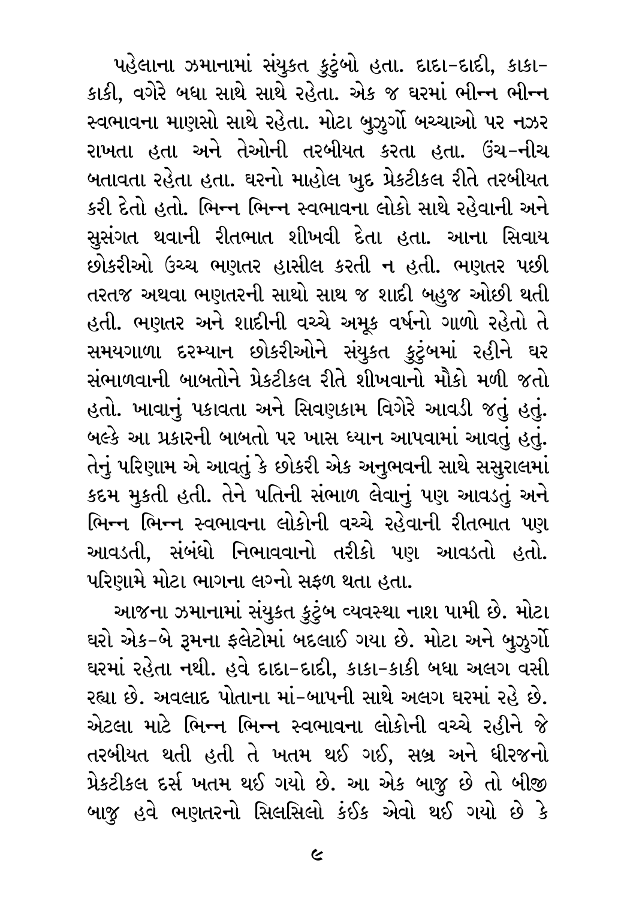પહેલાના ઝમાનામાં સંયુકત કુટુંબો હતા. દાદા-દાદી, કાકા-કાકી, વગેરે બધા સાથે સાથે રહેતા. એક જ ઘરમાં ભીન્ન ભીન્ન સ્વભાવના માણસો સાથે રહેતા. મોટા બુઝુર્ગો બચ્ચાઓ પર નઝર રાખતા હતા અને તેઓની તરબીયત કરતા હતા. ઉંચ-નીચ બતાવતા રહેતા હતા. ઘરનો માહોલ ખુદ પ્રેકટીકલ રીતે તરબીયત કરી દેતો હતો. ભિન્ન ભિન્ન સ્વભાવના લોકો સાથે રહેવાની અને સુસંગત થવાની રીતભાત શીખવી દેતા હતા. આના સિવાય છોકરીઓ ઉચ્ચ ભણતર હાસીલ કરતી ન હતી. ભણતર પછી તરતજ અથવા ભણતરની સાથો સાથ જ શાદી બહુજ ઓછી થતી હતી. ભણતર અને શાદીની વચ્ચે અમૂક વર્ષનો ગાળો રહેતો તે સમયગાળા દરમ્યાન છોકરીઓને સંયુકત કુટુંબમાં રહીને ઘર સંભાળવાની બાબતોને પ્રેકટીકલ રીતે શીખવાનો મૌકો મળી જતો હતો. ખાવાનું પકાવતા અને સિવણકામ વિગેરે આવડી જતું હતું. બલ્કે આ પ્રકારની બાબતો પર ખાસ ધ્યાન આપવામાં આવતું હતું. તેનું પરિણામ એ આવતું કે છોકરી એક અનુભવની સાથે સસુરાલમાં કદમ મુકતી હતી. તેને પતિની સંભાળ લેવાનું પણ આવડતું અને ભિન્ન ભિન્ન સ્વભાવના લોકોની વચ્ચે રહેવાની રીતભાત પણ આવડતી, સંબંધો નિભાવવાનો તરીકો પણ આવડતો હતો. પરિણામે મોટા ભાગના લગ્નો સફળ થતા હતા.

આજના ઝમાનામાં સંયુકત કુટુંબ વ્યવસ્થા નાશ પામી છે. મોટા ઘરો એક-બે રૂમના ફલેટોમાં બદલાઈ ગયા છે. મોટા અને બુઝુર્ગો ઘરમાં રહેતા નથી. હવે દાદા-દાદી, કાકા-કાકી બધા અલગ વસી રહ્યા છે. અવલાદ પોતાના માં-બાપની સાથે અલગ ઘરમાં રહે છે. એટલા માટે ભિન્ન ભિન્ન સ્વભાવના લોકોની વચ્ચે રહીને જે તરબીયત થતી હતી તે ખતમ થઈ ગઈ, સબ્ર અને ધીરજનો પ્રેકટીકલ દર્સ ખતમ થઈ ગયો છે. આ એક બાજુ છે તો બીજી બાજુ હવે ભણતરનો સિલસિલો કંઈક એવો થઈ ગયો છે કે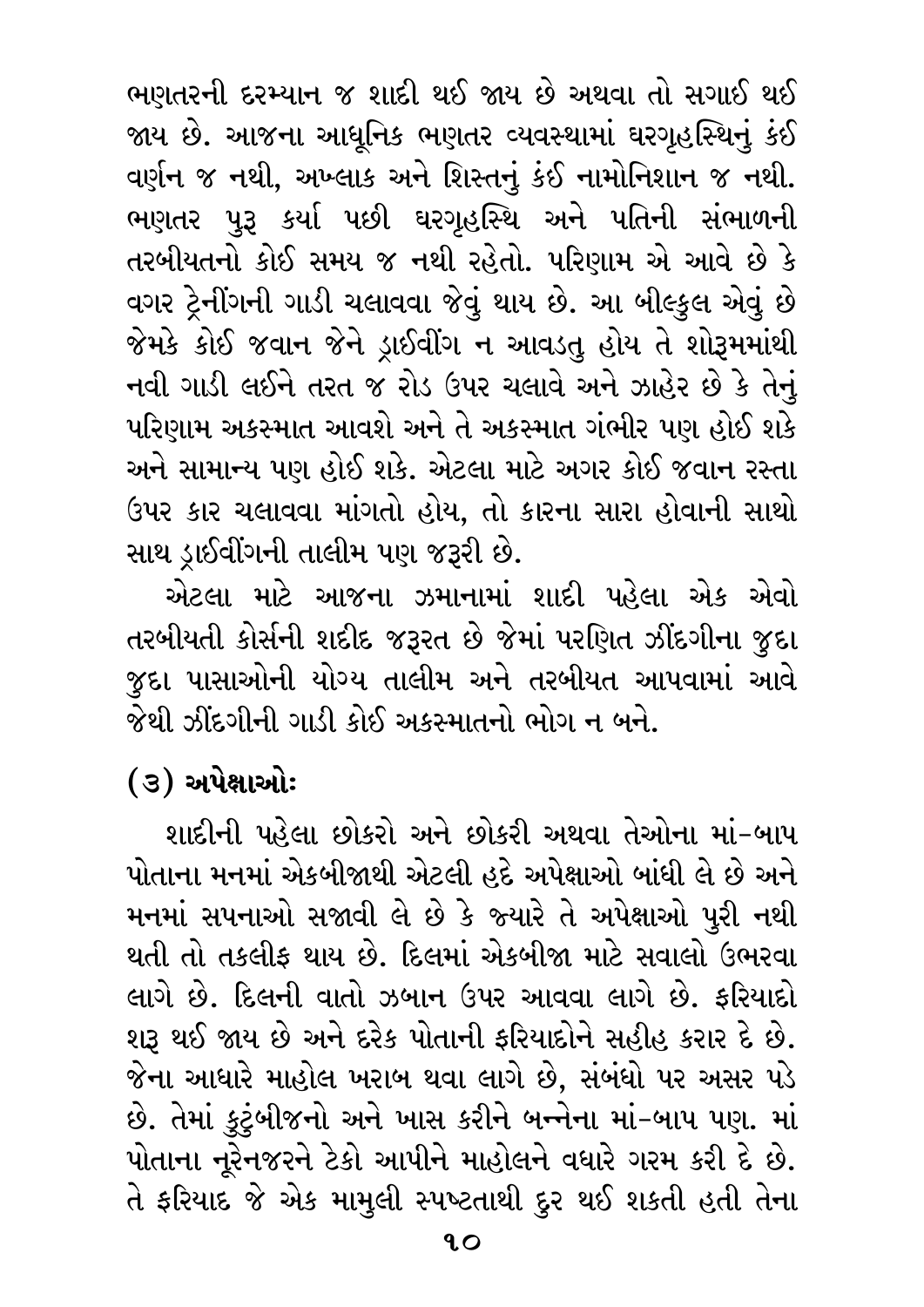ભણતરની દરમ્યાન જ શાદી થઈ જાય છે અથવા તો સગાઈ થઈ જાય છે. આજના આધુનિક ભણતર વ્યવસ્થામાં ઘરગૃહસ્થિનું કંઈ વર્ણન જ નથી, અખ્લાક અને શિસ્તનું કંઈ નામોનિશાન જ નથી. ભણતર પુરૂ કર્યા પછી ઘરગૃહસ્થિ અને પતિની સંભાળની તરબીયતનો કોઈ સમય જ નથી રહેતો. પરિણામ એ આવે છે કે વગર ટ્રેનીંગની ગાડી ચલાવવા જેવું થાય છે. આ બીલ્કુલ એવું છે જેમકે કોઈ જવાન જેને ડ્રાઈવીંગ ન આવડતુ હોય તે શોરૂમમાંથી નવી ગાડી લઈને તરત જ રોડ ઉપર ચલાવે અને ઝાહેર છે કે તેનું પરિણામ અકસ્માત આવશે અને તે અકસ્માત ગંભીર પણ હોઈ શકે અને સામાન્ય પણ હોઈ શકે. એટલા માટે અગર કોઈ જવાન રસ્તા ઉપર કાર ચલાવવા માંગતો હોય, તો કારના સારા હોવાની સાથો સાથ ડ્રાઈવીંગની તાલીમ પણ જરૂરી છે.

એટલા માટે આજના ઝમાનામાં શાદી પહેલા એક એવો તરબીયતી કોર્સની શદીદ જરૂરત છે જેમાં પરણિત ઝીંદગીના જુદા જુદા પાસાઓની યોગ્ય તાલીમ અને તરબીયત આપવામાં આવે જેથી ઝીંદગીની ગાડી કોઈ અકસ્માતનો ભોગ ન બને.

## (૩) અપેક્ષાઓઃ

શાદીની પહેલા છોકરો અને છોકરી અથવા તેઓના માં-બાપ પોતાના મનમાં એકબીજાથી એટલી હદે અપેક્ષાઓ બાંધી લે છે અને મનમાં સપનાઓ સજાવી લે છે કે જ્યારે તે અપેક્ષાઓ પુરી નથી થતી તો તકલીફ થાય છે. દિલમાં એકબીજા માટે સવાલો ઉભરવા લાગે છે. દિલની વાતો ઝબાન ઉપર આવવા લાગે છે. ફરિયાદો શરૂ થઈ જાય છે અને દરેક પોતાની ફરિયાદોને સહીહ કરાર દે છે. જેના આધારે માહોલ ખરાબ થવા લાગે છે, સંબંધો પર અસર પડે છે. તેમાં કુટુંબીજનો અને ખાસ કરીને બન્નેના માં-બાપ પણ. માં પોતાના નૂરેનજરને ટેકો આપીને માહોલને વધારે ગરમ કરી દે છે. તે ફરિયાદ જે એક મામુલી સ્પષ્ટતાથી દુર થઈ શકતી હતી તેના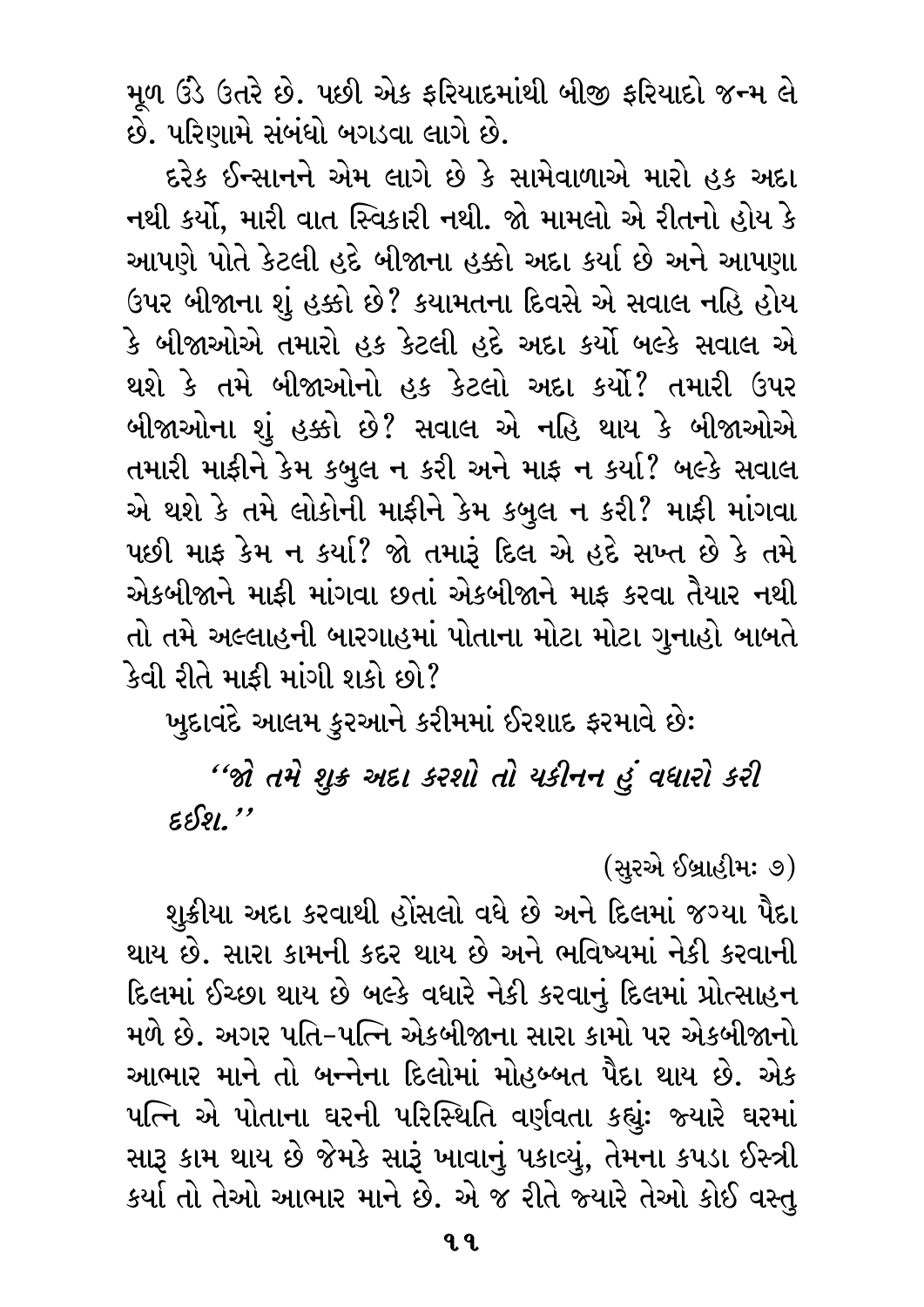મૂળ ઉંડે ઉતરે છે. પછી એક ફરિયાદમાંથી બીજી ફરિયાદો જન્મ લે છે. પરિણામે સંબંધો બગડવા લાગે છે.

દરેક ઈન્સાનને એમ લાગે છે કે સામેવાળાએ મારો હક અદા નથી કર્યો, મારી વાત સ્વિકારી નથી. જો મામલો એ રીતનો હોય કે આપણે પોતે કેટલી હદે બીજાના હક્કો અદા કર્યા છે અને આપણા ઉપર બીજાના શું હક્કો છે? કયામતના દિવસે એ સવાલ નહિ હોય કે બીજાઓએ તમારો હક કેટલી હદે અદા કર્યો બલ્કે સવાલ એ થશે કે તમે બીજાઓનો હક કેટલો અદા કર્યો? તમારી ઉપર બીજાઓના શું હક્કો છે? સવાલ એ નહિ થાય કે બીજાઓએ તમારી માફીને કેમ કબુલ ન કરી અને માફ ન કર્યા? બલ્કે સવાલ એ થશે કે તમે લોકોની માફીને કેમ કબુલ ન કરી? માફી માંગવા પછી માફ કેમ ન કર્યા? જો તમારૂં દિલ એ હદે સખ્ત છે કે તમે એકબીજાને માફી માંગવા છતાં એકબીજાને માફ કરવા તૈયાર નથી તો તમે અલ્લાહની બારગાહમાં પોતાના મોટા મોટા ગુનાહો બાબતે કેવી રીતે માફી માંગી શકો છો?

ખુદાવંદે આલમ કુરઆને કરીમમાં ઈરશાદ ફરમાવે છેઃ

> *"જો તમે શુક્ર અદા કરશો તો યકીનન હું વધારો કરી દઈશ."*
>
> (સુરએ ઈબ્રાહીમઃ ૭)

શુક્રીયા અદા કરવાથી હોંસલો વધે છે અને દિલમાં જગ્યા પૈદા થાય છે. સારા કામની કદર થાય છે અને ભવિષ્યમાં નેકી કરવાની દિલમાં ઈચ્છા થાય છે બલ્કે વધારે નેકી કરવાનું દિલમાં પ્રોત્સાહન મળે છે. અગર પતિ-પત્નિ એકબીજાના સારા કામો પર એકબીજાનો આભાર માને તો બન્નેના દિલોમાં મોહબ્બત પૈદા થાય છે. એક પત્નિ એ પોતાના ઘરની પરિસ્થિતિ વર્ણવતા કહ્યુંઃ જ્યારે ઘરમાં સારૂ કામ થાય છે જેમકે સારૂં ખાવાનું પકાવ્યું, તેમના કપડા ઈસ્ત્રી કર્યા તો તેઓ આભાર માને છે. એ જ રીતે જ્યારે તેઓ કોઈ વસ્તુ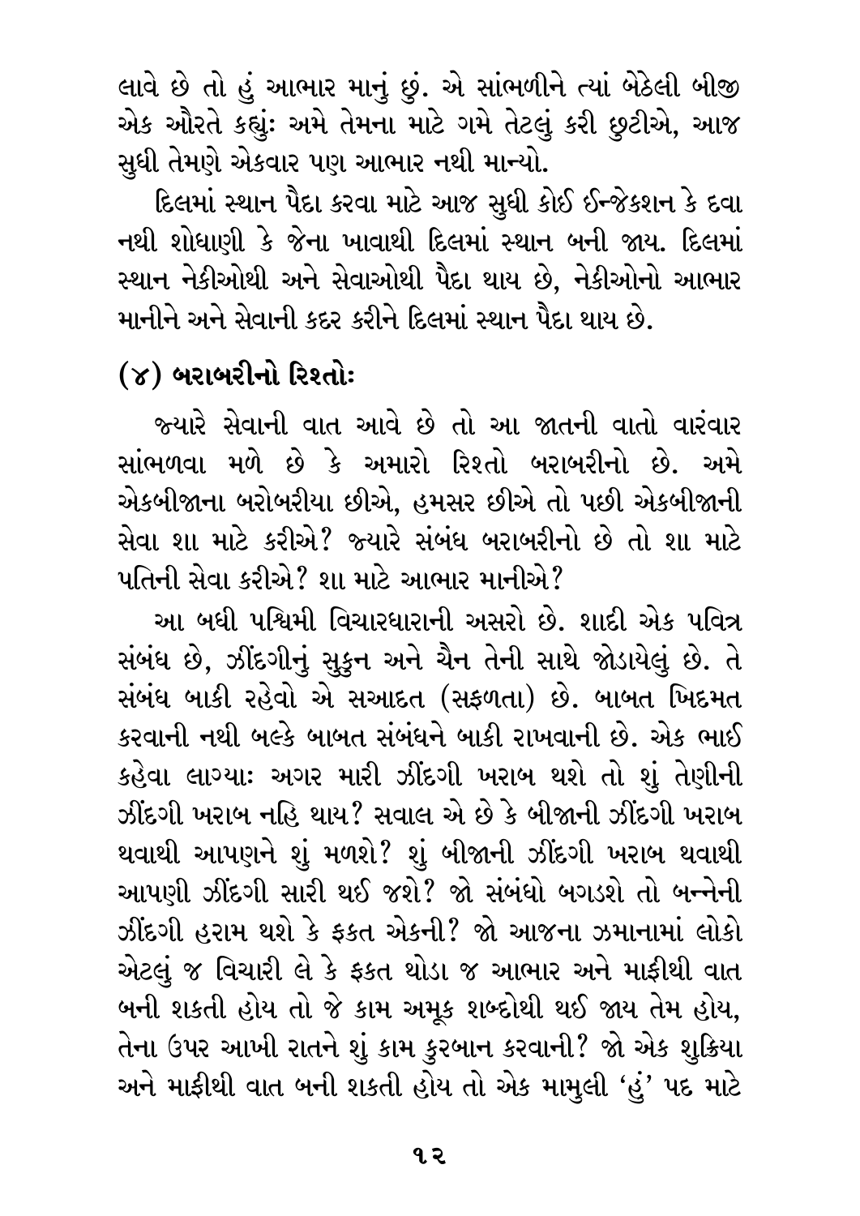લાવે છે તો હું આભાર માનું છું. એ સાંભળીને ત્યાં બેઠેલી બીજી એક ઔરતે કહ્યું: અમે તેમના માટે ગમે તેટલું કરી છુટીએ, આજ સુધી તેમણે એકવાર પણ આભાર નથી માન્યો.

દિલમાં સ્થાન પૈદા કરવા માટે આજ સુધી કોઈ ઈન્જેકશન કે દવા નથી શોધાણી કે જેના ખાવાથી દિલમાં સ્થાન બની જાય. દિલમાં સ્થાન નેકીઓથી અને સેવાઓથી પૈદા થાય છે, નેકીઓનો આભાર માનીને અને સેવાની કદર કરીને દિલમાં સ્થાન પૈદા થાય છે.

## (૪) બરાબરીનો રિશ્તો:

જ્યારે સેવાની વાત આવે છે તો આ જાતની વાતો વારંવાર સાંભળવા મળે છે કે અમારો રિશ્તો બરાબરીનો છે. અમે એકબીજાના બરોબરીયા છીએ, હમસર છીએ તો પછી એકબીજાની સેવા શા માટે કરીએ? જ્યારે સંબંધ બરાબરીનો છે તો શા માટે પતિની સેવા કરીએ? શા માટે આભાર માનીએ?

આ બધી પશ્ચિમી વિચારધારાની અસરો છે. શાદી એક પવિત્ર સંબંધ છે, ઝીંદગીનું સુકુન અને ચૈન તેની સાથે જોડાયેલું છે. તે સંબંધ બાકી રહેવો એ સઆદત (સફળતા) છે. બાબત ખિદમત કરવાની નથી બલ્કે બાબત સંબંધને બાકી રાખવાની છે. એક ભાઈ કહેવા લાગ્યા: અગર મારી ઝીંદગી ખરાબ થશે તો શું તેણીની ઝીંદગી ખરાબ નહિ થાય? સવાલ એ છે કે બીજાની ઝીંદગી ખરાબ થવાથી આપણને શું મળશે? શું બીજાની ઝીંદગી ખરાબ થવાથી આપણી ઝીંદગી સારી થઈ જશે? જો સંબંધો બગડશે તો બન્નેની ઝીંદગી હરામ થશે કે ફક્ત એકની? જો આજના ઝમાનામાં લોકો એટલું જ વિચારી લે કે ફક્ત થોડા જ આભાર અને માફીથી વાત બની શકતી હોય તો જે કામ અમૂક શબ્દોથી થઈ જાય તેમ હોય, તેના ઉપર આખી રાતને શું કામ કુરબાન કરવાની? જો એક શુક્રિયા અને માફીથી વાત બની શકતી હોય તો એક મામુલી 'હું' પદ માટે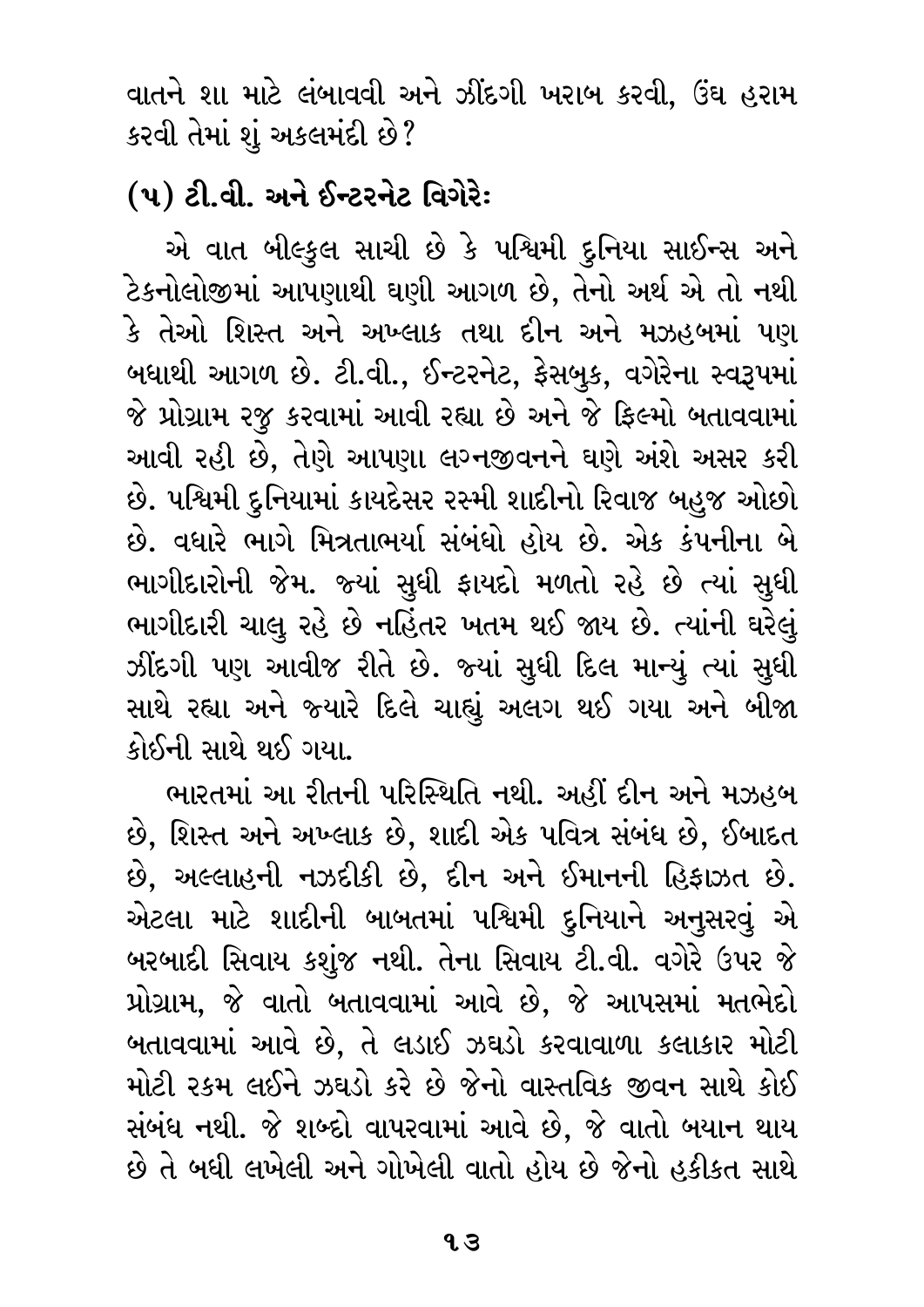વાતને શા માટે લંબાવવી અને ઝીંદગી ખરાબ કરવી, ઉંઘ હરામ કરવી તેમાં શું અકલમંદી છે?

## (૫) ટી.વી. અને ઈન્ટરનેટ વિગેરેઃ

એ વાત બીલ્કુલ સાચી છે કે પશ્ચિમી દુનિયા સાઈન્સ અને ટેકનોલોજીમાં આપણાથી ઘણી આગળ છે, તેનો અર્થ એ તો નથી કે તેઓ શિસ્ત અને અખ્લાક તથા દીન અને મઝહબમાં પણ બધાથી આગળ છે. ટી.વી., ઈન્ટરનેટ, ફેસબુક, વગેરેના સ્વરૂપમાં જે પ્રોગ્રામ રજુ કરવામાં આવી રહ્યા છે અને જે ફિલ્મો બતાવવામાં આવી રહી છે, તેણે આપણા લગ્નજીવનને ઘણે અંશે અસર કરી છે. પશ્ચિમી દુનિયામાં કાયદેસર રસ્મી શાદીનો રિવાજ બહુજ ઓછો છે. વધારે ભાગે મિત્રતાભર્યા સંબંધો હોય છે. એક કંપનીના બે ભાગીદારોની જેમ. જ્યાં સુધી ફાયદો મળતો રહે છે ત્યાં સુધી ભાગીદારી ચાલુ રહે છે નહિંતર ખતમ થઈ જાય છે. ત્યાંની ઘરેલું ઝીંદગી પણ આવીજ રીતે છે. જ્યાં સુધી દિલ માન્યું ત્યાં સુધી સાથે રહ્યા અને જ્યારે દિલે ચાહ્યું અલગ થઈ ગયા અને બીજા કોઈની સાથે થઈ ગયા.

ભારતમાં આ રીતની પરિસ્થિતિ નથી. અહીં દીન અને મઝહબ છે, શિસ્ત અને અખ્લાક છે, શાદી એક પવિત્ર સંબંધ છે, ઈબાદત છે, અલ્લાહની નઝદીકી છે, દીન અને ઈમાનની હિફાઝત છે. એટલા માટે શાદીની બાબતમાં પશ્ચિમી દુનિયાને અનુસરવું એ બરબાદી સિવાય કશુંજ નથી. તેના સિવાય ટી.વી. વગેરે ઉપર જે પ્રોગ્રામ, જે વાતો બતાવવામાં આવે છે, જે આપસમાં મતભેદો બતાવવામાં આવે છે, તે લડાઈ ઝઘડો કરવાવાળા કલાકાર મોટી મોટી રકમ લઈને ઝઘડો કરે છે જેનો વાસ્તવિક જીવન સાથે કોઈ સંબંધ નથી. જે શબ્દો વાપરવામાં આવે છે, જે વાતો બયાન થાય છે તે બધી લખેલી અને ગોખેલી વાતો હોય છે જેનો હકીકત સાથે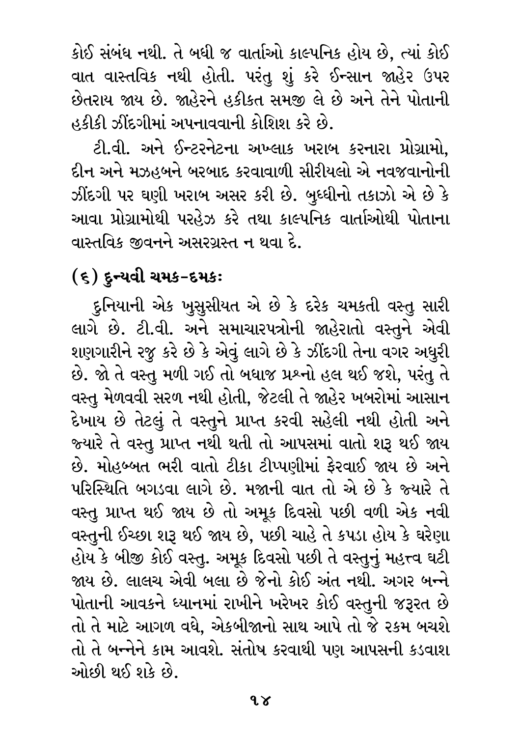કોઈ સંબંધ નથી. તે બધી જ વાર્તાઓ કાલ્પનિક હોય છે, ત્યાં કોઈ વાત વાસ્તવિક નથી હોતી. પરંતુ શું કરે ઈન્સાન જાહેર ઉપર છેતરાય જાય છે. જાહેરને હકીકત સમજી લે છે અને તેને પોતાની હકીકી ઝીંદગીમાં અપનાવવાની કોશિશ કરે છે.

ટી.વી. અને ઈન્ટરનેટના અખ્લાક ખરાબ કરનારા પ્રોગ્રામો, દીન અને મઝહબને બરબાદ કરવાવાળી સીરીયલો એ નવજવાનોની ઝીંદગી પર ઘણી ખરાબ અસર કરી છે. બુધ્ધીનો તકાઝો એ છે કે આવા પ્રોગ્રામોથી પરહેઝ કરે તથા કાલ્પનિક વાર્તાઓથી પોતાના વાસ્તવિક જીવનને અસરગ્રસ્ત ન થવા દે.

## (૬) દુન્યવી ચમક-દમકઃ

દુનિયાની એક ખુસુસીયત એ છે કે દરેક ચમકતી વસ્તુ સારી લાગે છે. ટી.વી. અને સમાચારપત્રોની જાહેરાતો વસ્તુને એવી શણગારીને રજુ કરે છે કે એવું લાગે છે કે ઝીંદગી તેના વગર અધુરી છે. જો તે વસ્તુ મળી ગઈ તો બધાજ પ્રશ્નો હલ થઈ જશે, પરંતુ તે વસ્તુ મેળવવી સરળ નથી હોતી, જેટલી તે જાહેર ખબરોમાં આસાન દેખાય છે તેટલું તે વસ્તુને પ્રાપ્ત કરવી સહેલી નથી હોતી અને જ્યારે તે વસ્તુ પ્રાપ્ત નથી થતી તો આપસમાં વાતો શરૂ થઈ જાય છે. મોહબ્બત ભરી વાતો ટીકા ટીપ્પણીમાં ફેરવાઈ જાય છે અને પરિસ્થિતિ બગડવા લાગે છે. મજાની વાત તો એ છે કે જ્યારે તે વસ્તુ પ્રાપ્ત થઈ જાય છે તો અમૂક દિવસો પછી વળી એક નવી વસ્તુની ઈચ્છા શરૂ થઈ જાય છે, પછી ચાહે તે કપડા હોય કે ઘરેણા હોય કે બીજી કોઈ વસ્તુ. અમૂક દિવસો પછી તે વસ્તુનું મહત્ત્વ ઘટી જાય છે. લાલચ એવી બલા છે જેનો કોઈ અંત નથી. અગર બન્ને પોતાની આવકને ધ્યાનમાં રાખીને ખરેખર કોઈ વસ્તુની જરૂરત છે તો તે માટે આગળ વધે, એકબીજાનો સાથ આપે તો જે રકમ બચશે તો તે બન્નેને કામ આવશે. સંતોષ કરવાથી પણ આપસની કડવાશ ઓછી થઈ શકે છે.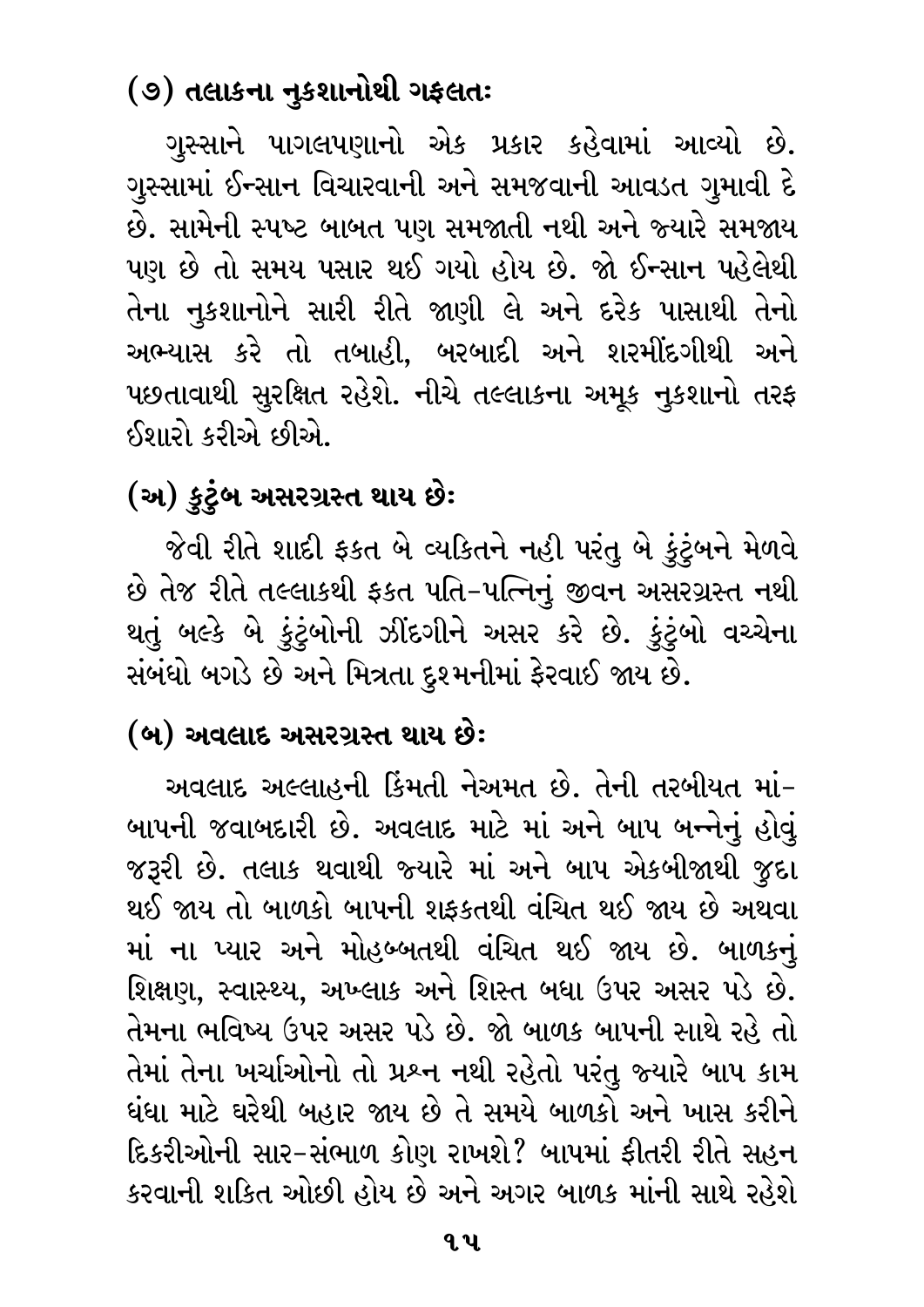### (૭) તલાકના નુકશાનોથી ગફલતઃ

ગુસ્સાને પાગલપણાનો એક પ્રકાર કહેવામાં આવ્યો છે. ગુસ્સામાં ઈન્સાન વિચારવાની અને સમજવાની આવડત ગુમાવી દે છે. સામેની સ્પષ્ટ બાબત પણ સમજાતી નથી અને જ્યારે સમજાય પણ છે તો સમય પસાર થઈ ગયો હોય છે. જો ઈન્સાન પહેલેથી તેના નુકશાનોને સારી રીતે જાણી લે અને દરેક પાસાથી તેનો અભ્યાસ કરે તો તબાહી, બરબાદી અને શરમીંદગીથી અને પછતાવાથી સુરક્ષિત રહેશે. નીચે તલ્લાકના અમૂક નુકશાનો તરફ ઈશારો કરીએ છીએ.

### (અ) કુટુંબ અસરગ્રસ્ત થાય છેઃ

જેવી રીતે શાદી ફકત બે વ્યકિતને નહી પરંતુ બે કુંટુંબને મેળવે છે તેજ રીતે તલ્લાકથી ફકત પતિ-પત્નિનું જીવન અસરગ્રસ્ત નથી થતું બલ્કે બે કુંટુંબોની ઝીંદગીને અસર કરે છે. કુંટુંબો વચ્ચેના સંબંધો બગડે છે અને મિત્રતા દુશ્મનીમાં ફેરવાઈ જાય છે.

### (બ) અવલાદ અસરગ્રસ્ત થાય છેઃ

અવલાદ અલ્લાહની કિંમતી નેઅમત છે. તેની તરબીયત માં-બાપની જવાબદારી છે. અવલાદ માટે માં અને બાપ બન્નેનું હોવું જરૂરી છે. તલાક થવાથી જ્યારે માં અને બાપ એકબીજાથી જુદા થઈ જાય તો બાળકો બાપની શફકતથી વંચિત થઈ જાય છે અથવા માં ના પ્યાર અને મોહબ્બતથી વંચિત થઈ જાય છે. બાળકનું શિક્ષણ, સ્વાસ્થ્ય, અખ્લાક અને શિસ્ત બધા ઉપર અસર પડે છે. તેમના ભવિષ્ય ઉપર અસર પડે છે. જો બાળક બાપની સાથે રહે તો તેમાં તેના ખર્ચાઓનો તો પ્રશ્ન નથી રહેતો પરંતુ જ્યારે બાપ કામ ધંધા માટે ઘરેથી બહાર જાય છે તે સમયે બાળકો અને ખાસ કરીને દિકરીઓની સાર-સંભાળ કોણ રાખશે? બાપમાં ફીતરી રીતે સહન કરવાની શકિત ઓછી હોય છે અને અગર બાળક માંની સાથે રહેશે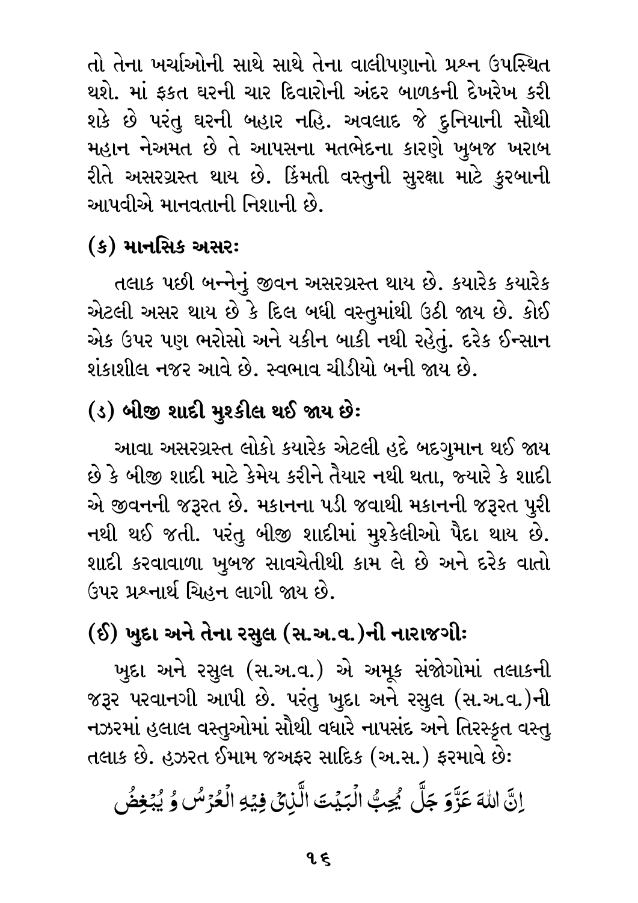તો તેના ખર્ચાઓની સાથે સાથે તેના વાલીપણાનો પ્રશ્ન ઉપસ્થિત થશે. માં ફકત ઘરની ચાર દિવારોની અંદર બાળકની દેખરેખ કરી શકે છે પરંતુ ઘરની બહાર નહિ. અવલાદ જે દુનિયાની સૌથી મહાન નેઅમત છે તે આપસના મતભેદના કારણે ખુબજ ખરાબ રીતે અસરગ્રસ્ત થાય છે. કિંમતી વસ્તુની સુરક્ષા માટે કુરબાની આપવીએ માનવતાની નિશાની છે.

### (ક) માનસિક અસરઃ

તલાક પછી બન્નેનું જીવન અસરગ્રસ્ત થાય છે. કયારેક કયારેક એટલી અસર થાય છે કે દિલ બધી વસ્તુમાંથી ઉઠી જાય છે. કોઈ એક ઉપર પણ ભરોસો અને યકીન બાકી નથી રહેતું. દરેક ઈન્સાન શંકાશીલ નજર આવે છે. સ્વભાવ ચીડીયો બની જાય છે.

### (ડ) બીજી શાદી મુશ્કીલ થઈ જાય છેઃ

આવા અસરગ્રસ્ત લોકો કયારેક એટલી હદે બદગુમાન થઈ જાય છે કે બીજી શાદી માટે કેમેય કરીને તૈયાર નથી થતા, જ્યારે કે શાદી એ જીવનની જરૂરત છે. મકાનના પડી જવાથી મકાનની જરૂરત પુરી નથી થઈ જતી. પરંતુ બીજી શાદીમાં મુશ્કેલીઓ પૈદા થાય છે. શાદી કરવાવાળા ખુબજ સાવચેતીથી કામ લે છે અને દરેક વાતો ઉપર પ્રશ્નાર્થ ચિહ્ન લાગી જાય છે.

### (ઈ) ખુદા અને તેના રસુલ (સ.અ.વ.)ની નારાજગીઃ

ખુદા અને રસુલ (સ.અ.વ.) એ અમૂક સંજોગોમાં તલાકની જરૂર પરવાનગી આપી છે. પરંતુ ખુદા અને રસુલ (સ.અ.વ.)ની નઝરમાં હલાલ વસ્તુઓમાં સૌથી વધારે નાપસંદ અને તિરસ્કૃત વસ્તુ તલાક છે. હઝરત ઈમામ જઅફર સાદિક (અ.સ.) ફરમાવે છેઃ

اِنَّ اللهَ عَزَّوَ جَلَّ يُحِبُّ الْبَيْتَ الَّذِىْ فِيْهِ الْعُرْسُ وُ يُبْغِضُ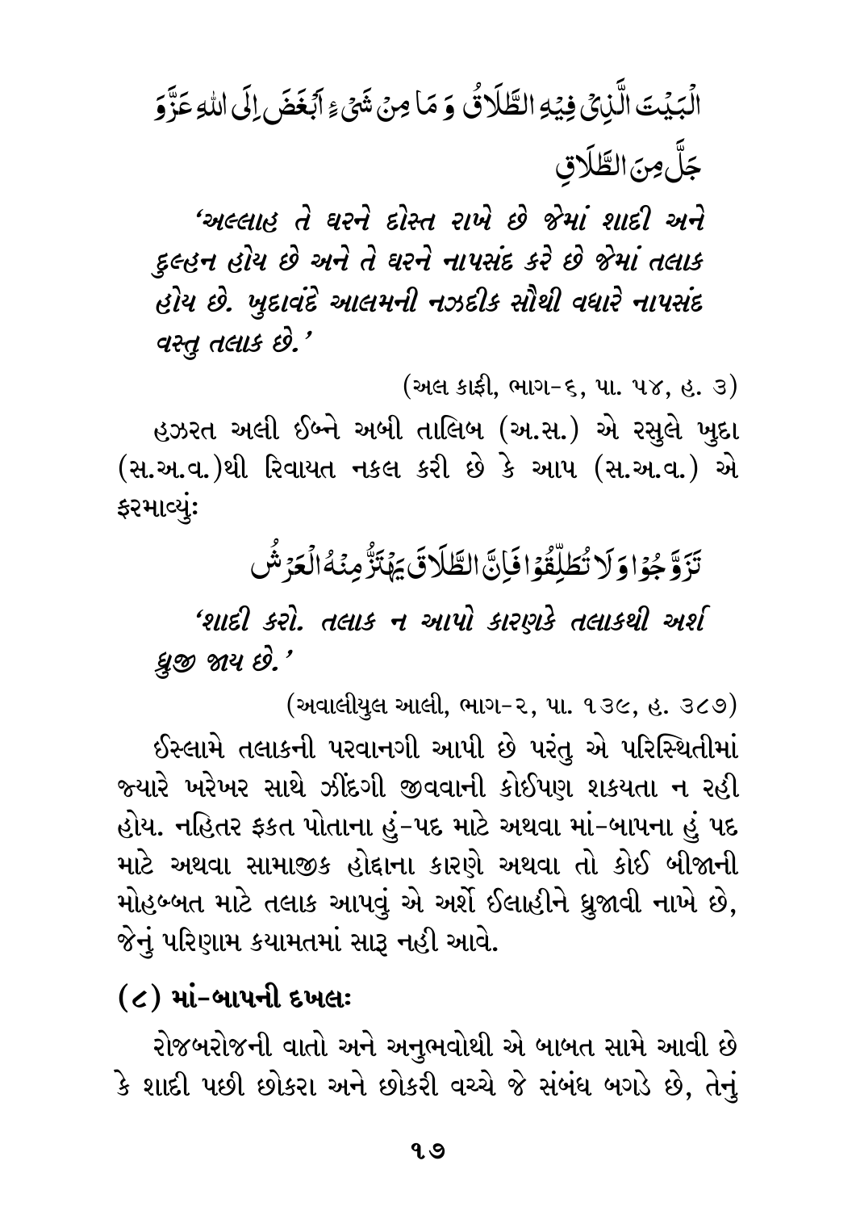الْبَيْتَ الَّذِيْ فِيْهِ الطَّلَاقُ وَ مَا مِنْ شَيْءٍ اَبْغَضَ اِلَى اللهِ عَزَّوَ جَلَّ مِنَ الطَّلَاقِ

*'અલ્લાહ તે ઘરને દોસ્ત રાખે છે જેમાં શાદી અને દુલ્હન હોય છે અને તે ઘરને નાપસંદ કરે છે જેમાં તલાક હોય છે. ખુદાવંદે આલમની નઝદીક સૌથી વધારે નાપસંદ વસ્તુ તલાક છે.'*

(અલ કાફી, ભાગ-૬, પા. ૫૪, હ. ૩)

હઝરત અલી ઈબ્ને અબી તાલિબ (અ.સ.) એ રસુલે ખુદા (સ.અ.વ.)થી રિવાયત નકલ કરી છે કે આપ (સ.અ.વ.) એ ફરમાવ્યું:

تَزَوَّجُوْا وَ لَا تُطَلِّقُوْا فَاِنَّ الطَّلَاقَ يَهْتَزُّ مِنْهُ الْعَرْشُ

*'શાદી કરો. તલાક ન આપો કારણકે તલાકથી અર્શ ધ્રુજી જાય છે.'*

(અવાલીયુલ આલી, ભાગ-૨, પા. ૧૩૯, હ. ૩૮૭)

ઈસ્લામે તલાકની પરવાનગી આપી છે પરંતુ એ પરિસ્થિતીમાં જ્યારે ખરેખર સાથે ઝીંદગી જીવવાની કોઈપણ શકયતા ન રહી હોય. નહિતર ફકત પોતાના હું-પદ માટે અથવા માં-બાપના હું પદ માટે અથવા સામાજીક હોદ્દાના કારણે અથવા તો કોઈ બીજાની મોહબ્બત માટે તલાક આપવું એ અર્શે ઈલાહીને ધ્રુજાવી નાખે છે, જેનું પરિણામ કયામતમાં સારૂ નહી આવે.

## (૮) માં-બાપની દખલઃ

રોજબરોજની વાતો અને અનુભવોથી એ બાબત સામે આવી છે કે શાદી પછી છોકરા અને છોકરી વચ્ચે જે સંબંધ બગડે છે, તેનું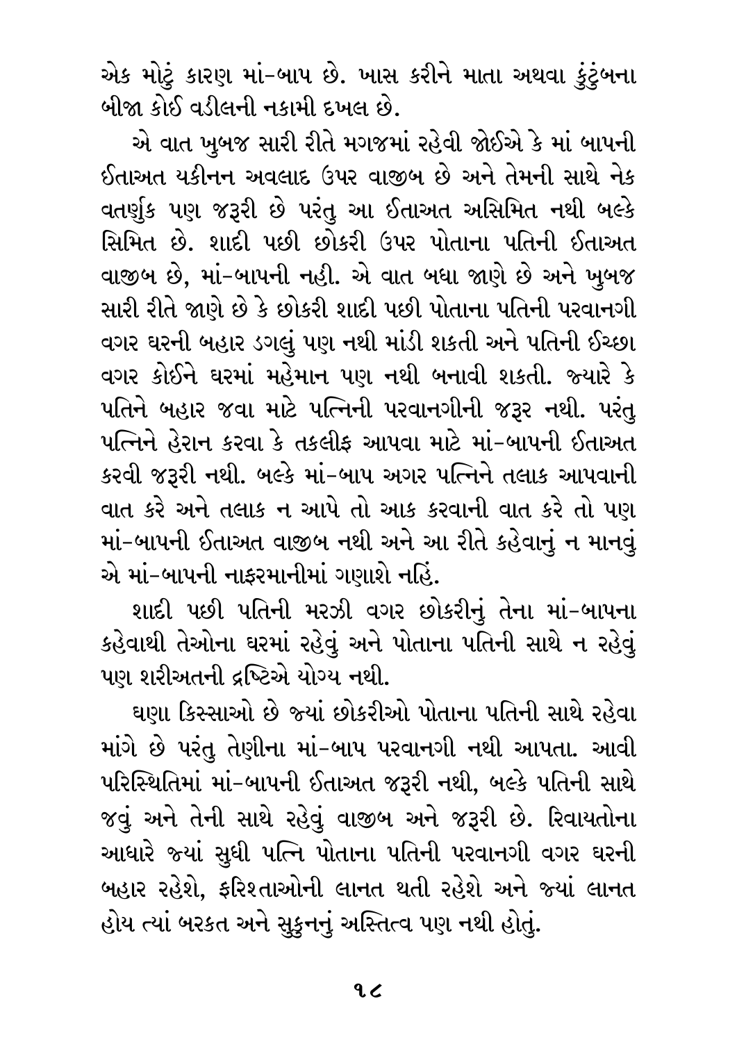એક મોટું કારણ માં-બાપ છે. ખાસ કરીને માતા અથવા કુંટુંબના બીજા કોઈ વડીલની નકામી દખલ છે.

એ વાત ખુબજ સારી રીતે મગજમાં રહેવી જોઈએ કે માં બાપની ઈતાઅત યકીનન અવલાદ ઉપર વાજીબ છે અને તેમની સાથે નેક વતર્ણુક પણ જરૂરી છે પરંતુ આ ઈતાઅત અસિમિત નથી બલ્કે સિમિત છે. શાદી પછી છોકરી ઉપર પોતાના પતિની ઈતાઅત વાજીબ છે, માં-બાપની નહી. એ વાત બધા જાણે છે અને ખુબજ સારી રીતે જાણે છે કે છોકરી શાદી પછી પોતાના પતિની પરવાનગી વગર ઘરની બહાર ડગલું પણ નથી માંડી શકતી અને પતિની ઈચ્છા વગર કોઈને ઘરમાં મહેમાન પણ નથી બનાવી શકતી. જ્યારે કે પતિને બહાર જવા માટે પત્નિની પરવાનગીની જરૂર નથી. પરંતુ પત્નિને હેરાન કરવા કે તકલીફ આપવા માટે માં-બાપની ઈતાઅત કરવી જરૂરી નથી. બલ્કે માં-બાપ અગર પત્નિને તલાક આપવાની વાત કરે અને તલાક ન આપે તો આક કરવાની વાત કરે તો પણ માં-બાપની ઈતાઅત વાજીબ નથી અને આ રીતે કહેવાનું ન માનવું એ માં-બાપની નાફરમાનીમાં ગણાશે નહિં.

શાદી પછી પતિની મરઝી વગર છોકરીનું તેના માં-બાપના કહેવાથી તેઓના ઘરમાં રહેવું અને પોતાના પતિની સાથે ન રહેવું પણ શરીઅતની દ્રષ્ટિએ યોગ્ય નથી.

ઘણા કિસ્સાઓ છે જ્યાં છોકરીઓ પોતાના પતિની સાથે રહેવા માંગે છે પરંતુ તેણીના માં-બાપ પરવાનગી નથી આપતા. આવી પરિસ્થિતિમાં માં-બાપની ઈતાઅત જરૂરી નથી, બલ્કે પતિની સાથે જવું અને તેની સાથે રહેવું વાજીબ અને જરૂરી છે. રિવાયતોના આધારે જ્યાં સુધી પત્નિ પોતાના પતિની પરવાનગી વગર ઘરની બહાર રહેશે, ફરિશ્તાઓની લાનત થતી રહેશે અને જ્યાં લાનત હોય ત્યાં બરકત અને સુકુનનું અસ્તિત્વ પણ નથી હોતું.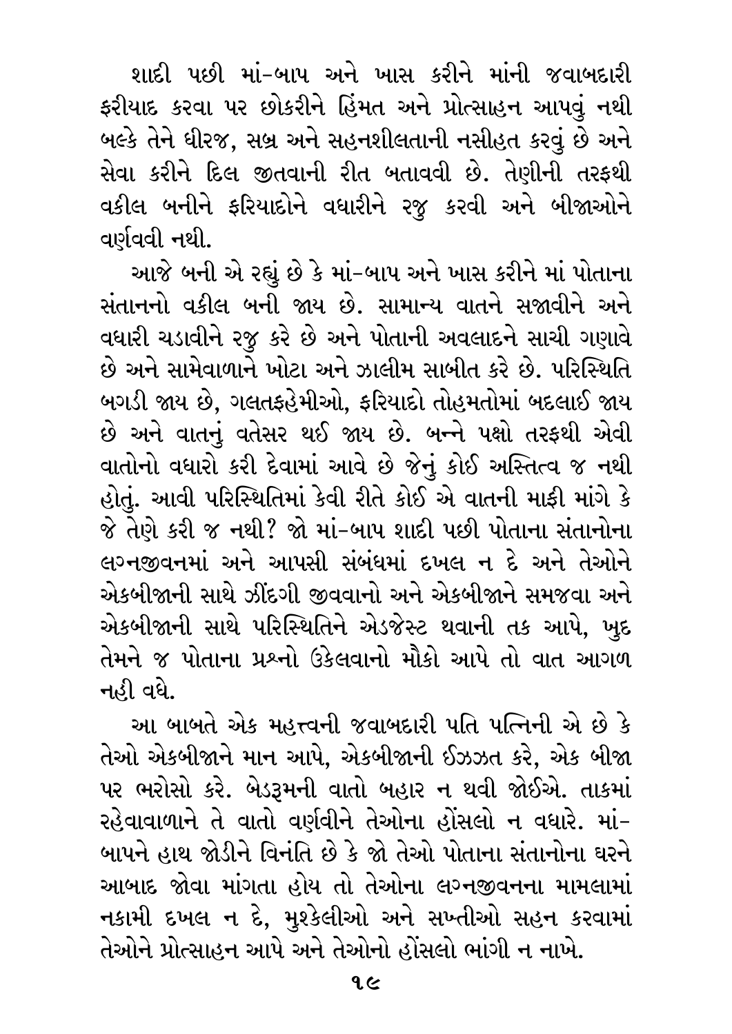શાદી પછી માં-બાપ અને ખાસ કરીને માંની જવાબદારી ફરીયાદ કરવા પર છોકરીને હિંમત અને પ્રોત્સાહન આપવું નથી બલ્કે તેને ધીરજ, સબ્ર અને સહનશીલતાની નસીહત કરવું છે અને સેવા કરીને દિલ જીતવાની રીત બતાવવી છે. તેણીની તરફથી વકીલ બનીને ફરિયાદોને વધારીને રજુ કરવી અને બીજાઓને વર્ણવવી નથી.

આજે બની એ રહ્યું છે કે માં-બાપ અને ખાસ કરીને માં પોતાના સંતાનનો વકીલ બની જાય છે. સામાન્ય વાતને સજાવીને અને વધારી ચડાવીને રજુ કરે છે અને પોતાની અવલાદને સાચી ગણાવે છે અને સામેવાળાને ખોટા અને ઝાલીમ સાબીત કરે છે. પરિસ્થિતિ બગડી જાય છે, ગલતફહેમીઓ, ફરિયાદો તોહમતોમાં બદલાઈ જાય છે અને વાતનું વતેસર થઈ જાય છે. બન્ને પક્ષો તરફથી એવી વાતોનો વધારો કરી દેવામાં આવે છે જેનું કોઈ અસ્તિત્વ જ નથી હોતું. આવી પરિસ્થિતિમાં કેવી રીતે કોઈ એ વાતની માફી માંગે કે જે તેણે કરી જ નથી? જો માં-બાપ શાદી પછી પોતાના સંતાનોના લગ્નજીવનમાં અને આપસી સંબંધમાં દખલ ન દે અને તેઓને એકબીજાની સાથે ઝીંદગી જીવવાનો અને એકબીજાને સમજવા અને એકબીજાની સાથે પરિસ્થિતિને એડજેસ્ટ થવાની તક આપે, ખુદ તેમને જ પોતાના પ્રશ્નો ઉકેલવાનો મૌકો આપે તો વાત આગળ નહી વધે.

આ બાબતે એક મહત્ત્વની જવાબદારી પતિ પત્નિની એ છે કે તેઓ એકબીજાને માન આપે, એકબીજાની ઈઝઝત કરે, એક બીજા પર ભરોસો કરે. બેડરૂમની વાતો બહાર ન થવી જોઈએ. તાકમાં રહેવાવાળાને તે વાતો વર્ણવીને તેઓના હોંસલો ન વધારે. માં-બાપને હાથ જોડીને વિનંતિ છે કે જો તેઓ પોતાના સંતાનોના ઘરને આબાદ જોવા માંગતા હોય તો તેઓના લગ્નજીવનના મામલામાં નકામી દખલ ન દે, મુશ્કેલીઓ અને સખ્તીઓ સહન કરવામાં તેઓને પ્રોત્સાહન આપે અને તેઓનો હોંસલો ભાંગી ન નાખે.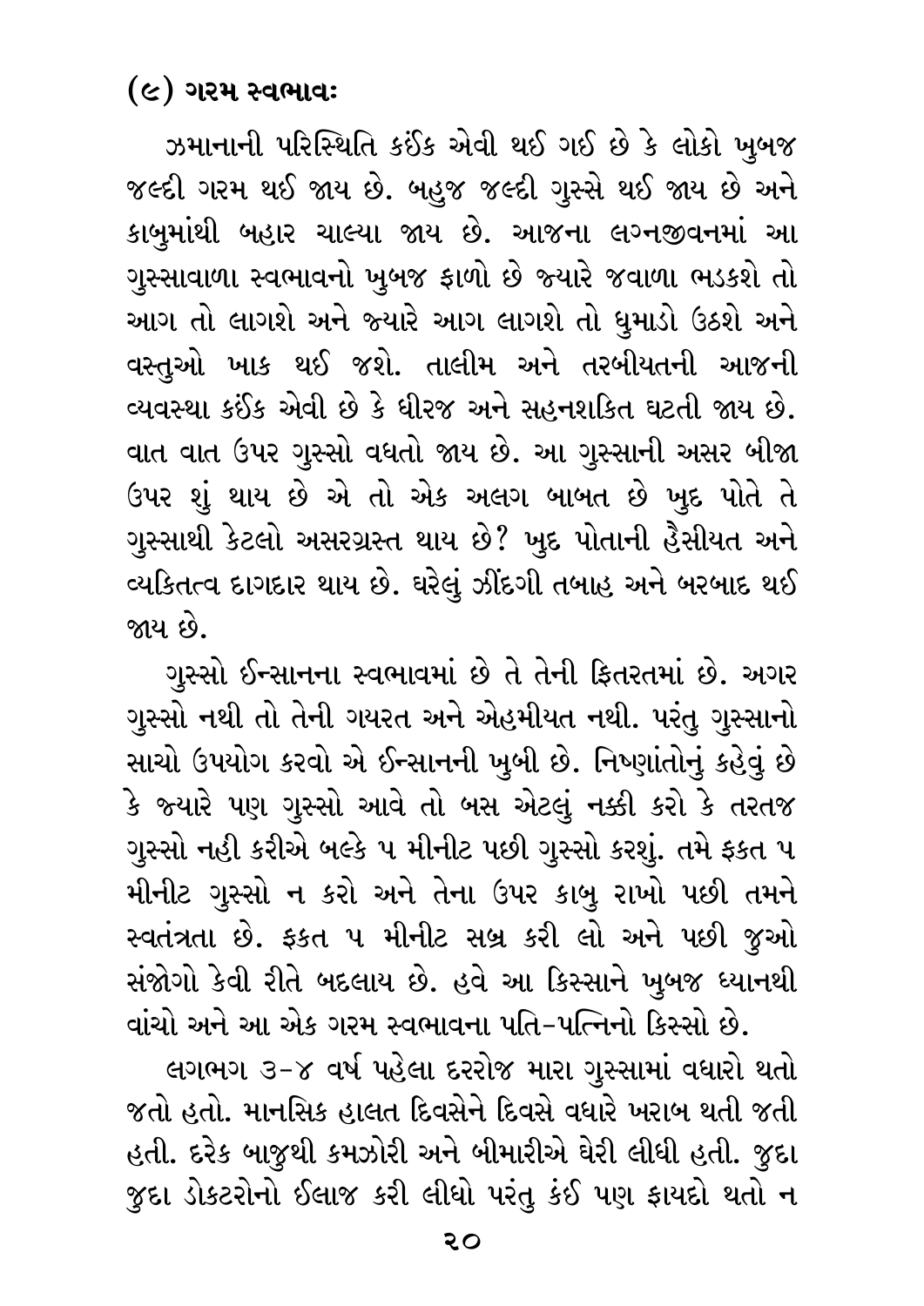### (૯) ગરમ સ્વભાવઃ

ઝમાનાની પરિસ્થિતિ કઈંક એવી થઈ ગઈ છે કે લોકો ખુબજ જલ્દી ગરમ થઈ જાય છે. બહુજ જલ્દી ગુસ્સે થઈ જાય છે અને કાબુમાંથી બહાર ચાલ્યા જાય છે. આજના લગ્નજીવનમાં આ ગુસ્સાવાળા સ્વભાવનો ખુબજ ફાળો છે જ્યારે જવાળા ભડકશે તો આગ તો લાગશે અને જ્યારે આગ લાગશે તો ધુમાડો ઉઠશે અને વસ્તુઓ ખાક થઈ જશે. તાલીમ અને તરબીયતની આજની વ્યવસ્થા કઈંક એવી છે કે ધીરજ અને સહનશકિત ઘટતી જાય છે. વાત વાત ઉપર ગુસ્સો વધતો જાય છે. આ ગુસ્સાની અસર બીજા ઉપર શું થાય છે એ તો એક અલગ બાબત છે ખુદ પોતે તે ગુસ્સાથી કેટલો અસરગ્રસ્ત થાય છે? ખુદ પોતાની હૈસીયત અને વ્યકિતત્વ દાગદાર થાય છે. ઘરેલું ઝીંદગી તબાહ અને બરબાદ થઈ જાય છે.

ગુસ્સો ઈન્સાનના સ્વભાવમાં છે તે તેની ફિતરતમાં છે. અગર ગુસ્સો નથી તો તેની ગયરત અને એહમીયત નથી. પરંતુ ગુસ્સાનો સાચો ઉપયોગ કરવો એ ઈન્સાનની ખુબી છે. નિષ્ણાંતોનું કહેવું છે કે જ્યારે પણ ગુસ્સો આવે તો બસ એટલું નક્કી કરો કે તરતજ ગુસ્સો નહી કરીએ બલ્કે ૫ મીનીટ પછી ગુસ્સો કરશું. તમે ફકત ૫ મીનીટ ગુસ્સો ન કરો અને તેના ઉપર કાબુ રાખો પછી તમને સ્વતંત્રતા છે. ફકત ૫ મીનીટ સબ્ર કરી લો અને પછી જુઓ સંજોગો કેવી રીતે બદલાય છે. હવે આ કિસ્સાને ખુબજ ધ્યાનથી વાંચો અને આ એક ગરમ સ્વભાવના પતિ-પત્નિનો કિસ્સો છે.

લગભગ ૩-૪ વર્ષ પહેલા દરરોજ મારા ગુસ્સામાં વધારો થતો જતો હતો. માનસિક હાલત દિવસેને દિવસે વધારે ખરાબ થતી જતી હતી. દરેક બાજુથી કમઝોરી અને બીમારીએ ઘેરી લીધી હતી. જુદા જુદા ડોકટરોનો ઈલાજ કરી લીધો પરંતુ કંઈ પણ ફાયદો થતો ન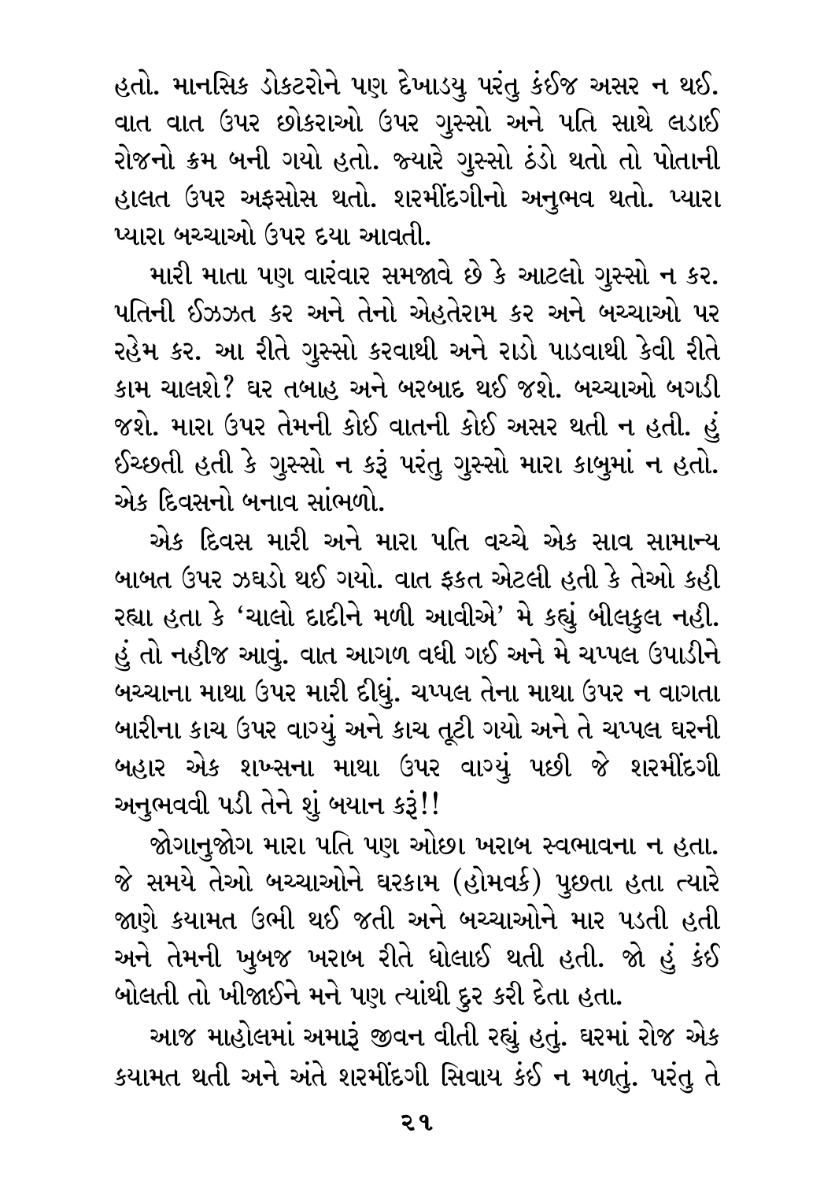હતો. માનસિક ડોકટરોને પણ દેખાડયુ પરંતુ કંઈજ અસર ન થઈ. વાત વાત ઉપર છોકરાઓ ઉપર ગુસ્સો અને પતિ સાથે લડાઈ રોજનો ક્રમ બની ગયો હતો. જ્યારે ગુસ્સો ઠંડો થતો તો પોતાની હાલત ઉપર અફસોસ થતો. શરમીંદગીનો અનુભવ થતો. પ્યારા પ્યારા બચ્ચાઓ ઉપર દયા આવતી.

મારી માતા પણ વારંવાર સમજાવે છે કે આટલો ગુસ્સો ન કર. પતિની ઈઝઝત કર અને તેનો એહતેરામ કર અને બચ્ચાઓ પર રહેમ કર. આ રીતે ગુસ્સો કરવાથી અને રાડો પાડવાથી કેવી રીતે કામ ચાલશે? ઘર તબાહ અને બરબાદ થઈ જશે. બચ્ચાઓ બગડી જશે. મારા ઉપર તેમની કોઈ વાતની કોઈ અસર થતી ન હતી. હું ઈચ્છતી હતી કે ગુસ્સો ન કરૂં પરંતુ ગુસ્સો મારા કાબુમાં ન હતો. એક દિવસનો બનાવ સાંભળો.

એક દિવસ મારી અને મારા પતિ વચ્ચે એક સાવ સામાન્ય બાબત ઉપર ઝઘડો થઈ ગયો. વાત ફકત એટલી હતી કે તેઓ કહી રહ્યા હતા કે 'ચાલો દાદીને મળી આવીએ' મે કહ્યું બીલકુલ નહી. હું તો નહીજ આવું. વાત આગળ વધી ગઈ અને મે ચપ્પલ ઉપાડીને બચ્ચાના માથા ઉપર મારી દીધું. ચપ્પલ તેના માથા ઉપર ન વાગતા બારીના કાચ ઉપર વાગ્યું અને કાચ તૂટી ગયો અને તે ચપ્પલ ઘરની બહાર એક શખ્સના માથા ઉપર વાગ્યું પછી જે શરમીંદગી અનુભવવી પડી તેને શું બયાન કરૂં!!

જોગાનુજોગ મારા પતિ પણ ઓછા ખરાબ સ્વભાવના ન હતા. જે સમયે તેઓ બચ્ચાઓને ઘરકામ (હોમવર્ક) પુછતા હતા ત્યારે જાણે કયામત ઉભી થઈ જતી અને બચ્ચાઓને માર પડતી હતી અને તેમની ખુબજ ખરાબ રીતે ધોલાઈ થતી હતી. જો હું કંઈ બોલતી તો ખીજાઈને મને પણ ત્યાંથી દુર કરી દેતા હતા.

આજ માહોલમાં અમારૂં જીવન વીતી રહ્યું હતું. ઘરમાં રોજ એક કયામત થતી અને અંતે શરમીંદગી સિવાય કંઈ ન મળતું. પરંતુ તે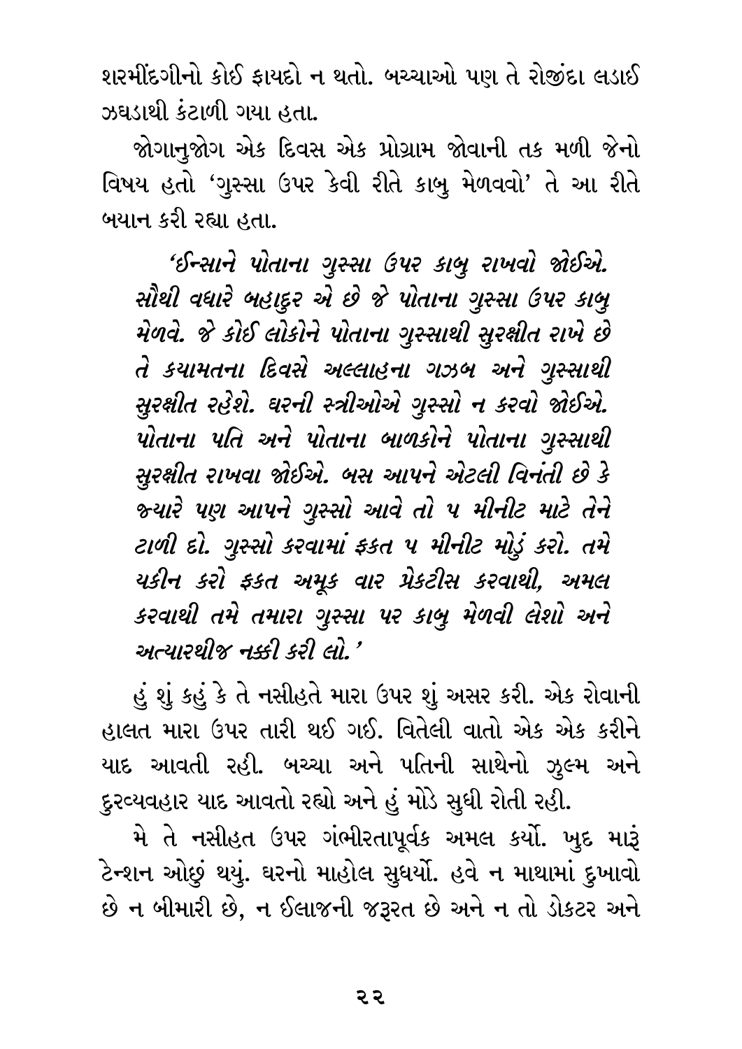શરમીંદગીનો કોઈ ફાયદો ન થતો. બચ્ચાઓ પણ તે રોજીંદા લડાઈ ઝઘડાથી કંટાળી ગયા હતા.

જોગાનુજોગ એક દિવસ એક પ્રોગ્રામ જોવાની તક મળી જેનો વિષય હતો 'ગુસ્સા ઉપર કેવી રીતે કાબુ મેળવવો' તે આ રીતે બયાન કરી રહ્યા હતા.

*'ઈન્સાને પોતાના ગુસ્સા ઉપર કાબુ રાખવો જોઈએ. સૌથી વધારે બહાદુર એ છે જે પોતાના ગુસ્સા ઉપર કાબુ મેળવે. જે કોઈ લોકોને પોતાના ગુસ્સાથી સુરક્ષીત રાખે છે તે કયામતના દિવસે અલ્લાહના ગઝબ અને ગુસ્સાથી સુરક્ષીત રહેશે. ઘરની સ્ત્રીઓએ ગુસ્સો ન કરવો જોઈએ. પોતાના પતિ અને પોતાના બાળકોને પોતાના ગુસ્સાથી સુરક્ષીત રાખવા જોઈએ. બસ આપને એટલી વિનંતી છે કે જ્યારે પણ આપને ગુસ્સો આવે તો ૫ મીનીટ માટે તેને ટાળી દો. ગુસ્સો કરવામાં ફકત ૫ મીનીટ મોડું કરો. તમે યકીન કરો ફકત અમૂક વાર પ્રેકટીસ કરવાથી, અમલ કરવાથી તમે તમારા ગુસ્સા પર કાબુ મેળવી લેશો અને અત્યારથીજ નક્કી કરી લો.'*

હું શું કહું કે તે નસીહતે મારા ઉપર શું અસર કરી. એક રોવાની હાલત મારા ઉપર તારી થઈ ગઈ. વિતેલી વાતો એક એક કરીને યાદ આવતી રહી. બચ્ચા અને પતિની સાથેનો ઝુલ્મ અને દુરવ્યવહાર યાદ આવતો રહ્યો અને હું મોડે સુધી રોતી રહી.

મે તે નસીહત ઉપર ગંભીરતાપૂર્વક અમલ કર્યો. ખુદ મારૂં ટેન્શન ઓછું થયું. ઘરનો માહોલ સુધર્યો. હવે ન માથામાં દુખાવો છે ન બીમારી છે, ન ઈલાજની જરૂરત છે અને ન તો ડોકટર અને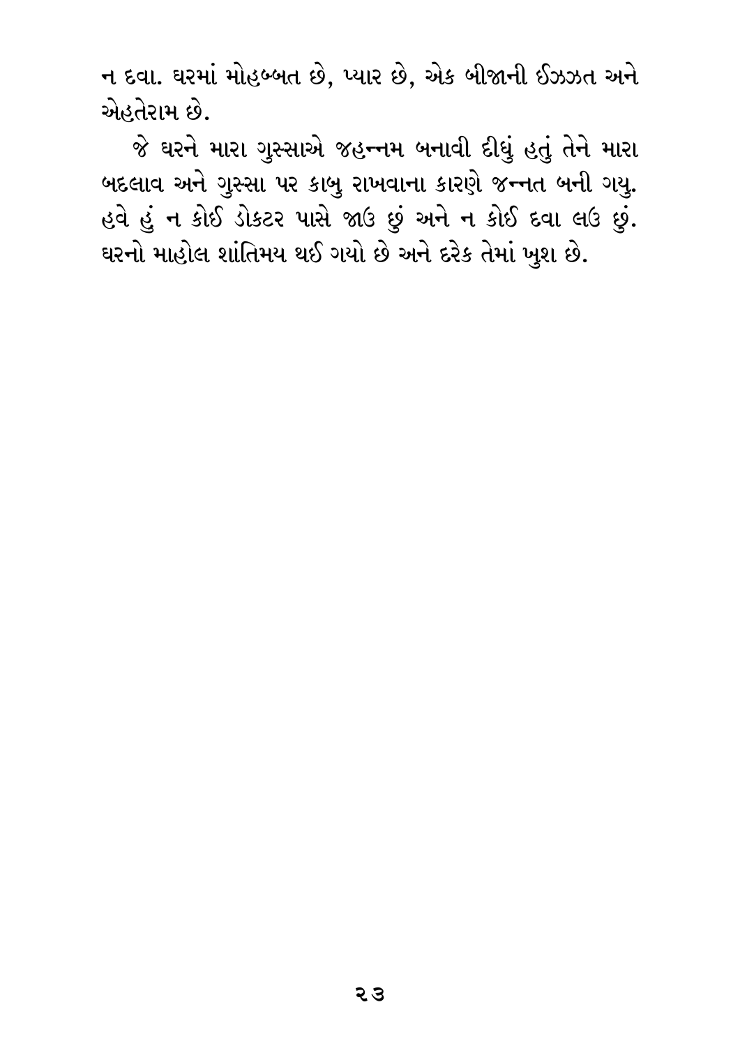ન દવા. ઘરમાં મોહબ્બત છે, પ્યાર છે, એક બીજાની ઈઝઝત અને એહતેરામ છે.

જે ઘરને મારા ગુસ્સાએ જહન્નમ બનાવી દીધું હતું તેને મારા બદલાવ અને ગુસ્સા પર કાબુ રાખવાના કારણે જન્નત બની ગયુ. હવે હું ન કોઈ ડોક્ટર પાસે જાઉ છું અને ન કોઈ દવા લઉ છું. ઘરનો માહોલ શાંતિમય થઈ ગયો છે અને દરેક તેમાં ખુશ છે.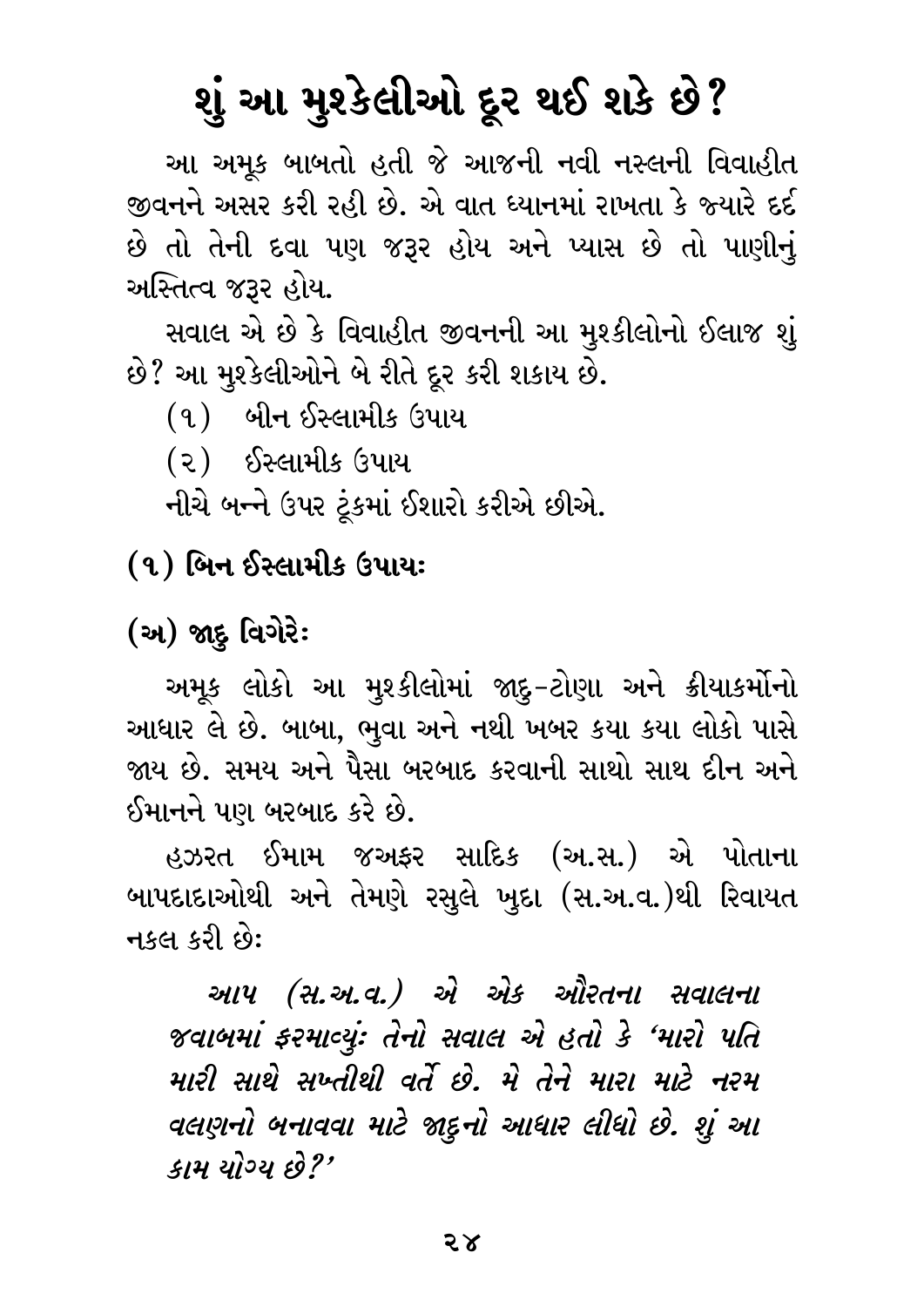# શું આ મુશ્કેલીઓ દૂર થઈ શકે છે?

આ અમૂક બાબતો હતી જે આજની નવી નસ્લની વિવાહીત જીવનને અસર કરી રહી છે. એ વાત ધ્યાનમાં રાખતા કે જ્યારે દર્દ છે તો તેની દવા પણ જરૂર હોય અને પ્યાસ છે તો પાણીનું અસ્તિત્વ જરૂર હોય.

સવાલ એ છે કે વિવાહીત જીવનની આ મુશ્કીલોનો ઈલાજ શું છે? આ મુશ્કેલીઓને બે રીતે દૂર કરી શકાય છે.

(૧) બીન ઈસ્લામીક ઉપાય

(૨) ઈસ્લામીક ઉપાય

નીચે બન્ને ઉપર ટૂંકમાં ઈશારો કરીએ છીએ.

### (૧) બિન ઈસ્લામીક ઉપાયઃ

### (અ) જાદુ વિગેરેઃ

અમૂક લોકો આ મુશ્કીલોમાં જાદુ-ટોણા અને ક્રીયાકર્મોનો આધાર લે છે. બાબા, ભુવા અને નથી ખબર કયા કયા લોકો પાસે જાય છે. સમય અને પૈસા બરબાદ કરવાની સાથો સાથ દીન અને ઈમાનને પણ બરબાદ કરે છે.

હઝરત ઈમામ જઅફર સાદિક (અ.સ.) એ પોતાના બાપદાદાઓથી અને તેમણે રસુલે ખુદા (સ.અ.વ.)થી રિવાયત નકલ કરી છેઃ

> *આપ (સ.અ.વ.) એ એક ઔરતના સવાલના જવાબમાં ફરમાવ્યુંઃ તેનો સવાલ એ હતો કે 'મારો પતિ મારી સાથે સખ્તીથી વર્તે છે. મે તેને મારા માટે નરમ વલણનો બનાવવા માટે જાદુનો આધાર લીધો છે. શું આ કામ યોગ્ય છે?'*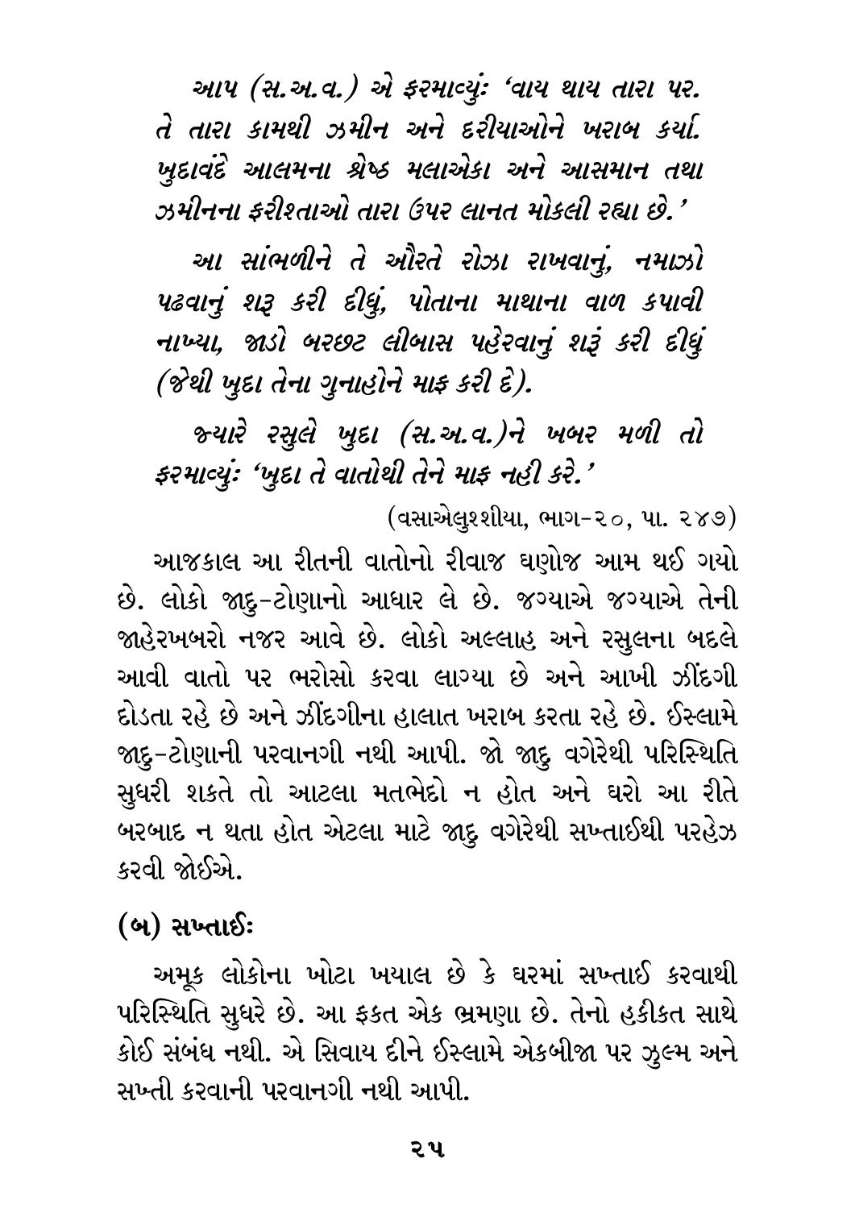*આપ (સ.અ.વ.) એ ફરમાવ્યું: 'વાય થાય તારા પર. તે તારા કામથી ઝમીન અને દરીયાઓને ખરાબ કર્યા. ખુદાવંદે આલમના શ્રેષ્ઠ મલાએકા અને આસમાન તથા ઝમીનના ફરીશ્તાઓ તારા ઉપર લાનત મોકલી રહ્યા છે.'*

*આ સાંભળીને તે ઔરતે રોઝા રાખવાનું, નમાઝો પઢવાનું શરૂ કરી દીધું, પોતાના માથાના વાળ કપાવી નાખ્યા, જાડો બરછટ લીબાસ પહેરવાનું શરૂં કરી દીધું (જેથી ખુદા તેના ગુનાહોને માફ કરી દે).*

*જ્યારે રસુલે ખુદા (સ.અ.વ.)ને ખબર મળી તો ફરમાવ્યું: 'ખુદા તે વાતોથી તેને માફ નહી કરે.'*

(વસાએલુશ્શીયા, ભાગ-૨૦, પા. ૨૪૭)

આજકાલ આ રીતની વાતોનો રીવાજ ઘણોજ આમ થઈ ગયો છે. લોકો જાદુ-ટોણાનો આધાર લે છે. જગ્યાએ જગ્યાએ તેની જાહેરખબરો નજર આવે છે. લોકો અલ્લાહ અને રસુલના બદલે આવી વાતો પર ભરોસો કરવા લાગ્યા છે અને આખી ઝીંદગી દોડતા રહે છે અને ઝીંદગીના હાલાત ખરાબ કરતા રહે છે. ઈસ્લામે જાદુ-ટોણાની પરવાનગી નથી આપી. જો જાદુ વગેરેથી પરિસ્થિતિ સુધરી શકતે તો આટલા મતભેદો ન હોત અને ઘરો આ રીતે બરબાદ ન થતા હોત એટલા માટે જાદુ વગેરેથી સખ્તાઈથી પરહેઝ કરવી જોઈએ.

### (બ) સખ્તાઈ:

અમૂક લોકોના ખોટા ખયાલ છે કે ઘરમાં સખ્તાઈ કરવાથી પરિસ્થિતિ સુધરે છે. આ ફકત એક ભ્રમણા છે. તેનો હકીકત સાથે કોઈ સંબંધ નથી. એ સિવાય દીને ઈસ્લામે એકબીજા પર ઝુલ્મ અને સખ્તી કરવાની પરવાનગી નથી આપી.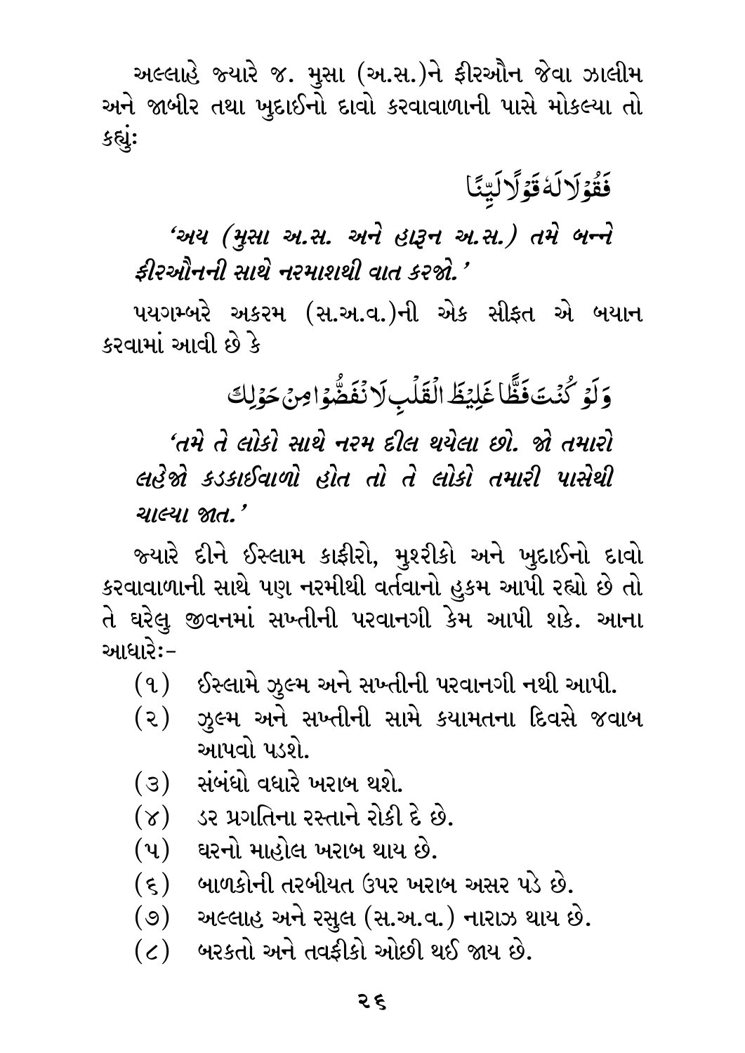અલ્લાહે જ્યારે જ. મુસા (અ.સ.)ને ફીરઔન જેવા ઝાલીમ અને જાબીર તથા ખુદાઈનો દાવો કરવાવાળાની પાસે મોકલ્યા તો કહ્યુંઃ

فَقُوْلَا لَهٗ قَوْلًا لَّيِّنًا

*'અય (મુસા અ.સ. અને હારૂન અ.સ.) તમે બન્ને ફીરઔનની સાથે નરમાશથી વાત કરજો.'*

પયગમ્બરે અકરમ (સ.અ.વ.)ની એક સીફત એ બયાન કરવામાં આવી છે કે

وَلَوْ كُنْتَ فَظًّا غَلِيْظَ الْقَلْبِ لَانْفَضُّوْا مِنْ حَوْلِكَ

*'તમે તે લોકો સાથે નરમ દીલ થયેલા છો. જો તમારો લહેજો કડકાઈવાળો હોત તો તે લોકો તમારી પાસેથી ચાલ્યા જાત.'*

જ્યારે દીને ઈસ્લામ કાફીરો, મુશ્રીકો અને ખુદાઈનો દાવો કરવાવાળાની સાથે પણ નરમીથી વર્તવાનો હુકમ આપી રહ્યો છે તો તે ઘરેલુ જીવનમાં સખ્તીની પરવાનગી કેમ આપી શકે. આના આધારેઃ-

(૧) ઈસ્લામે ઝુલ્મ અને સખ્તીની પરવાનગી નથી આપી.
(૨) ઝુલ્મ અને સખ્તીની સામે કયામતના દિવસે જવાબ આપવો પડશે.
(૩) સંબંધો વધારે ખરાબ થશે.
(૪) ડર પ્રગતિના રસ્તાને રોકી દે છે.
(૫) ઘરનો માહોલ ખરાબ થાય છે.
(૬) બાળકોની તરબીયત ઉપર ખરાબ અસર પડે છે.
(૭) અલ્લાહ અને રસુલ (સ.અ.વ.) નારાઝ થાય છે.
(૮) બરકતો અને તવફીકો ઓછી થઈ જાય છે.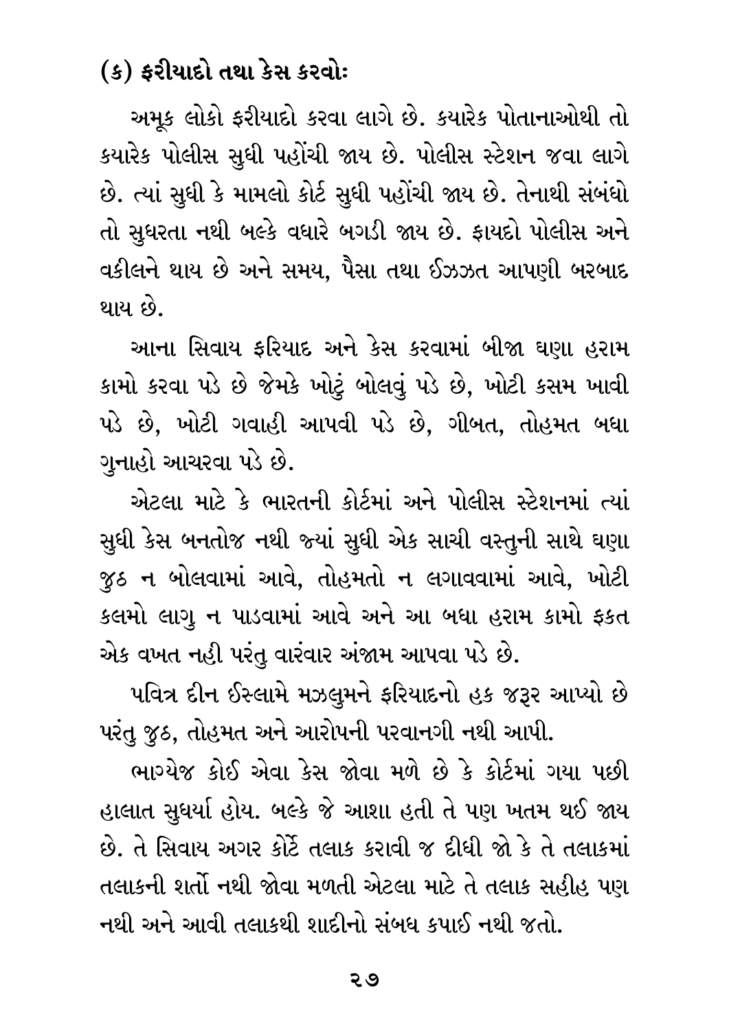### (ક) ફરીયાદો તથા કેસ કરવોઃ

અમૂક લોકો ફરીયાદો કરવા લાગે છે. કયારેક પોતાનાઓથી તો કયારેક પોલીસ સુધી પહોંચી જાય છે. પોલીસ સ્ટેશન જવા લાગે છે. ત્યાં સુધી કે મામલો કોર્ટ સુધી પહોંચી જાય છે. તેનાથી સંબંધો તો સુધરતા નથી બલ્કે વધારે બગડી જાય છે. ફાયદો પોલીસ અને વકીલને થાય છે અને સમય, પૈસા તથા ઈઝઝત આપણી બરબાદ થાય છે.

આના સિવાય ફરિયાદ અને કેસ કરવામાં બીજા ઘણા હરામ કામો કરવા પડે છે જેમકે ખોટું બોલવું પડે છે, ખોટી કસમ ખાવી પડે છે, ખોટી ગવાહી આપવી પડે છે, ગીબત, તોહમત બધા ગુનાહો આચરવા પડે છે.

એટલા માટે કે ભારતની કોર્ટમાં અને પોલીસ સ્ટેશનમાં ત્યાં સુધી કેસ બનતોજ નથી જ્યાં સુધી એક સાચી વસ્તુની સાથે ઘણા જુઠ ન બોલવામાં આવે, તોહમતો ન લગાવવામાં આવે, ખોટી કલમો લાગુ ન પાડવામાં આવે અને આ બધા હરામ કામો ફકત એક વખત નહી પરંતુ વારંવાર અંજામ આપવા પડે છે.

પવિત્ર દીન ઈસ્લામે મઝલુમને ફરિયાદનો હક જરૂર આપ્યો છે પરંતુ જુઠ, તોહમત અને આરોપની પરવાનગી નથી આપી.

ભાગ્યેજ કોઈ એવા કેસ જોવા મળે છે કે કોર્ટમાં ગયા પછી હાલાત સુધર્યા હોય. બલ્કે જે આશા હતી તે પણ ખતમ થઈ જાય છે. તે સિવાય અગર કોર્ટે તલાક કરાવી જ દીધી જો કે તે તલાકમાં તલાકની શર્તો નથી જોવા મળતી એટલા માટે તે તલાક સહીહ પણ નથી અને આવી તલાકથી શાદીનો સંબધ કપાઈ નથી જતો.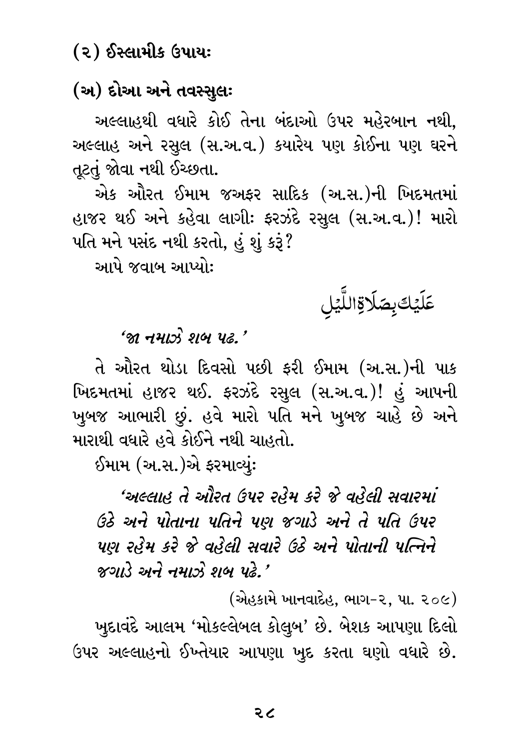## (૨) ઈસ્લામીક ઉપાયઃ

### (અ) દોઆ અને તવસ્સુલઃ

અલ્લાહથી વધારે કોઈ તેના બંદાઓ ઉપર મહેરબાન નથી, અલ્લાહ અને રસુલ (સ.અ.વ.) કયારેય પણ કોઈના પણ ઘરને તૂટતું જોવા નથી ઈચ્છતા.

એક ઔરત ઈમામ જઅફર સાદિક (અ.સ.)ની ખિદમતમાં હાજર થઈ અને કહેવા લાગીઃ ફરઝંદે રસુલ (સ.અ.વ.)! મારો પતિ મને પસંદ નથી કરતો, હું શું કરૂં?

આપે જવાબ આપ્યોઃ

عَلَيْكِ بِصَلَاةِ اللَّيْلِ

*'જા નમાઝે શબ પઢ.'*

તે ઔરત થોડા દિવસો પછી ફરી ઈમામ (અ.સ.)ની પાક ખિદમતમાં હાજર થઈ. ફરઝંદે રસુલ (સ.અ.વ.)! હું આપની ખુબજ આભારી છું. હવે મારો પતિ મને ખુબજ ચાહે છે અને મારાથી વધારે હવે કોઈને નથી ચાહતો.

ઈમામ (અ.સ.)એ ફરમાવ્યુંઃ

*'અલ્લાહ તે ઔરત ઉપર રહેમ કરે જે વહેલી સવારમાં ઉઠે અને પોતાના પતિને પણ જગાડે અને તે પતિ ઉપર પણ રહેમ કરે જે વહેલી સવારે ઉઠે અને પોતાની પત્નિને જગાડે અને નમાઝે શબ પઢે.'*

(એહકામે ખાનવાદેહ, ભાગ-૨, પા. ૨૦૯)

ખુદાવંદે આલમ 'મોકલ્લેબલ કોલુબ' છે. બેશક આપણા દિલો ઉપર અલ્લાહનો ઈખ્તેયાર આપણા ખુદ કરતા ઘણો વધારે છે.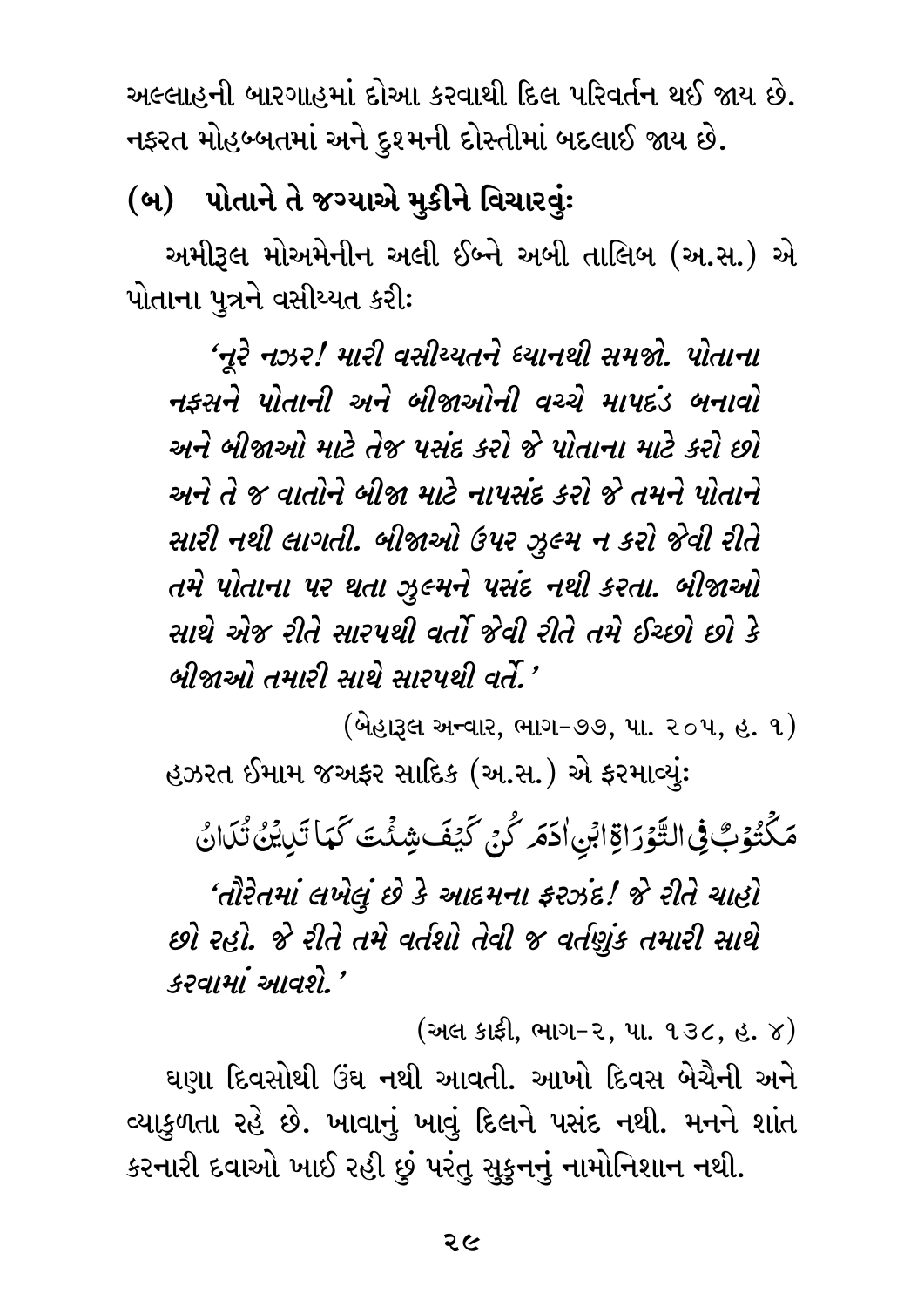અલ્લાહની બારગાહમાં દોઆ કરવાથી દિલ પરિવર્તન થઈ જાય છે. નફરત મોહબ્બતમાં અને દુશ્મની દોસ્તીમાં બદલાઈ જાય છે.

## (બ) પોતાને તે જગ્યાએ મુકીને વિચારવું:

અમીરૂલ મોઅમેનીન અલી ઈબ્ને અબી તાલિબ (અ.સ.) એ પોતાના પુત્રને વસીય્યત કરી:

*'નૂરે નઝર! મારી વસીય્યતને ધ્યાનથી સમજો. પોતાના નફસને પોતાની અને બીજાઓની વચ્ચે માપદંડ બનાવો અને બીજાઓ માટે તેજ પસંદ કરો જે પોતાના માટે કરો છો અને તે જ વાતોને બીજા માટે નાપસંદ કરો જે તમને પોતાને સારી નથી લાગતી. બીજાઓ ઉપર ઝુલ્મ ન કરો જેવી રીતે તમે પોતાના પર થતા ઝુલ્મને પસંદ નથી કરતા. બીજાઓ સાથે એજ રીતે સારપથી વર્તો જેવી રીતે તમે ઈચ્છો છો કે બીજાઓ તમારી સાથે સારપથી વર્તે.'*

(બેહારૂલ અન્વાર, ભાગ-૭૭, પા. ૨૦૫, હ. ૧)

હઝરત ઈમામ જઅફર સાદિક (અ.સ.) એ ફરમાવ્યું:

مَكْتُوبٌ فِي التَّوْرَاةِ ابْنِ آدَمَ كُنْ كَيْفَ شِئْتَ كَمَا تَدِينُ تُدَانُ

*'તૌરેતમાં લખેલું છે કે આદમના ફરઝંદ! જે રીતે ચાહો છો રહો. જે રીતે તમે વર્તશો તેવી જ વર્તણુંક તમારી સાથે કરવામાં આવશે.'*

(અલ કાફી, ભાગ-૨, પા. ૧૩૮, હ. ૪)

ઘણા દિવસોથી ઉંઘ નથી આવતી. આખો દિવસ બેચૈની અને વ્યાકુળતા રહે છે. ખાવાનું ખાવું દિલને પસંદ નથી. મનને શાંત કરનારી દવાઓ ખાઈ રહી છું પરંતુ સુકુનનું નામોનિશાન નથી.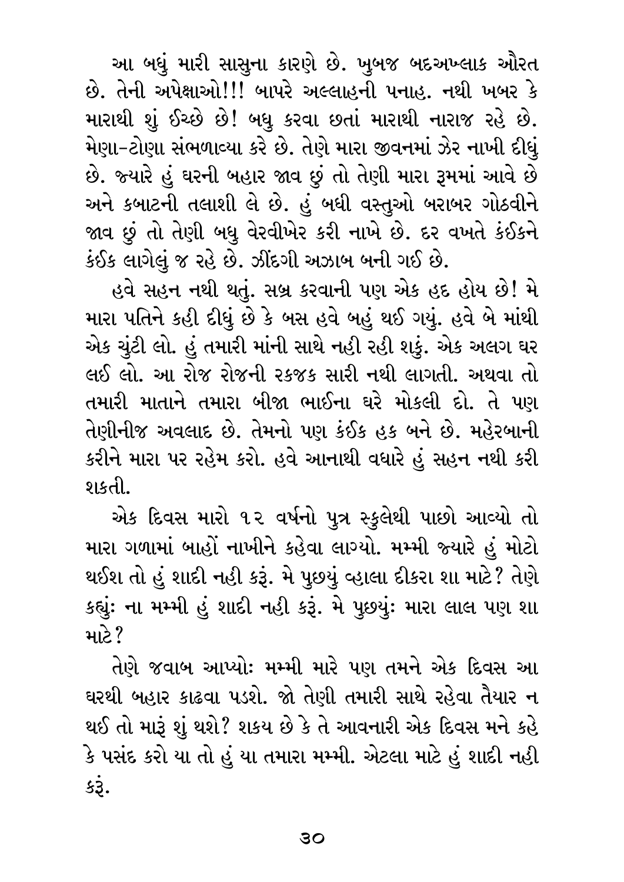આ બધું મારી સાસુના કારણે છે. ખુબજ બદઅખ્લાક ઔરત છે. તેની અપેક્ષાઓ!!! બાપરે અલ્લાહની પનાહ. નથી ખબર કે મારાથી શું ઈચ્છે છે! બધુ કરવા છતાં મારાથી નારાજ રહે છે. મેણા-ટોણા સંભળાવ્યા કરે છે. તેણે મારા જીવનમાં ઝેર નાખી દીધું છે. જ્યારે હું ઘરની બહાર જાવ છું તો તેણી મારા રૂમમાં આવે છે અને કબાટની તલાશી લે છે. હું બધી વસ્તુઓ બરાબર ગોઠવીને જાવ છું તો તેણી બધુ વેરવીખેર કરી નાખે છે. દર વખતે કંઈકને કંઈક લાગેલું જ રહે છે. ઝીંદગી અઝાબ બની ગઈ છે.

હવે સહન નથી થતું. સબ્ર કરવાની પણ એક હદ હોય છે! મે મારા પતિને કહી દીધું છે કે બસ હવે બહું થઈ ગયું. હવે બે માંથી એક ચુંટી લો. હું તમારી માંની સાથે નહી રહી શકું. એક અલગ ઘર લઈ લો. આ રોજ રોજની રકજક સારી નથી લાગતી. અથવા તો તમારી માતાને તમારા બીજા ભાઈના ઘરે મોકલી દો. તે પણ તેણીનીજ અવલાદ છે. તેમનો પણ કંઈક હક બને છે. મહેરબાની કરીને મારા પર રહેમ કરો. હવે આનાથી વધારે હું સહન નથી કરી શકતી.

એક દિવસ મારો ૧૨ વર્ષનો પુત્ર સ્કુલેથી પાછો આવ્યો તો મારા ગળામાં બાહોં નાખીને કહેવા લાગ્યો. મમ્મી જ્યારે હું મોટો થઈશ તો હું શાદી નહી કરૂં. મે પુછ્યું વ્હાલા દીકરા શા માટે? તેણે કહ્યું: ના મમ્મી હું શાદી નહી કરૂં. મે પુછ્યું: મારા લાલ પણ શા માટે?

તેણે જવાબ આપ્યોઃ મમ્મી મારે પણ તમને એક દિવસ આ ઘરથી બહાર કાઢવા પડશે. જો તેણી તમારી સાથે રહેવા તૈયાર ન થઈ તો મારૂં શું થશે? શકય છે કે તે આવનારી એક દિવસ મને કહે કે પસંદ કરો યા તો હું યા તમારા મમ્મી. એટલા માટે હું શાદી નહી કરૂં.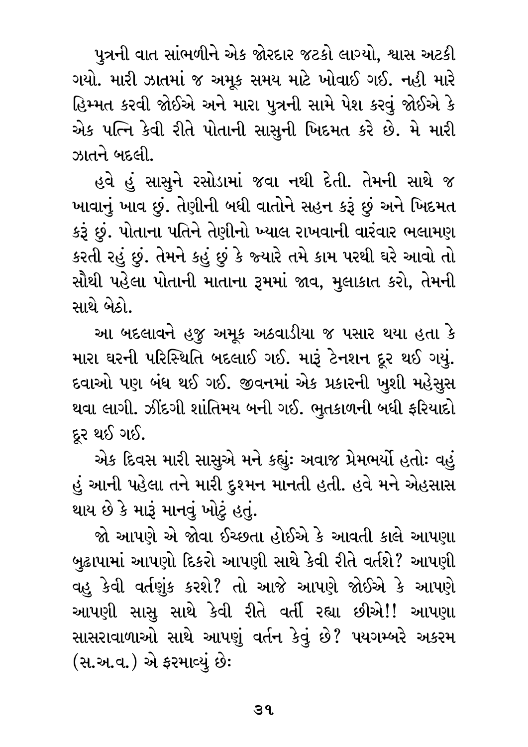પુત્રની વાત સાંભળીને એક જોરદાર જટકો લાગ્યો, શ્વાસ અટકી ગયો. મારી ઝાતમાં જ અમૂક સમય માટે ખોવાઈ ગઈ. નહી મારે હિમ્મત કરવી જોઈએ અને મારા પુત્રની સામે પેશ કરવું જોઈએ કે એક પત્નિ કેવી રીતે પોતાની સાસુની ખિદમત કરે છે. મે મારી ઝાતને બદલી.

હવે હું સાસુને રસોડામાં જવા નથી દેતી. તેમની સાથે જ ખાવાનું ખાવ છું. તેણીની બધી વાતોને સહન કરૂ છું અને ખિદમત કરૂ છું. પોતાના પતિને તેણીનો ખ્યાલ રાખવાની વારંવાર ભલામણ કરતી રહું છું. તેમને કહું છું કે જ્યારે તમે કામ પરથી ઘરે આવો તો સૌથી પહેલા પોતાની માતાના રૂમમાં જાવ, મુલાકાત કરો, તેમની સાથે બેઠો.

આ બદલાવને હજુ અમૂક અઠવાડીયા જ પસાર થયા હતા કે મારા ઘરની પરિસ્થિતિ બદલાઈ ગઈ. મારૂ ટેનશન દૂર થઈ ગયું. દવાઓ પણ બંધ થઈ ગઈ. જીવનમાં એક પ્રકારની ખુશી મહેસુસ થવા લાગી. ઝીંદગી શાંતિમય બની ગઈ. ભુતકાળની બધી ફરિયાદો દૂર થઈ ગઈ.

એક દિવસ મારી સાસુએ મને કહ્યું: અવાજ પ્રેમભર્યો હતો: વહું હું આની પહેલા તને મારી દુશ્મન માનતી હતી. હવે મને એહસાસ થાય છે કે મારૂ માનવું ખોટું હતું.

જો આપણે એ જોવા ઈચ્છતા હોઈએ કે આવતી કાલે આપણા બુઢાપામાં આપણો દિકરો આપણી સાથે કેવી રીતે વર્તશે? આપણી વહુ કેવી વર્તણુંક કરશે? તો આજે આપણે જોઈએ કે આપણે આપણી સાસુ સાથે કેવી રીતે વર્તી રહ્યા છીએ!! આપણા સાસરાવાળાઓ સાથે આપણું વર્તન કેવું છે? પયગમ્બરે અકરમ (સ.અ.વ.) એ ફરમાવ્યું છે: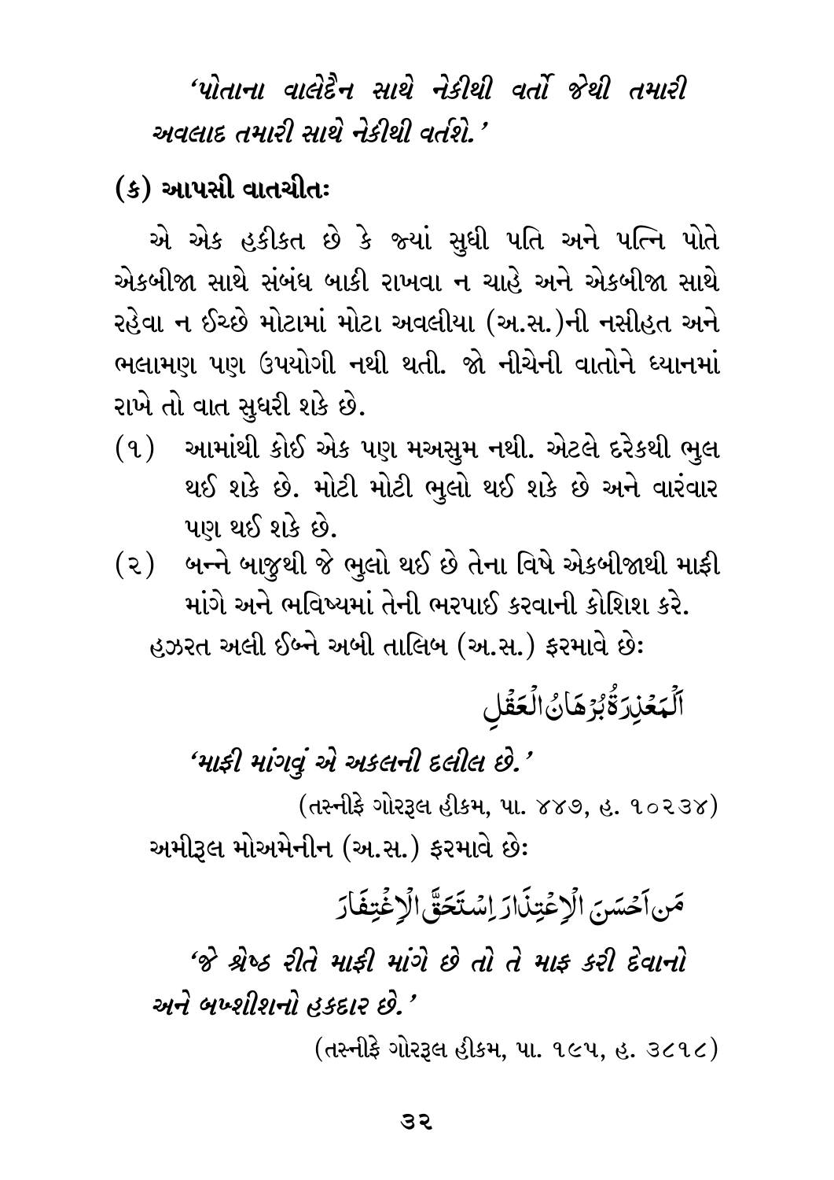*'પોતાના વાલેદૈન સાથે નેકીથી વર્તો જેથી તમારી અવલાદ તમારી સાથે નેકીથી વર્તશે.'*

**(ક) આપસી વાતચીતઃ**

એ એક હકીકત છે કે જ્યાં સુધી પતિ અને પત્નિ પોતે એકબીજા સાથે સંબંધ બાકી રાખવા ન ચાહે અને એકબીજા સાથે રહેવા ન ઈચ્છે મોટામાં મોટા અવલીયા (અ.સ.)ની નસીહત અને ભલામણ પણ ઉપયોગી નથી થતી. જો નીચેની વાતોને ધ્યાનમાં રાખે તો વાત સુધરી શકે છે.

(૧) આમાંથી કોઈ એક પણ મઅસુમ નથી. એટલે દરેકથી ભુલ થઈ શકે છે. મોટી મોટી ભુલો થઈ શકે છે અને વારંવાર પણ થઈ શકે છે.

(૨) બન્ને બાજુથી જે ભુલો થઈ છે તેના વિષે એકબીજાથી માફી માંગે અને ભવિષ્યમાં તેની ભરપાઈ કરવાની કોશિશ કરે.

હઝરત અલી ઈબ્ને અબી તાલિબ (અ.સ.) ફરમાવે છેઃ

اَلْمَعْذِرَةُ بُرْهَانُ الْعَقْلِ

*'માફી માંગવું એ અકલની દલીલ છે.'*

(તસ્નીફે ગોરરૂલ હીકમ, પા. ૪૪૭, હ. ૧૦૨૩૪)

અમીરૂલ મોઅમેનીન (અ.સ.) ફરમાવે છેઃ

مَنْ اَحْسَنَ الْاِعْتِذَارَ اِسْتَحَقَّ الْاِغْتِفَارَ

*'જે શ્રેષ્ઠ રીતે માફી માંગે છે તો તે માફ કરી દેવાનો અને બખ્શીશનો હકદાર છે.'*

(તસ્નીફે ગોરરૂલ હીકમ, પા. ૧૯૫, હ. ૩૮૧૮)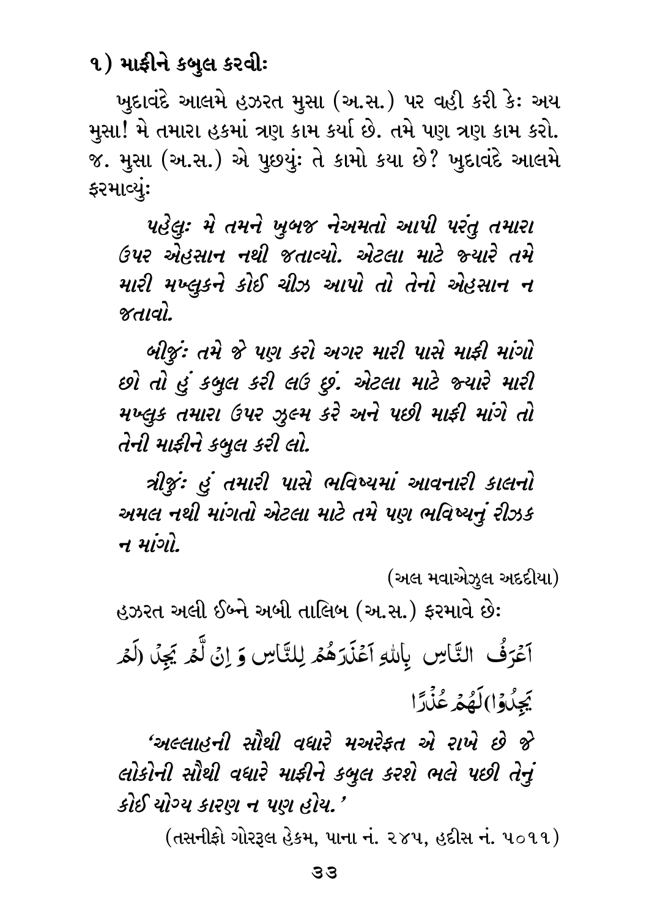## ૧) માફીને કબુલ કરવીઃ

ખુદાવંદે આલમે હઝરત મુસા (અ.સ.) પર વહી કરી કેઃ અય મુસા! મે તમારા હકમાં ત્રણ કામ કર્યા છે. તમે પણ ત્રણ કામ કરો. જ. મુસા (અ.સ.) એ પુછયુંઃ તે કામો કયા છે? ખુદાવંદે આલમે ફરમાવ્યુંઃ

*પહેલુઃ મે તમને ખુબજ નેઅમતો આપી પરંતુ તમારા ઉપર એહસાન નથી જતાવ્યો. એટલા માટે જ્યારે તમે મારી મખ્લુકને કોઈ ચીઝ આપો તો તેનો એહસાન ન જતાવો.*

*બીજુંઃ તમે જે પણ કરો અગર મારી પાસે માફી માંગો છો તો હું કબુલ કરી લઉ છું. એટલા માટે જ્યારે મારી મખ્લુક તમારા ઉપર ઝુલ્મ કરે અને પછી માફી માંગે તો તેની માફીને કબુલ કરી લો.*

*ત્રીજુંઃ હું તમારી પાસે ભવિષ્યમાં આવનારી કાલનો અમલ નથી માંગતો એટલા માટે તમે પણ ભવિષ્યનું રીઝક ન માંગો.*

(અલ મવાએઝુલ અદદીયા)

હઝરત અલી ઈબ્ને અબી તાલિબ (અ.સ.) ફરમાવે છેઃ

اَعْرَفُ النَّاسِ بِاللّٰهِ اَعْذَرَهُمْ لِلنَّاسِ وَ اِنْ لَّمْ يَجِدْ (لَمْ يَجِدُوْا)لَهُمْ عُذْرًا

*'અલ્લાહની સૌથી વધારે મઅરેફત એ રાખે છે જે લોકોની સૌથી વધારે માફીને કબુલ કરશે ભલે પછી તેનું કોઈ યોગ્ય કારણ ન પણ હોય.'*

(તસનીફો ગોરરૂલ હેકમ, પાના નં. ૨૪૫, હદીસ નં. ૫૦૧૧)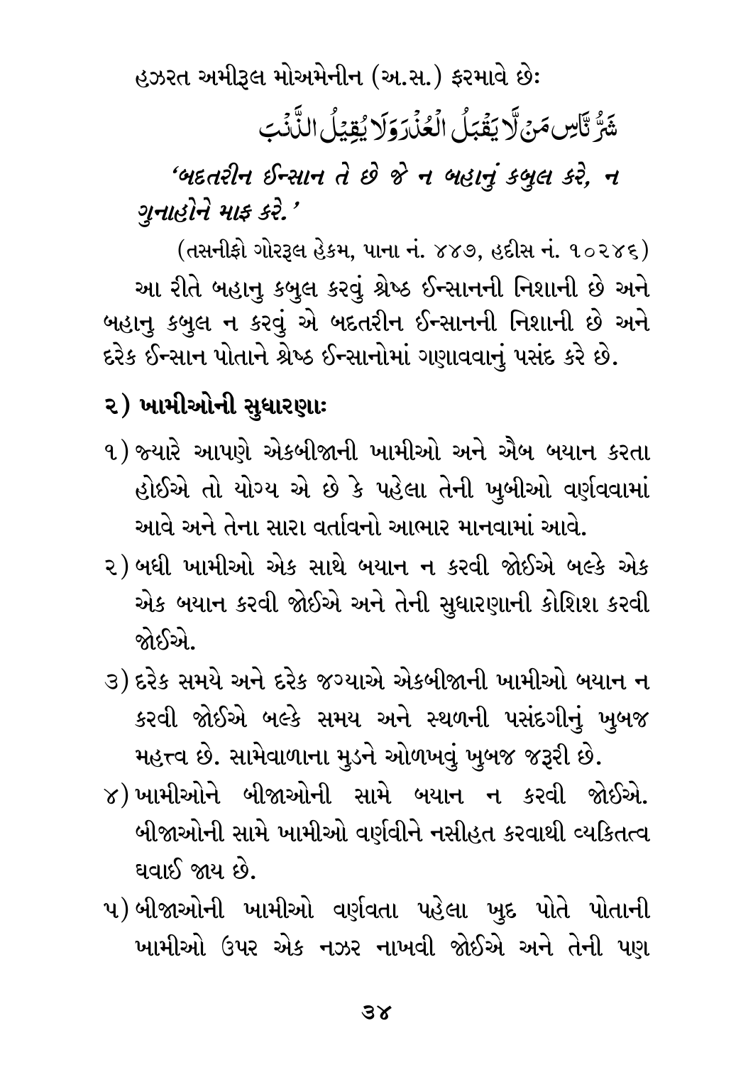હઝરત અમીરૂલ મોઅમેનીન (અ.સ.) ફરમાવે છેઃ

شَرُّ النَّاسِ مَنْ لَّا يَقْبَلُ الْعُذْرَ وَلَا يُقِيلُ الذَّنْبَ

*'બદતરીન ઈન્સાન તે છે જે ન બહાનું કબુલ કરે, ન ગુનાહોને માફ કરે.'*

(તસનીફો ગોરરૂલ હેકમ, પાના નં. ૪૪૭, હદીસ નં. ૧૦૨૪૬)

આ રીતે બહાનુ કબુલ કરવું શ્રેષ્ઠ ઈન્સાનની નિશાની છે અને બહાનુ કબુલ ન કરવું એ બદતરીન ઈન્સાનની નિશાની છે અને દરેક ઈન્સાન પોતાને શ્રેષ્ઠ ઈન્સાનોમાં ગણાવવાનું પસંદ કરે છે.

## ૨) ખામીઓની સુધારણાઃ

૧) જ્યારે આપણે એકબીજાની ખામીઓ અને ઐબ બયાન કરતા હોઈએ તો યોગ્ય એ છે કે પહેલા તેની ખુબીઓ વર્ણવવામાં આવે અને તેના સારા વર્તાવનો આભાર માનવામાં આવે.

૨) બધી ખામીઓ એક સાથે બયાન ન કરવી જોઈએ બલ્કે એક એક બયાન કરવી જોઈએ અને તેની સુધારણાની કોશિશ કરવી જોઈએ.

૩) દરેક સમયે અને દરેક જગ્યાએ એકબીજાની ખામીઓ બયાન ન કરવી જોઈએ બલ્કે સમય અને સ્થળની પસંદગીનું ખુબજ મહત્ત્વ છે. સામેવાળાના મુડને ઓળખવું ખુબજ જરૂરી છે.

૪) ખામીઓને બીજાઓની સામે બયાન ન કરવી જોઈએ. બીજાઓની સામે ખામીઓ વર્ણવીને નસીહત કરવાથી વ્યકિતત્વ ઘવાઈ જાય છે.

૫) બીજાઓની ખામીઓ વર્ણવતા પહેલા ખુદ પોતે પોતાની ખામીઓ ઉપર એક નઝર નાખવી જોઈએ અને તેની પણ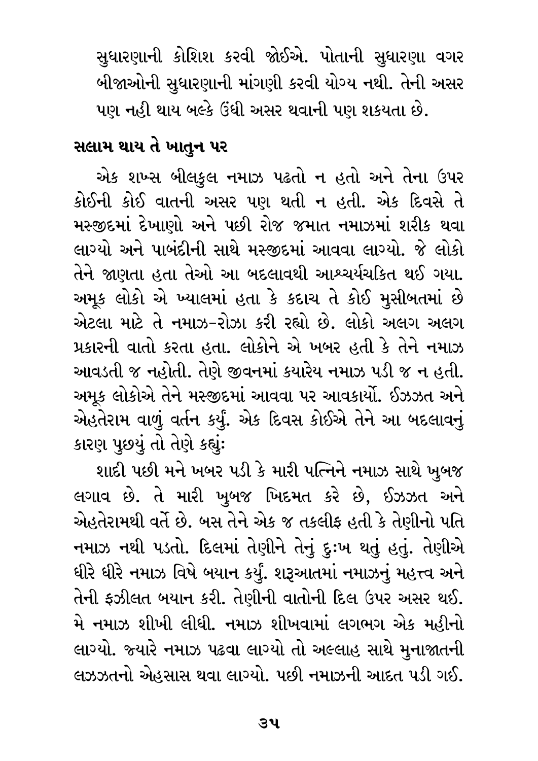સુધારણાની કોશિશ કરવી જોઈએ. પોતાની સુધારણા વગર બીજાઓની સુધારણાની માંગણી કરવી યોગ્ય નથી. તેની અસર પણ નહી થાય બલ્કે ઉંધી અસર થવાની પણ શકયતા છે.

## સલામ થાય તે ખાતુન પર

એક શખ્સ બીલકુલ નમાઝ પઢતો ન હતો અને તેના ઉપર કોઈની કોઈ વાતની અસર પણ થતી ન હતી. એક દિવસે તે મસ્જીદમાં દેખાણો અને પછી રોજ જમાત નમાઝમાં શરીક થવા લાગ્યો અને પાબંદીની સાથે મસ્જીદમાં આવવા લાગ્યો. જે લોકો તેને જાણતા હતા તેઓ આ બદલાવથી આશ્ચર્યચકિત થઈ ગયા. અમૂક લોકો એ ખ્યાલમાં હતા કે કદાચ તે કોઈ મુસીબતમાં છે એટલા માટે તે નમાઝ-રોઝા કરી રહ્યો છે. લોકો અલગ અલગ પ્રકારની વાતો કરતા હતા. લોકોને એ ખબર હતી કે તેને નમાઝ આવડતી જ નહોતી. તેણે જીવનમાં કયારેય નમાઝ પડી જ ન હતી. અમૂક લોકોએ તેને મસ્જીદમાં આવવા પર આવકાર્યો. ઈઝઝત અને એહતેરામ વાળું વર્તન કર્યું. એક દિવસ કોઈએ તેને આ બદલાવનું કારણ પુછયું તો તેણે કહ્યુંઃ

શાદી પછી મને ખબર પડી કે મારી પત્નિને નમાઝ સાથે ખુબજ લગાવ છે. તે મારી ખુબજ ખિદમત કરે છે, ઈઝઝત અને એહતેરામથી વર્તે છે. બસ તેને એક જ તકલીફ હતી કે તેણીનો પતિ નમાઝ નથી પડતો. દિલમાં તેણીને તેનું દુઃખ થતું હતું. તેણીએ ધીરે ધીરે નમાઝ વિષે બયાન કર્યું. શરૂઆતમાં નમાઝનું મહત્ત્વ અને તેની ફઝીલત બયાન કરી. તેણીની વાતોની દિલ ઉપર અસર થઈ. મે નમાઝ શીખી લીધી. નમાઝ શીખવામાં લગભગ એક મહીનો લાગ્યો. જ્યારે નમાઝ પઢવા લાગ્યો તો અલ્લાહ સાથે મુનાજાતની લઝઝતનો એહસાસ થવા લાગ્યો. પછી નમાઝની આદત પડી ગઈ.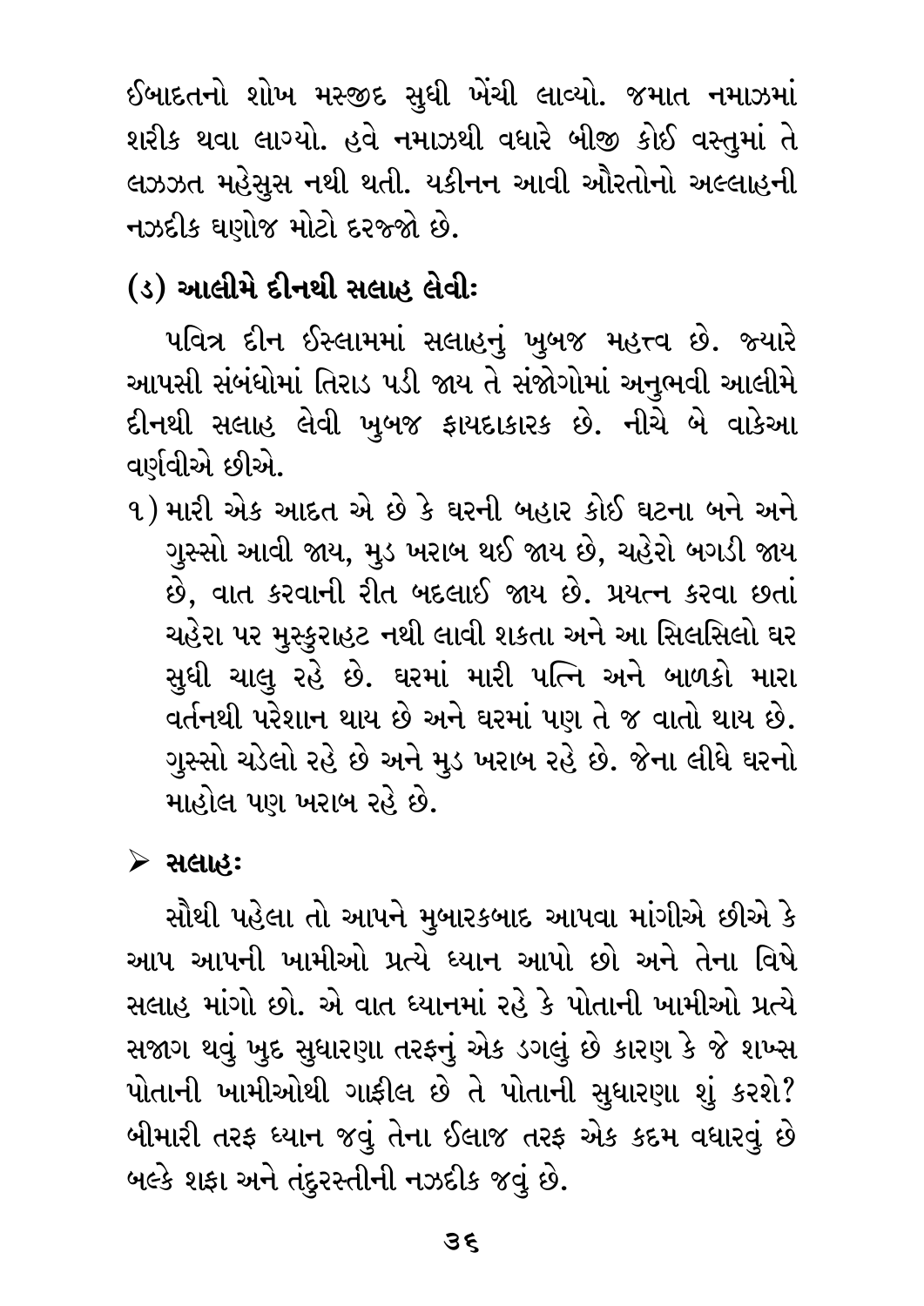ઈબાદતનો શોખ મસ્જીદ સુધી ખેંચી લાવ્યો. જમાત નમાઝમાં શરીક થવા લાગ્યો. હવે નમાઝથી વધારે બીજી કોઈ વસ્તુમાં તે લઝઝત મહેસુસ નથી થતી. યકીનન આવી ઔરતોનો અલ્લાહની નઝદીક ઘણોજ મોટો દરજ્જો છે.

## (ડ) આલીમે દીનથી સલાહ લેવીઃ

પવિત્ર દીન ઈસ્લામમાં સલાહનું ખુબજ મહત્ત્વ છે. જ્યારે આપસી સંબંધોમાં તિરાડ પડી જાય તે સંજોગોમાં અનુભવી આલીમે દીનથી સલાહ લેવી ખુબજ ફાયદાકારક છે. નીચે બે વાકેઆ વર્ણવીએ છીએ.

૧) મારી એક આદત એ છે કે ઘરની બહાર કોઈ ઘટના બને અને ગુસ્સો આવી જાય, મુડ ખરાબ થઈ જાય છે, ચહેરો બગડી જાય છે, વાત કરવાની રીત બદલાઈ જાય છે. પ્રયત્ન કરવા છતાં ચહેરા પર મુસ્કુરાહટ નથી લાવી શકતા અને આ સિલસિલો ઘર સુધી ચાલુ રહે છે. ઘરમાં મારી પત્નિ અને બાળકો મારા વર્તનથી પરેશાન થાય છે અને ઘરમાં પણ તે જ વાતો થાય છે. ગુસ્સો ચડેલો રહે છે અને મુડ ખરાબ રહે છે. જેના લીધે ઘરનો માહોલ પણ ખરાબ રહે છે.

➢ **સલાહઃ**

સૌથી પહેલા તો આપને મુબારકબાદ આપવા માંગીએ છીએ કે આપ આપની ખામીઓ પ્રત્યે ધ્યાન આપો છો અને તેના વિષે સલાહ માંગો છો. એ વાત ધ્યાનમાં રહે કે પોતાની ખામીઓ પ્રત્યે સજાગ થવું ખુદ સુધારણા તરફનું એક ડગલું છે કારણ કે જે શખ્સ પોતાની ખામીઓથી ગાફીલ છે તે પોતાની સુધારણા શું કરશે? બીમારી તરફ ધ્યાન જવું તેના ઈલાજ તરફ એક કદમ વધારવું છે બલ્કે શફા અને તંદુરસ્તીની નઝદીક જવું છે.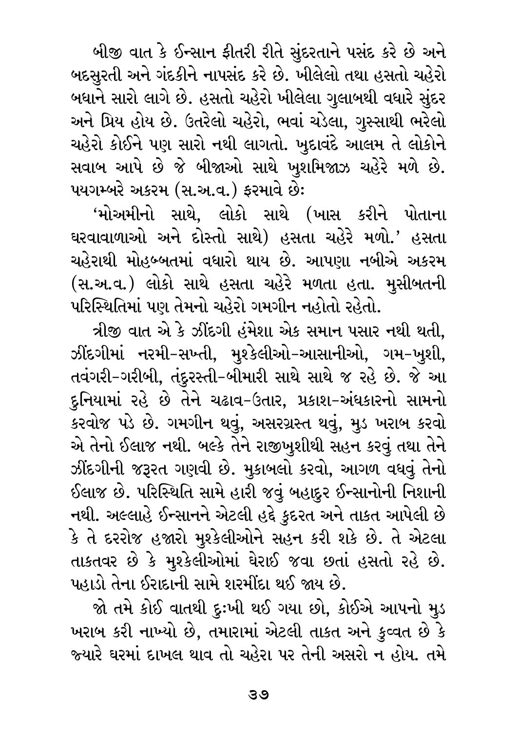બીજી વાત કે ઈન્સાન ફીતરી રીતે સુંદરતાને પસંદ કરે છે અને બદસુરતી અને ગંદકીને નાપસંદ કરે છે. ખીલેલો તથા હસતો ચહેરો બધાને સારો લાગે છે. હસતો ચહેરો ખીલેલા ગુલાબથી વધારે સુંદર અને પ્રિય હોય છે. ઉતરેલો ચહેરો, ભવાં ચડેલા, ગુસ્સાથી ભરેલો ચહેરો કોઈને પણ સારો નથી લાગતો. ખુદાવંદે આલમ તે લોકોને સવાબ આપે છે જે બીજાઓ સાથે ખુશમિજાઝ ચહેરે મળે છે. પયગમ્બરે અકરમ (સ.અ.વ.) ફરમાવે છેઃ

'મોઅમીનો સાથે, લોકો સાથે (ખાસ કરીને પોતાના ઘરવાવાળાઓ અને દોસ્તો સાથે) હસતા ચહેરે મળો.' હસતા ચહેરાથી મોહબ્બતમાં વધારો થાય છે. આપણા નબીએ અકરમ (સ.અ.વ.) લોકો સાથે હસતા ચહેરે મળતા હતા. મુસીબતની પરિસ્થિતિમાં પણ તેમનો ચહેરો ગમગીન નહોતો રહેતો.

ત્રીજી વાત એ કે ઝીંદગી હંમેશા એક સમાન પસાર નથી થતી, ઝીંદગીમાં નરમી-સખ્તી, મુશ્કેલીઓ-આસાનીઓ, ગમ-ખુશી, તવંગરી-ગરીબી, તંદુરસ્તી-બીમારી સાથે સાથે જ રહે છે. જે આ દુનિયામાં રહે છે તેને ચઢાવ-ઉતાર, પ્રકાશ-અંધકારનો સામનો કરવોજ પડે છે. ગમગીન થવું, અસરગ્રસ્ત થવું, મુડ ખરાબ કરવો એ તેનો ઈલાજ નથી. બલ્કે તેને રાજીખુશીથી સહન કરવું તથા તેને ઝીંદગીની જરૂરત ગણવી છે. મુકાબલો કરવો, આગળ વધવું તેનો ઈલાજ છે. પરિસ્થિતિ સામે હારી જવું બહાદુર ઈન્સાનોની નિશાની નથી. અલ્લાહે ઈન્સાનને એટલી હદે કુદરત અને તાકત આપેલી છે કે તે દરરોજ હજારો મુશ્કેલીઓને સહન કરી શકે છે. તે એટલા તાકતવર છે કે મુશ્કેલીઓમાં ઘેરાઈ જવા છતાં હસતો રહે છે. પહાડો તેના ઈરાદાની સામે શરમીંદા થઈ જાય છે.

જો તમે કોઈ વાતથી દુઃખી થઈ ગયા છો, કોઈએ આપનો મુડ ખરાબ કરી નાખ્યો છે, તમારામાં એટલી તાકત અને કુવ્વત છે કે જ્યારે ઘરમાં દાખલ થાવ તો ચહેરા પર તેની અસરો ન હોય. તમે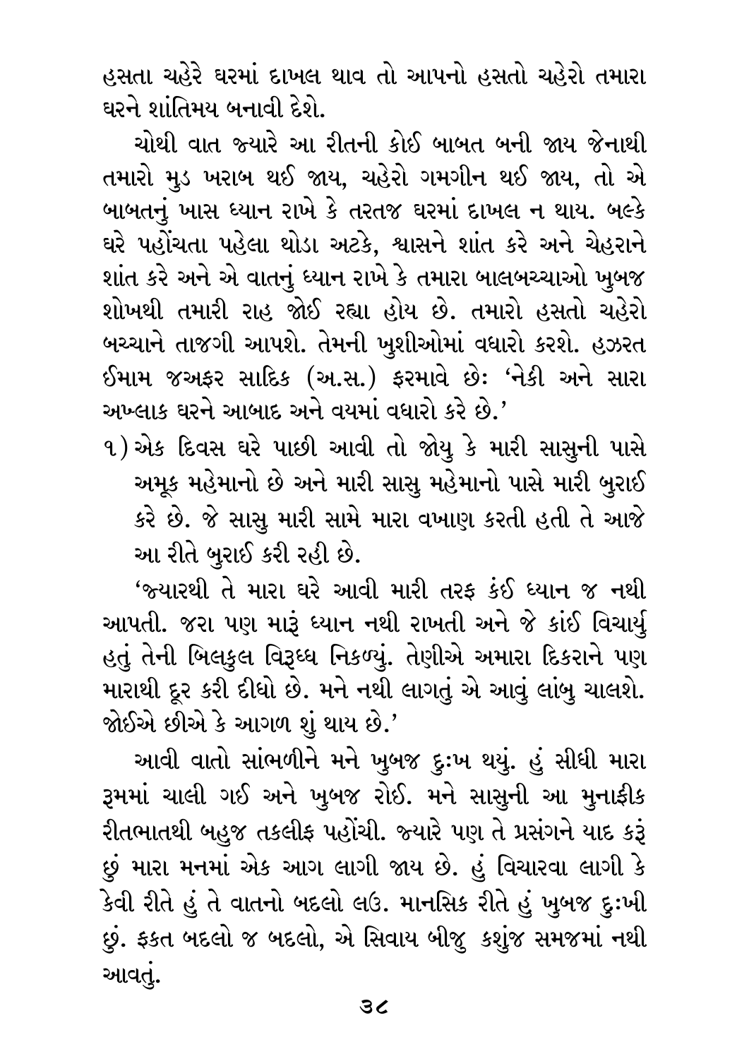હસતા ચહેરે ઘરમાં દાખલ થાવ તો આપનો હસતો ચહેરો તમારા ઘરને શાંતિમય બનાવી દેશે.

ચોથી વાત જ્યારે આ રીતની કોઈ બાબત બની જાય જેનાથી તમારો મુડ ખરાબ થઈ જાય, ચહેરો ગમગીન થઈ જાય, તો એ બાબતનું ખાસ ધ્યાન રાખે કે તરતજ ઘરમાં દાખલ ન થાય. બલ્કે ઘરે પહોંચતા પહેલા થોડા અટકે, શ્વાસને શાંત કરે અને ચેહરાને શાંત કરે અને એ વાતનું ધ્યાન રાખે કે તમારા બાલબચ્ચાઓ ખુબજ શોખથી તમારી રાહ જોઈ રહ્યા હોય છે. તમારો હસતો ચહેરો બચ્ચાને તાજગી આપશે. તેમની ખુશીઓમાં વધારો કરશે. હઝરત ઈમામ જઅફર સાદિક (અ.સ.) ફરમાવે છેઃ 'નેકી અને સારા અખ્લાક ઘરને આબાદ અને વયમાં વધારો કરે છે.'

૧) એક દિવસ ઘરે પાછી આવી તો જોયુ કે મારી સાસુની પાસે અમૂક મહેમાનો છે અને મારી સાસુ મહેમાનો પાસે મારી બુરાઈ કરે છે. જે સાસુ મારી સામે મારા વખાણ કરતી હતી તે આજે આ રીતે બુરાઈ કરી રહી છે.

'જ્યારથી તે મારા ઘરે આવી મારી તરફ કંઈ ધ્યાન જ નથી આપતી. જરા પણ મારૂં ધ્યાન નથી રાખતી અને જે કાંઈ વિચાર્યુ હતું તેની બિલકુલ વિરૂધ્ધ નિકળ્યું. તેણીએ અમારા દિકરાને પણ મારાથી દૂર કરી દીધો છે. મને નથી લાગતું એ આવું લાંબુ ચાલશે. જોઈએ છીએ કે આગળ શું થાય છે.'

આવી વાતો સાંભળીને મને ખુબજ દુઃખ થયું. હું સીધી મારા રૂમમાં ચાલી ગઈ અને ખુબજ રોઈ. મને સાસુની આ મુનાફીક રીતભાતથી બહુજ તકલીફ પહોંચી. જ્યારે પણ તે પ્રસંગને યાદ કરૂં છું મારા મનમાં એક આગ લાગી જાય છે. હું વિચારવા લાગી કે કેવી રીતે હું તે વાતનો બદલો લઉ. માનસિક રીતે હું ખુબજ દુઃખી છું. ફકત બદલો જ બદલો, એ સિવાય બીજુ કશુંજ સમજમાં નથી આવતું.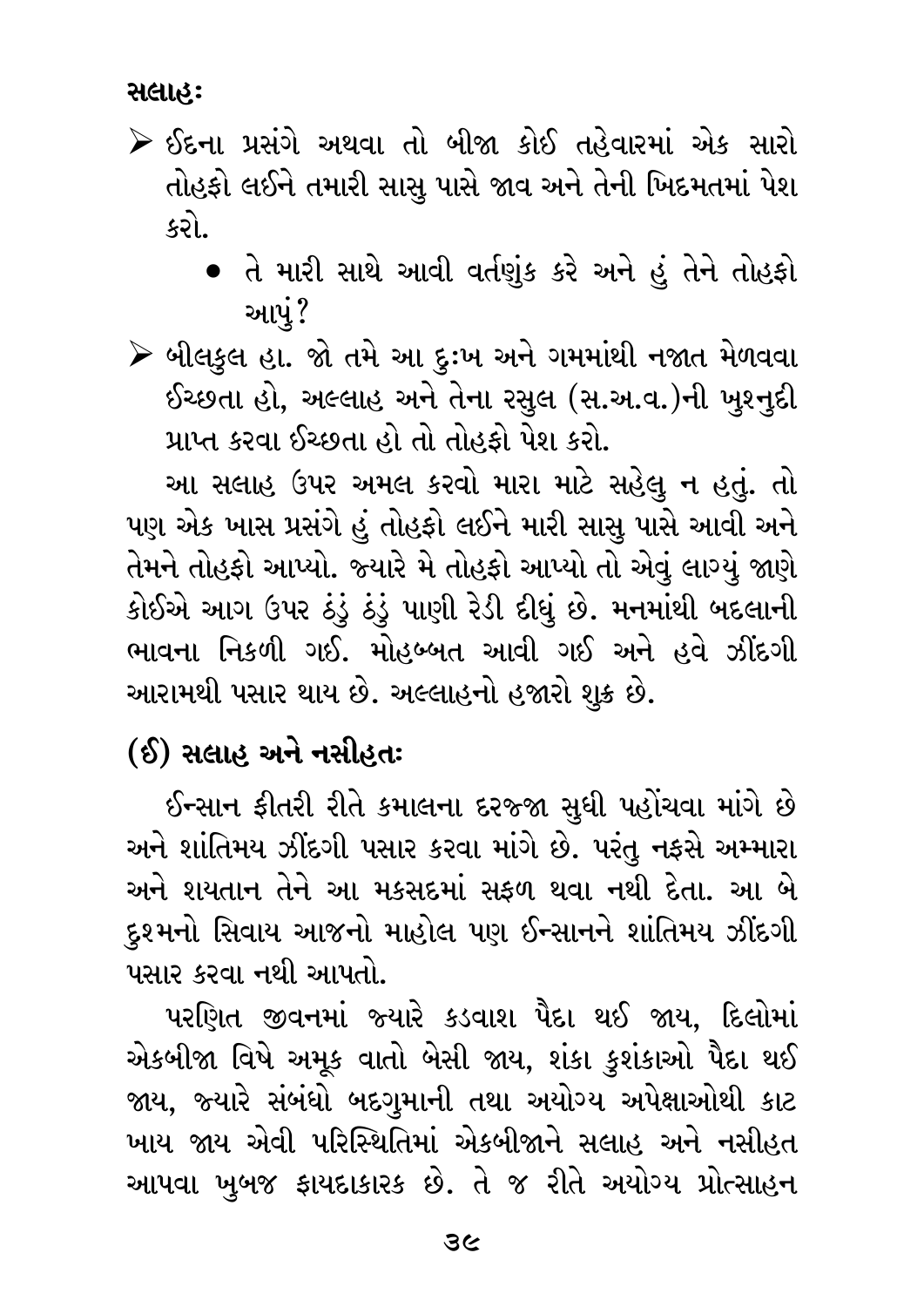**સલાહઃ**

- ➢ ઈદના પ્રસંગે અથવા તો બીજા કોઈ તહેવારમાં એક સારો તોહફો લઈને તમારી સાસુ પાસે જાવ અને તેની ખિદમતમાં પેશ કરો.
    - તે મારી સાથે આવી વર્તણુંક કરે અને હું તેને તોહફો આપું?
- ➢ બીલકુલ હા. જો તમે આ દુઃખ અને ગમમાંથી નજાત મેળવવા ઈચ્છતા હો, અલ્લાહ અને તેના રસુલ (સ.અ.વ.)ની ખુશનુદી પ્રાપ્ત કરવા ઈચ્છતા હો તો તોહફો પેશ કરો.

આ સલાહ ઉપર અમલ કરવો મારા માટે સહેલુ ન હતું. તો પણ એક ખાસ પ્રસંગે હું તોહફો લઈને મારી સાસુ પાસે આવી અને તેમને તોહફો આપ્યો. જ્યારે મે તોહફો આપ્યો તો એવું લાગ્યું જાણે કોઈએ આગ ઉપર ઠંડું ઠંડું પાણી રેડી દીધું છે. મનમાંથી બદલાની ભાવના નિકળી ગઈ. મોહબ્બત આવી ગઈ અને હવે ઝીંદગી આરામથી પસાર થાય છે. અલ્લાહનો હજારો શુક્ર છે.

## (ઈ) સલાહ અને નસીહતઃ

ઈન્સાન ફીતરી રીતે કમાલના દરજ્જા સુધી પહોંચવા માંગે છે અને શાંતિમય ઝીંદગી પસાર કરવા માંગે છે. પરંતુ નફસે અમ્મારા અને શયતાન તેને આ મકસદમાં સફળ થવા નથી દેતા. આ બે દુશ્મનો સિવાય આજનો માહોલ પણ ઈન્સાનને શાંતિમય ઝીંદગી પસાર કરવા નથી આપતો.

પરણિત જીવનમાં જ્યારે કડવાશ પૈદા થઈ જાય, દિલોમાં એકબીજા વિષે અમૂક વાતો બેસી જાય, શંકા કુશંકાઓ પૈદા થઈ જાય, જ્યારે સંબંધો બદગુમાની તથા અયોગ્ય અપેક્ષાઓથી કાટ ખાય જાય એવી પરિસ્થિતિમાં એકબીજાને સલાહ અને નસીહત આપવા ખુબજ ફાયદાકારક છે. તે જ રીતે અયોગ્ય પ્રોત્સાહન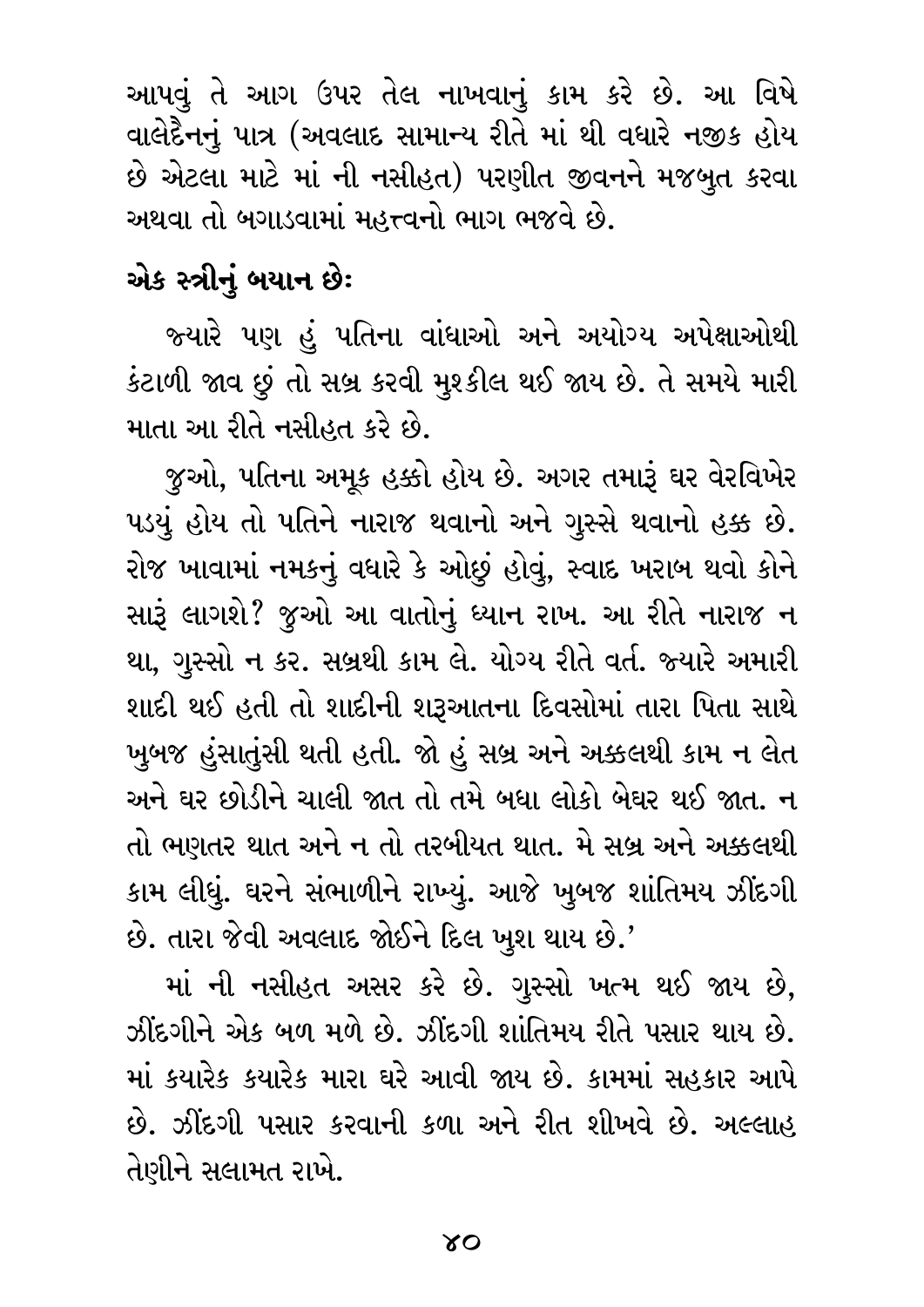આપવું તે આગ ઉપર તેલ નાખવાનું કામ કરે છે. આ વિષે વાલેદૈનનું પાત્ર (અવલાદ સામાન્ય રીતે માં થી વધારે નજીક હોય છે એટલા માટે માં ની નસીહત) પરણીત જીવનને મજબુત કરવા અથવા તો બગાડવામાં મહત્ત્વનો ભાગ ભજવે છે.

### એક સ્ત્રીનું બયાન છેઃ

જ્યારે પણ હું પતિના વાંધાઓ અને અયોગ્ય અપેક્ષાઓથી કંટાળી જાવ છું તો સબ્ર કરવી મુશ્કીલ થઈ જાય છે. તે સમયે મારી માતા આ રીતે નસીહત કરે છે.

જુઓ, પતિના અમૂક હક્કો હોય છે. અગર તમારૂં ઘર વેરવિખેર પડયું હોય તો પતિને નારાજ થવાનો અને ગુસ્સે થવાનો હક્ક છે. રોજ ખાવામાં નમકનું વધારે કે ઓછું હોવું, સ્વાદ ખરાબ થવો કોને સારૂં લાગશે? જુઓ આ વાતોનું ધ્યાન રાખ. આ રીતે નારાજ ન થા, ગુસ્સો ન કર. સબ્રથી કામ લે. યોગ્ય રીતે વર્ત. જ્યારે અમારી શાદી થઈ હતી તો શાદીની શરૂઆતના દિવસોમાં તારા પિતા સાથે ખુબજ હુંસાતુંસી થતી હતી. જો હું સબ્ર અને અક્કલથી કામ ન લેત અને ઘર છોડીને ચાલી જાત તો તમે બધા લોકો બેઘર થઈ જાત. ન તો ભણતર થાત અને ન તો તરબીયત થાત. મે સબ્ર અને અક્કલથી કામ લીધું. ઘરને સંભાળીને રાખ્યું. આજે ખુબજ શાંતિમય ઝીંદગી છે. તારા જેવી અવલાદ જોઈને દિલ ખુશ થાય છે.'

માં ની નસીહત અસર કરે છે. ગુસ્સો ખત્મ થઈ જાય છે, ઝીંદગીને એક બળ મળે છે. ઝીંદગી શાંતિમય રીતે પસાર થાય છે. માં કયારેક કયારેક મારા ઘરે આવી જાય છે. કામમાં સહકાર આપે છે. ઝીંદગી પસાર કરવાની કળા અને રીત શીખવે છે. અલ્લાહ તેણીને સલામત રાખે.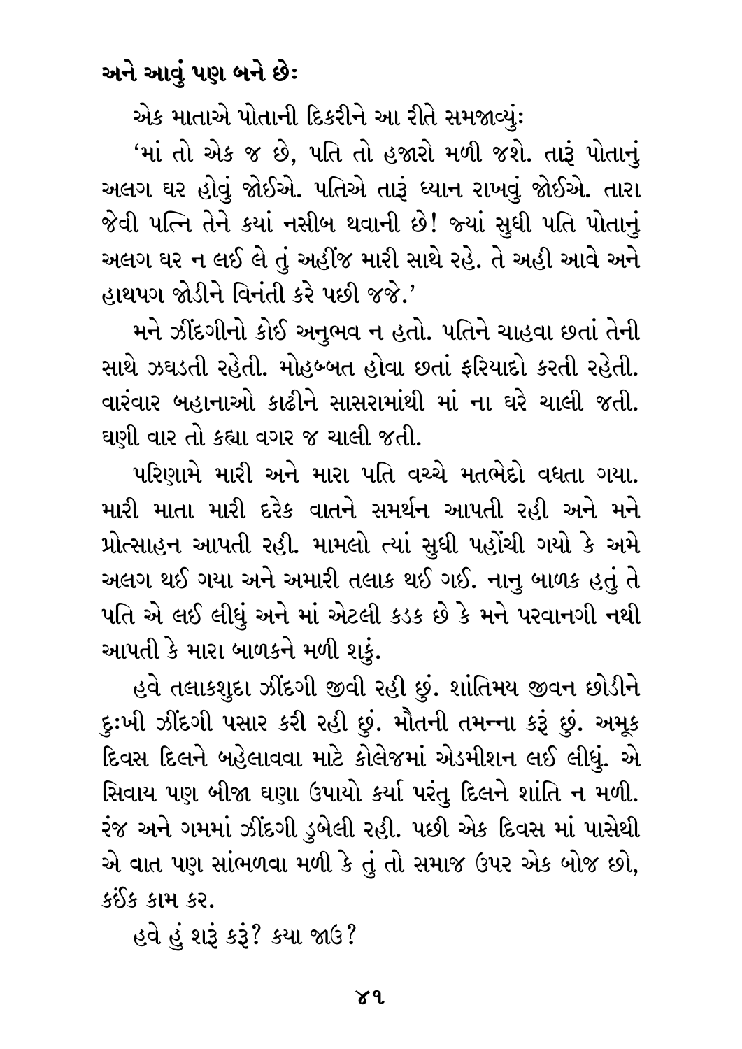**અને આવું પણ બને છેઃ**

એક માતાએ પોતાની દિકરીને આ રીતે સમજાવ્યુંઃ

'માં તો એક જ છે, પતિ તો હજારો મળી જશે. તારૂં પોતાનું અલગ ઘર હોવું જોઈએ. પતિએ તારૂં ધ્યાન રાખવું જોઈએ. તારા જેવી પત્નિ તેને કયાં નસીબ થવાની છે! જ્યાં સુધી પતિ પોતાનું અલગ ઘર ન લઈ લે તું અહીંજ મારી સાથે રહે. તે અહી આવે અને હાથપગ જોડીને વિનંતી કરે પછી જજે.'

મને ઝીંદગીનો કોઈ અનુભવ ન હતો. પતિને ચાહવા છતાં તેની સાથે ઝઘડતી રહેતી. મોહબ્બત હોવા છતાં ફરિયાદો કરતી રહેતી. વારંવાર બહાનાઓ કાઢીને સાસરામાંથી માં ના ઘરે ચાલી જતી. ઘણી વાર તો કહ્યા વગર જ ચાલી જતી.

પરિણામે મારી અને મારા પતિ વચ્ચે મતભેદો વધતા ગયા. મારી માતા મારી દરેક વાતને સમર્થન આપતી રહી અને મને પ્રોત્સાહન આપતી રહી. મામલો ત્યાં સુધી પહોંચી ગયો કે અમે અલગ થઈ ગયા અને અમારી તલાક થઈ ગઈ. નાનુ બાળક હતું તે પતિ એ લઈ લીધું અને માં એટલી કડક છે કે મને પરવાનગી નથી આપતી કે મારા બાળકને મળી શકું.

હવે તલાકશુદા ઝીંદગી જીવી રહી છું. શાંતિમય જીવન છોડીને દુઃખી ઝીંદગી પસાર કરી રહી છું. મૌતની તમન્ના કરૂં છું. અમૂક દિવસ દિલને બહેલાવવા માટે કોલેજમાં એડમીશન લઈ લીધું. એ સિવાય પણ બીજા ઘણા ઉપાયો કર્યા પરંતુ દિલને શાંતિ ન મળી. રંજ અને ગમમાં ઝીંદગી ડુબેલી રહી. પછી એક દિવસ માં પાસેથી એ વાત પણ સાંભળવા મળી કે તું તો સમાજ ઉપર એક બોજ છો, કંઈક કામ કર.

હવે હું શરૂ કરૂં? કયા જાઉ?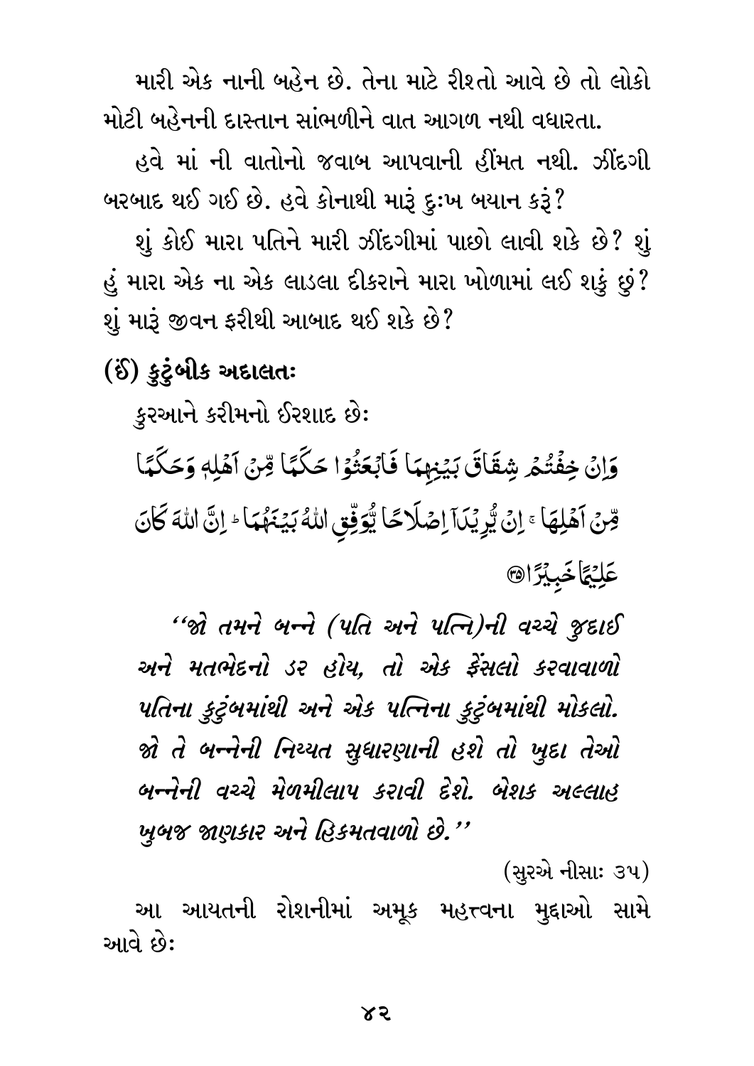મારી એક નાની બહેન છે. તેના માટે રીશ્તો આવે છે તો લોકો મોટી બહેનની દાસ્તાન સાંભળીને વાત આગળ નથી વધારતા.

હવે માં ની વાતોનો જવાબ આપવાની હીંમત નથી. ઝીંદગી બરબાદ થઈ ગઈ છે. હવે કોનાથી મારૂ દુઃખ બયાન કરૂ?

શું કોઈ મારા પતિને મારી ઝીંદગીમાં પાછો લાવી શકે છે? શું હું મારા એક ના એક લાડલા દીકરાને મારા ખોળામાં લઈ શકું છું? શું મારૂ જીવન ફરીથી આબાદ થઈ શકે છે?

## (ઈ) કુટુંબીક અદાલતઃ

કુરઆને કરીમનો ઈરશાદ છેઃ

وَاِنْ خِفْتُمْ شِقَاقَ بَيْنِهِمَا فَابْعَثُوْا حَكَمًا مِّنْ اَهْلِهٖ وَحَكَمًا مِّنْ اَهْلِهَا ۚ اِنْ يُّرِيْدَآ اِصْلَاحًا يُّوَفِّقِ اللّٰهُ بَيْنَهُمَا ۗ اِنَّ اللّٰهَ كَانَ عَلِيْمًا خَبِيْرًا ﴿٣٥﴾

*"જો તમને બન્ને (પતિ અને પત્નિ)ની વચ્ચે જુદાઈ અને મતભેદનો ડર હોય, તો એક ફેંસલો કરવાવાળો પતિના કુટુંબમાંથી અને એક પત્નિના કુટુંબમાંથી મોકલો. જો તે બન્નેની નિય્યત સુધારણાની હશે તો ખુદા તેઓ બન્નેની વચ્ચે મેળમીલાપ કરાવી દેશે. બેશક અલ્લાહ ખુબજ જાણકાર અને હિકમતવાળો છે."*

(સુરએ નીસાઃ ૩૫)

આ આયતની રોશનીમાં અમૂક મહત્ત્વના મુદ્દાઓ સામે આવે છેઃ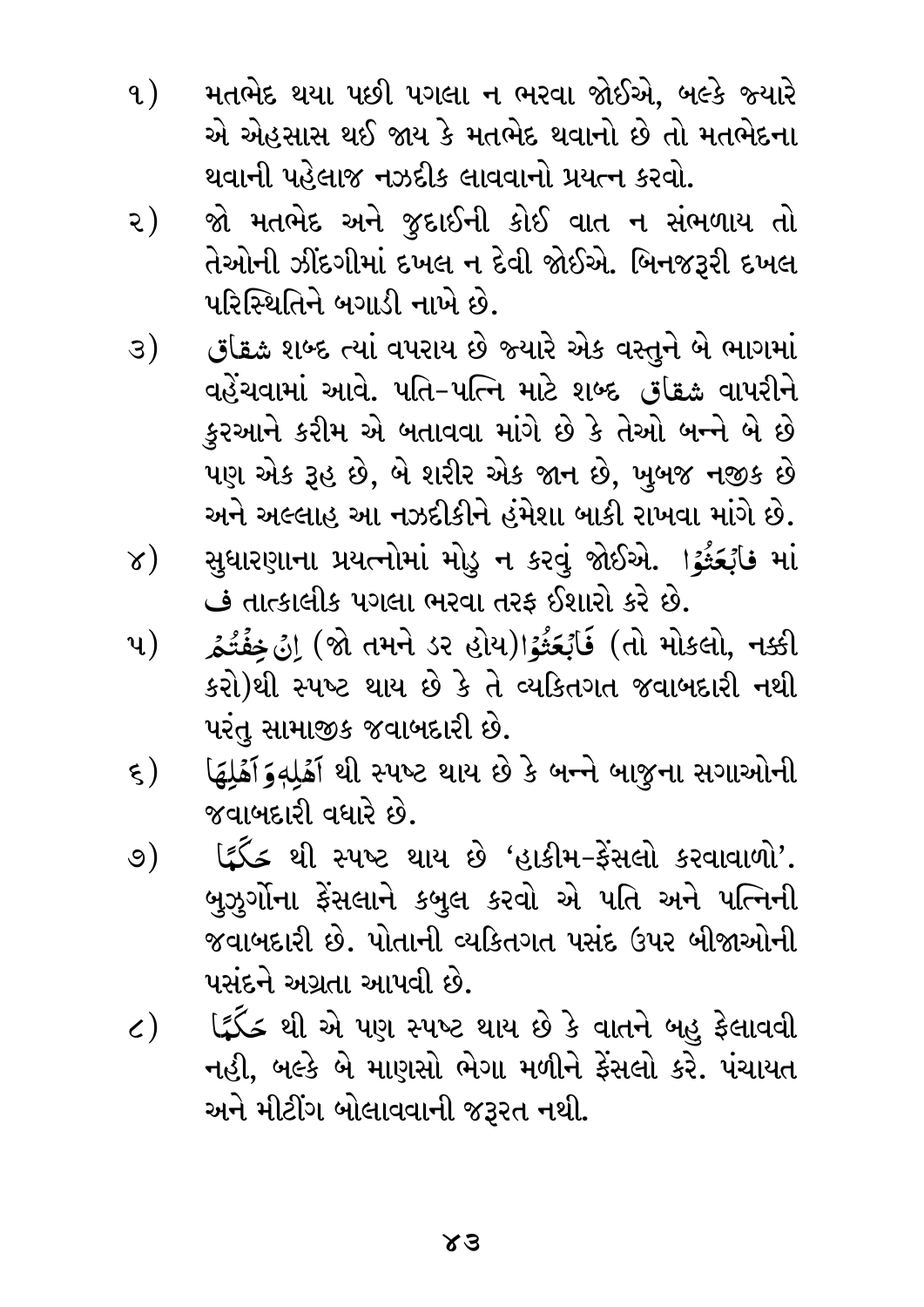૧) મતભેદ થયા પછી પગલા ન ભરવા જોઈએ, બલ્કે જ્યારે એ એહસાસ થઈ જાય કે મતભેદ થવાનો છે તો મતભેદના થવાની પહેલાજ નઝદીક લાવવાનો પ્રયત્ન કરવો.

૨) જો મતભેદ અને જુદાઈની કોઈ વાત ન સંભળાય તો તેઓની ઝીંદગીમાં દખલ ન દેવી જોઈએ. બિનજરૂરી દખલ પરિસ્થિતિને બગાડી નાખે છે.

૩) شقاق શબ્દ ત્યાં વપરાય છે જ્યારે એક વસ્તુને બે ભાગમાં વહેંચવામાં આવે. પતિ-પત્નિ માટે શબ્દ شقاق વાપરીને કુરઆને કરીમ એ બતાવવા માંગે છે કે તેઓ બન્ને બે છે પણ એક રૂહ છે, બે શરીર એક જાન છે, ખુબજ નજીક છે અને અલ્લાહ આ નઝદીકીને હંમેશા બાકી રાખવા માંગે છે.

૪) સુધારણાના પ્રયત્નોમાં મોડુ ન કરવું જોઈએ. فَابْعَثُوْا માં فَ તાત્કાલીક પગલા ભરવા તરફ ઈશારો કરે છે.

૫) اِنْ خِفْتُمْ (જો તમને ડર હોય)فَابْعَثُوْا (તો મોકલો, નક્કી કરો)થી સ્પષ્ટ થાય છે કે તે વ્યકિતગત જવાબદારી નથી પરંતુ સામાજીક જવાબદારી છે.

૬) اَهْلِهٖ وَ اَهْلِهَا થી સ્પષ્ટ થાય છે કે બન્ને બાજુના સગાઓની જવાબદારી વધારે છે.

૭) حَكَمًا થી સ્પષ્ટ થાય છે 'હાકીમ-ફેંસલો કરવાવાળો'. બુઝુર્ગોના ફેંસલાને કબુલ કરવો એ પતિ અને પત્નિની જવાબદારી છે. પોતાની વ્યકિતગત પસંદ ઉપર બીજાઓની પસંદને અગ્રતા આપવી છે.

૮) حَكَمًا થી એ પણ સ્પષ્ટ થાય છે કે વાતને બહુ ફેલાવવી નહી, બલ્કે બે માણસો ભેગા મળીને ફેંસલો કરે. પંચાયત અને મીટીંગ બોલાવવાની જરૂરત નથી.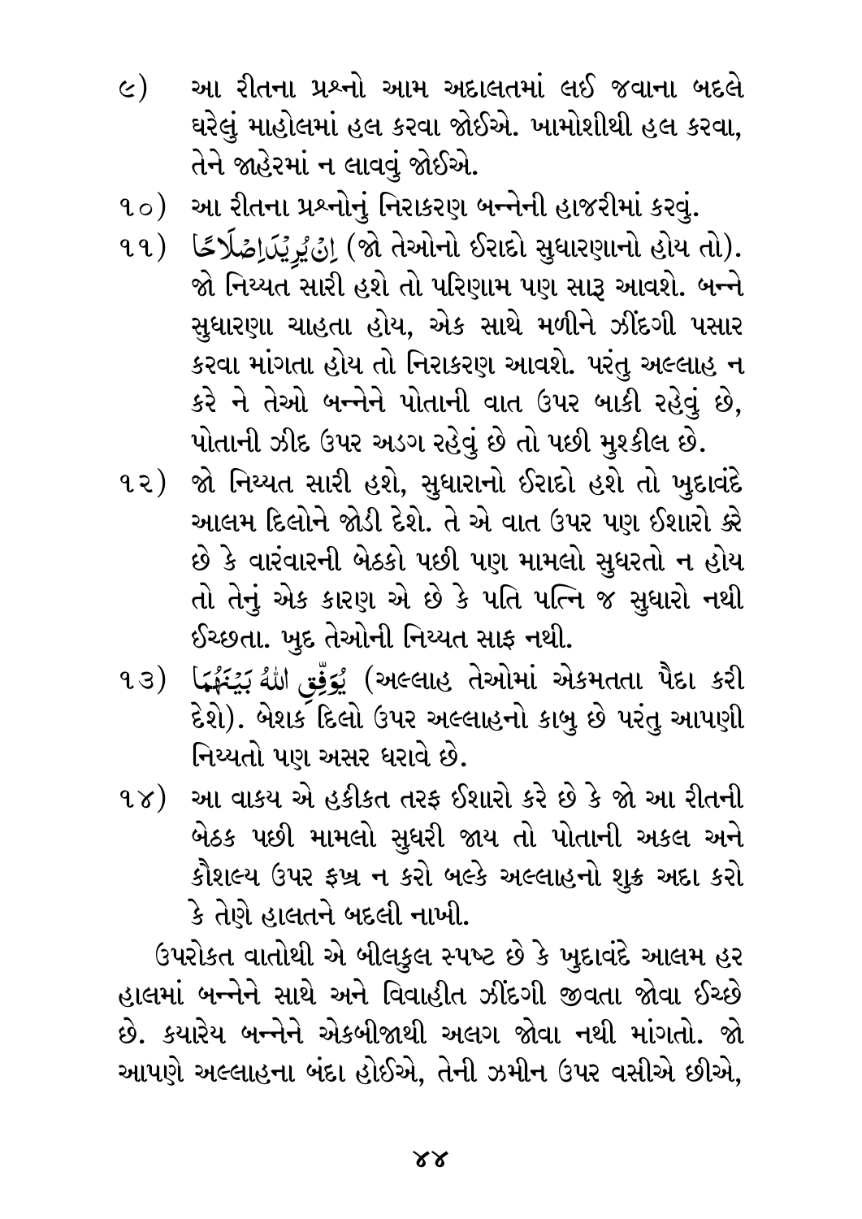૯) આ રીતના પ્રશ્નો આમ અદાલતમાં લઈ જવાના બદલે ઘરેલું માહોલમાં હલ કરવા જોઈએ. ખામોશીથી હલ કરવા, તેને જાહેરમાં ન લાવવું જોઈએ.

૧૦) આ રીતના પ્રશ્નોનું નિરાકરણ બન્નેની હાજરીમાં કરવું.

૧૧) اِنۡ یُّرِیۡدَاۤ اِصۡلَاحًا (જો તેઓનો ઈરાદો સુધારણાનો હોય તો). જો નિય્યત સારી હશે તો પરિણામ પણ સારૂ આવશે. બન્ને સુધારણા ચાહતા હોય, એક સાથે મળીને ઝીંદગી પસાર કરવા માંગતા હોય તો નિરાકરણ આવશે. પરંતુ અલ્લાહ ન કરે ને તેઓ બન્નેને પોતાની વાત ઉપર બાકી રહેવું છે, પોતાની ઝીદ ઉપર અડગ રહેવું છે તો પછી મુશ્કીલ છે.

૧૨) જો નિય્યત સારી હશે, સુધારાનો ઈરાદો હશે તો ખુદાવંદે આલમ દિલોને જોડી દેશે. તે એ વાત ઉપર પણ ઈશારો કરે છે કે વારંવારની બેઠકો પછી પણ મામલો સુધરતો ન હોય તો તેનું એક કારણ એ છે કે પતિ પત્નિ જ સુધારો નથી ઈચ્છતા. ખુદ તેઓની નિય્યત સાફ નથી.

૧૩) یُّوَفِّقِ اللّٰہُ بَیۡنَہُمَا (અલ્લાહ તેઓમાં એકમતતા પૈદા કરી દેશે). બેશક દિલો ઉપર અલ્લાહનો કાબુ છે પરંતુ આપણી નિય્યતો પણ અસર ધરાવે છે.

૧૪) આ વાકય એ હકીકત તરફ ઈશારો કરે છે કે જો આ રીતની બેઠક પછી મામલો સુધરી જાય તો પોતાની અકલ અને કૌશલ્ય ઉપર ફખ્ર ન કરો બલ્કે અલ્લાહનો શુક્ર અદા કરો કે તેણે હાલતને બદલી નાખી.

ઉપરોકત વાતોથી એ બીલકુલ સ્પષ્ટ છે કે ખુદાવંદે આલમ હર હાલમાં બન્નેને સાથે અને વિવાહીત ઝીંદગી જીવતા જોવા ઈચ્છે છે. કયારેય બન્નેને એકબીજાથી અલગ જોવા નથી માંગતો. જો આપણે અલ્લાહના બંદા હોઈએ, તેની ઝમીન ઉપર વસીએ છીએ,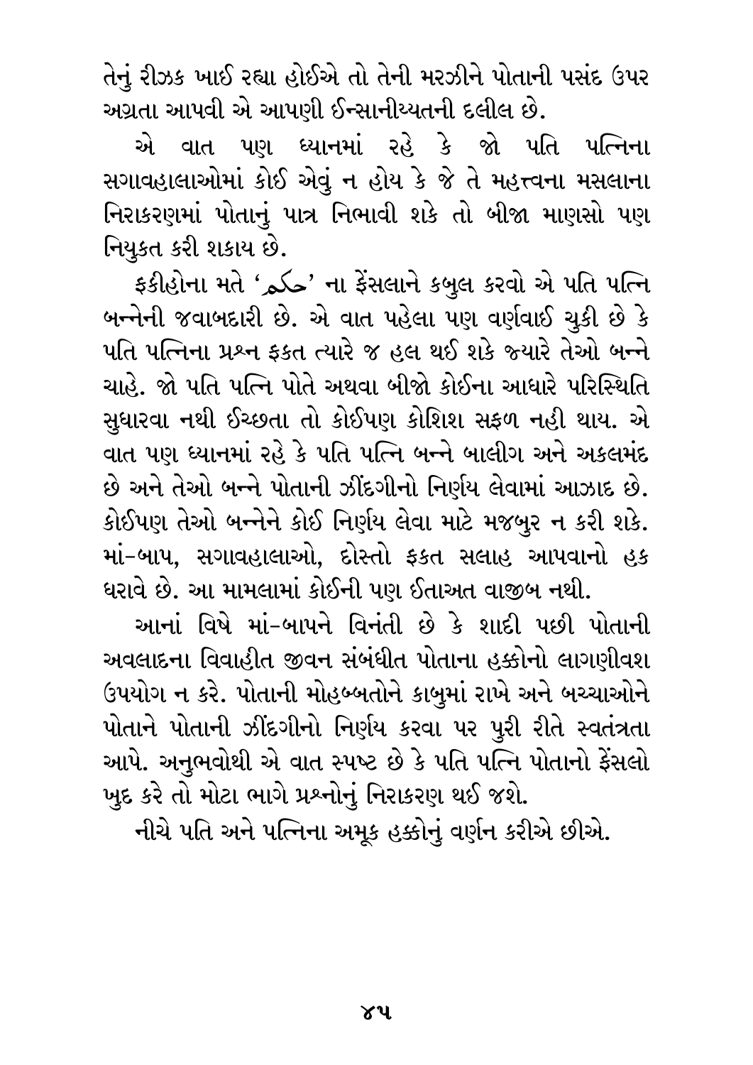તેનું રીઝક ખાઈ રહ્યા હોઈએ તો તેની મરઝીને પોતાની પસંદ ઉપર અગ્રતા આપવી એ આપણી ઈન્સાનીય્યતની દલીલ છે.

એ વાત પણ ધ્યાનમાં રહે કે જો પતિ પત્નિના સગાવહાલાઓમાં કોઈ એવું ન હોય કે જે તે મહત્ત્વના મસલાના નિરાકરણમાં પોતાનું પાત્ર નિભાવી શકે તો બીજા માણસો પણ નિયુકત કરી શકાય છે.

ફકીહોના મતે 'حکم' ના ફેંસલાને કબુલ કરવો એ પતિ પત્નિ બન્નેની જવાબદારી છે. એ વાત પહેલા પણ વર્ણવાઈ ચુકી છે કે પતિ પત્નિના પ્રશ્ન ફકત ત્યારે જ હલ થઈ શકે જ્યારે તેઓ બન્ને ચાહે. જો પતિ પત્નિ પોતે અથવા બીજો કોઈના આધારે પરિસ્થિતિ સુધારવા નથી ઈચ્છતા તો કોઈપણ કોશિશ સફળ નહી થાય. એ વાત પણ ધ્યાનમાં રહે કે પતિ પત્નિ બન્ને બાલીગ અને અકલમંદ છે અને તેઓ બન્ને પોતાની ઝીંદગીનો નિર્ણય લેવામાં આઝાદ છે. કોઈપણ તેઓ બન્નેને કોઈ નિર્ણય લેવા માટે મજબુર ન કરી શકે. માં-બાપ, સગાવહાલાઓ, દોસ્તો ફકત સલાહ આપવાનો હક ધરાવે છે. આ મામલામાં કોઈની પણ ઈતાઅત વાજીબ નથી.

આનાં વિષે માં-બાપને વિનંતી છે કે શાદી પછી પોતાની અવલાદના વિવાહીત જીવન સંબંધીત પોતાના હક્કોનો લાગણીવશ ઉપયોગ ન કરે. પોતાની મોહબ્બતોને કાબુમાં રાખે અને બચ્ચાઓને પોતાને પોતાની ઝીંદગીનો નિર્ણય કરવા પર પુરી રીતે સ્વતંત્રતા આપે. અનુભવોથી એ વાત સ્પષ્ટ છે કે પતિ પત્નિ પોતાનો ફેંસલો ખુદ કરે તો મોટા ભાગે પ્રશ્નોનું નિરાકરણ થઈ જશે.

નીચે પતિ અને પત્નિના અમૂક હક્કોનું વર્ણન કરીએ છીએ.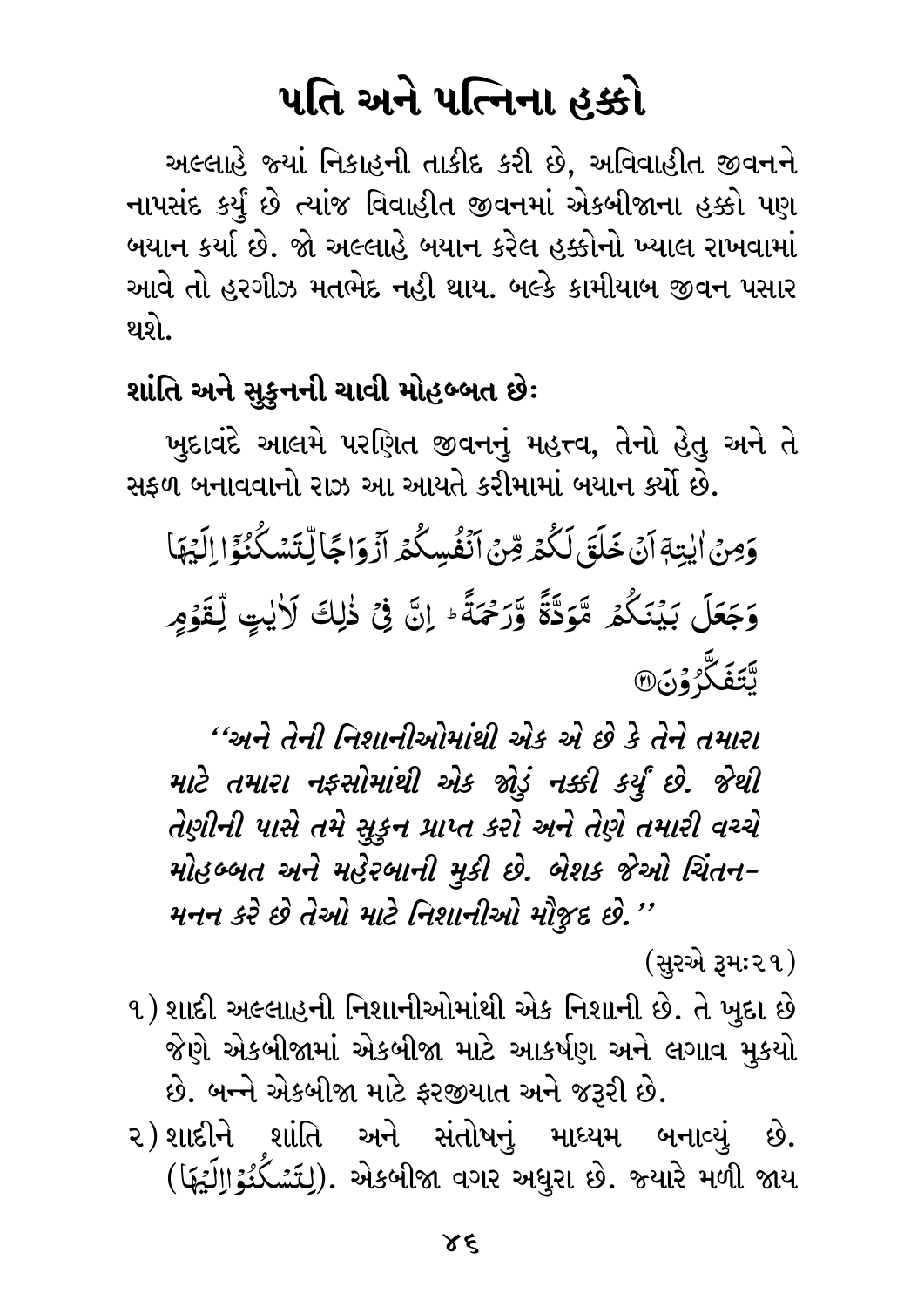# પતિ અને પત્નિના હક્કો

અલ્લાહે જ્યાં નિકાહની તાકીદ કરી છે, અવિવાહીત જીવનને નાપસંદ કર્યું છે ત્યાંજ વિવાહીત જીવનમાં એકબીજાના હક્કો પણ બયાન કર્યા છે. જો અલ્લાહે બયાન કરેલ હક્કોનો ખ્યાલ રાખવામાં આવે તો હરગીઝ મતભેદ નહી થાય. બલ્કે કામીયાબ જીવન પસાર થશે.

### શાંતિ અને સુકુનની ચાવી મોહબ્બત છેઃ

ખુદાવંદે આલમે પરણિત જીવનનું મહત્ત્વ, તેનો હેતુ અને તે સફળ બનાવવાનો રાઝ આ આયતે કરીમામાં બયાન કર્યો છે.

وَمِنۡ اٰيٰتِهٖۤ اَنۡ خَلَقَ لَكُمۡ مِّنۡ اَنۡفُسِكُمۡ اَزۡوَاجًا لِّتَسۡكُنُوۡۤا اِلَيۡهَا وَجَعَلَ بَيۡنَكُمۡ مَّوَدَّةً وَّرَحۡمَةً ؕ اِنَّ فِىۡ ذٰلِكَ لَاٰيٰتٍ لِّقَوۡمٍ يَّتَفَكَّرُوۡنَ ۝٢١

*"અને તેની નિશાનીઓમાંથી એક એ છે કે તેને તમારા માટે તમારા નફસોમાંથી એક જોડું નક્કી કર્યું છે. જેથી તેણીની પાસે તમે સુકુન પ્રાપ્ત કરો અને તેણે તમારી વચ્ચે મોહબ્બત અને મહેરબાની મુકી છે. બેશક જેઓ ચિંતન-મનન કરે છે તેઓ માટે નિશાનીઓ મૌજુદ છે."*

(સુરએ રૂમ:૨૧)

૧) શાદી અલ્લાહની નિશાનીઓમાંથી એક નિશાની છે. તે ખુદા છે જેણે એકબીજામાં એકબીજા માટે આકર્ષણ અને લગાવ મુકયો છે. બન્ને એકબીજા માટે ફરજીયાત અને જરૂરી છે.

૨) શાદીને શાંતિ અને સંતોષનું માધ્યમ બનાવ્યું છે. (لِتَسۡكُنُوۡۤا اِلَيۡهَا). એકબીજા વગર અધુરા છે. જ્યારે મળી જાય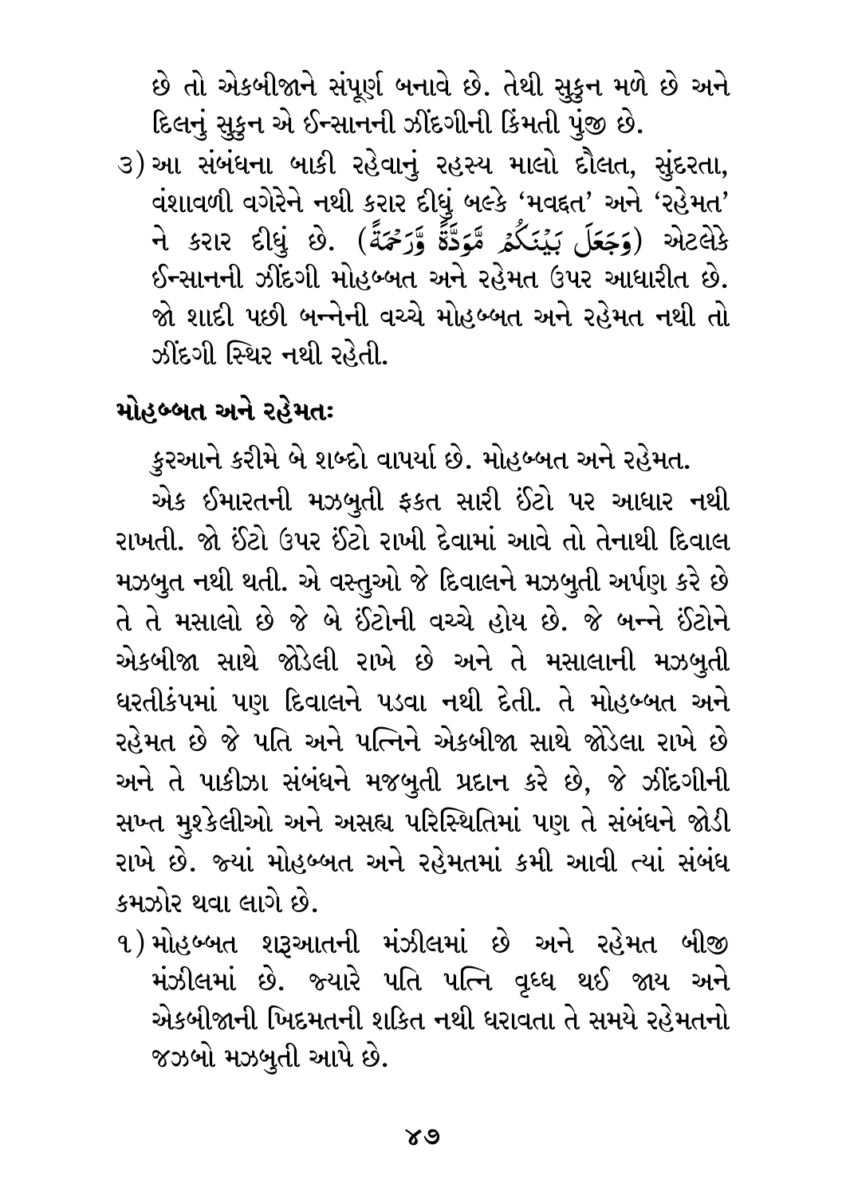છે તો એકબીજાને સંપૂર્ણ બનાવે છે. તેથી સુકુન મળે છે અને દિલનું સુકુન એ ઈન્સાનની ઝીંદગીની કિંમતી પુંજી છે.

3) આ સંબંધના બાકી રહેવાનું રહસ્ય માલો દૌલત, સુંદરતા, વંશાવળી વગેરેને નથી કરાર દીધું બલ્કે 'મવદ્દત' અને 'રહેમત' ને કરાર દીધું છે. (وَجَعَلَ بَيْنَكُمْ مَّوَدَّةً وَّرَحْمَةً) એટલેકે ઈન્સાનની ઝીંદગી મોહબ્બત અને રહેમત ઉપર આધારીત છે. જો શાદી પછી બન્નેની વચ્ચે મોહબ્બત અને રહેમત નથી તો ઝીંદગી સ્થિર નથી રહેતી.

### મોહબ્બત અને રહેમતઃ

કુરઆને કરીમે બે શબ્દો વાપર્યા છે. મોહબ્બત અને રહેમત.

એક ઈમારતની મઝબુતી ફકત સારી ઈંટો પર આધાર નથી રાખતી. જો ઈંટો ઉપર ઈંટો રાખી દેવામાં આવે તો તેનાથી દિવાલ મઝબુત નથી થતી. એ વસ્તુઓ જે દિવાલને મઝબુતી અર્પણ કરે છે તે તે મસાલો છે જે બે ઈંટોની વચ્ચે હોય છે. જે બન્ને ઈંટોને એકબીજા સાથે જોડેલી રાખે છે અને તે મસાલાની મઝબુતી ધરતીકંપમાં પણ દિવાલને પડવા નથી દેતી. તે મોહબ્બત અને રહેમત છે જે પતિ અને પત્નિને એકબીજા સાથે જોડેલા રાખે છે અને તે પાકીઝા સંબંધને મજબુતી પ્રદાન કરે છે, જે ઝીંદગીની સખ્ત મુશ્કેલીઓ અને અસહ્ય પરિસ્થિતિમાં પણ તે સંબંધને જોડી રાખે છે. જ્યાં મોહબ્બત અને રહેમતમાં કમી આવી ત્યાં સંબંધ કમઝોર થવા લાગે છે.

1) મોહબ્બત શરૂઆતની મંઝીલમાં છે અને રહેમત બીજી મંઝીલમાં છે. જ્યારે પતિ પત્નિ વૃધ્ધ થઈ જાય અને એકબીજાની ખિદમતની શકિત નથી ધરાવતા તે સમયે રહેમતનો જઝબો મઝબુતી આપે છે.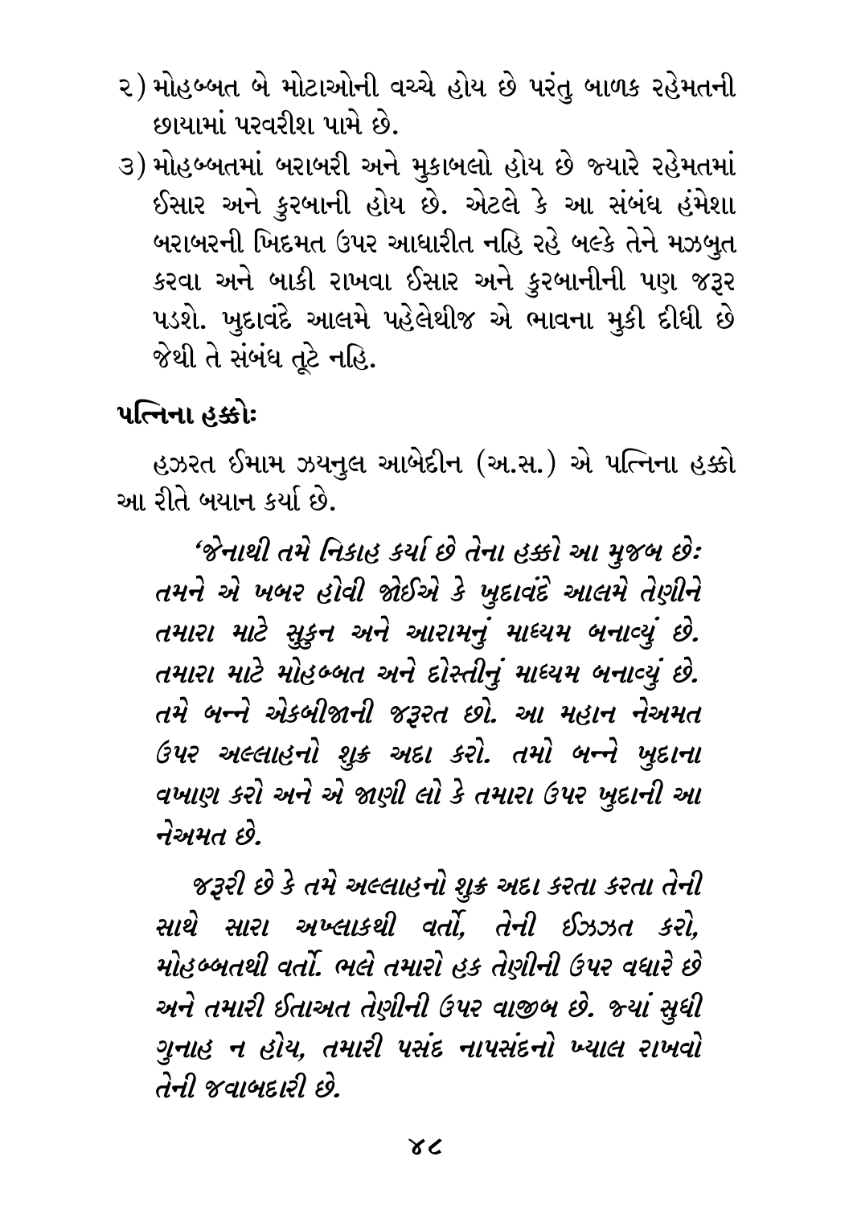૨) મોહબ્બત બે મોટાઓની વચ્ચે હોય છે પરંતુ બાળક રહેમતની છાયામાં પરવરીશ પામે છે.

૩) મોહબ્બતમાં બરાબરી અને મુકાબલો હોય છે જ્યારે રહેમતમાં ઈસાર અને કુરબાની હોય છે. એટલે કે આ સંબંધ હંમેશા બરાબરની ખિદમત ઉપર આધારીત નહિ રહે બલ્કે તેને મઝબુત કરવા અને બાકી રાખવા ઈસાર અને કુરબાનીની પણ જરૂર પડશે. ખુદાવંદે આલમે પહેલેથીજ એ ભાવના મુકી દીધી છે જેથી તે સંબંધ તૂટે નહિ.

### પત્નિના હક્કોઃ

હઝરત ઈમામ ઝયનુલ આબેદીન (અ.સ.) એ પત્નિના હક્કો આ રીતે બયાન કર્યા છે.

*'જેનાથી તમે નિકાહ કર્યા છે તેના હક્કો આ મુજબ છેઃ તમને એ ખબર હોવી જોઈએ કે ખુદાવંદે આલમે તેણીને તમારા માટે સુકુન અને આરામનું માઘ્યમ બનાવ્યું છે. તમારા માટે મોહબ્બત અને દોસ્તીનું માઘ્યમ બનાવ્યું છે. તમે બન્ને એકબીજાની જરૂરત છો. આ મહાન નેઅમત ઉપર અલ્લાહનો શુક્ર અદા કરો. તમો બન્ને ખુદાના વખાણ કરો અને એ જાણી લો કે તમારા ઉપર ખુદાની આ નેઅમત છે.*

*જરૂરી છે કે તમે અલ્લાહનો શુક્ર અદા કરતા કરતા તેની સાથે સારા અખ્લાકથી વર્તો, તેની ઈઝઝત કરો, મોહબ્બતથી વર્તો. ભલે તમારો હક તેણીની ઉપર વધારે છે અને તમારી ઈતાઅત તેણીની ઉપર વાજીબ છે. જ્યાં સુધી ગુનાહ ન હોય, તમારી પસંદ નાપસંદનો ખ્યાલ રાખવો તેની જવાબદારી છે.*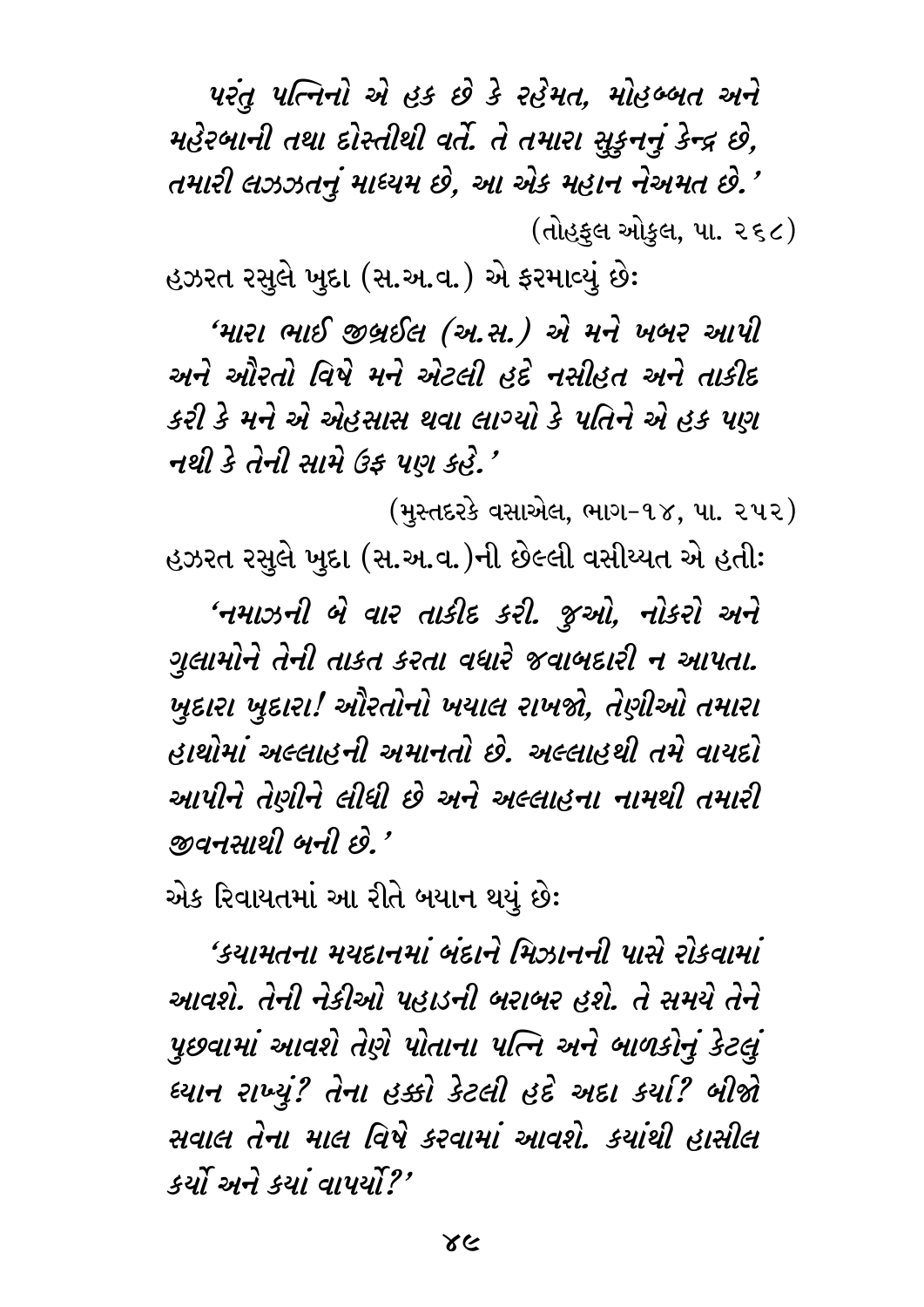*પરંતુ પત્નિનો એ હક છે કે રહેમત, મોહબ્બત અને મહેરબાની તથા દોસ્તીથી વર્તે. તે તમારા સુકુનનું કેન્દ્ર છે, તમારી લઝઝતનું માધ્યમ છે, આ એક મહાન નેઅમત છે.'*

(તોહફુલ ઓકુલ, પા. ૨૬૮)

હઝરત રસુલે ખુદા (સ.અ.વ.) એ ફરમાવ્યું છેઃ

*'મારા ભાઈ જીબ્રઈલ (અ.સ.) એ મને ખબર આપી અને ઔરતો વિષે મને એટલી હદે નસીહત અને તાકીદ કરી કે મને એ એહસાસ થવા લાગ્યો કે પતિને એ હક પણ નથી કે તેની સામે ઉફ પણ કહે.'*

(મુસ્તદરકે વસાએલ, ભાગ-૧૪, પા. ૨૫૨)

હઝરત રસુલે ખુદા (સ.અ.વ.)ની છેલ્લી વસીય્યત એ હતીઃ

*'નમાઝની બે વાર તાકીદ કરી. જુઓ, નોકરો અને ગુલામોને તેની તાકત કરતા વધારે જવાબદારી ન આપતા. ખુદારા ખુદારા! ઔરતોનો ખયાલ રાખજો, તેણીઓ તમારા હાથોમાં અલ્લાહની અમાનતો છે. અલ્લાહથી તમે વાયદો આપીને તેણીને લીધી છે અને અલ્લાહના નામથી તમારી જીવનસાથી બની છે.'*

એક રિવાયતમાં આ રીતે બયાન થયું છેઃ

*'કયામતના મયદાનમાં બંદાને મિઝાનની પાસે રોકવામાં આવશે. તેની નેકીઓ પહાડની બરાબર હશે. તે સમયે તેને પુછવામાં આવશે તેણે પોતાના પત્નિ અને બાળકોનું કેટલું ધ્યાન રાખ્યું? તેના હક્કો કેટલી હદે અદા કર્યા? બીજો સવાલ તેના માલ વિષે કરવામાં આવશે. કયાંથી હાસીલ કર્યો અને કયાં વાપર્યો?'*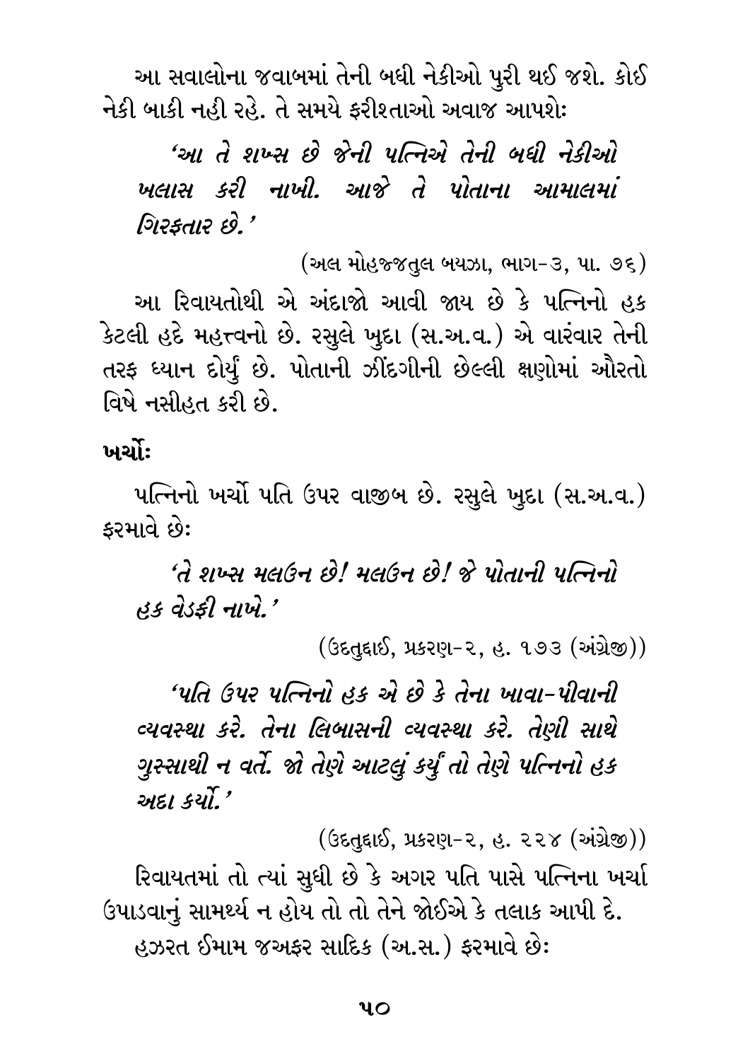આ સવાલોના જવાબમાં તેની બધી નેકીઓ પુરી થઈ જશે. કોઈ નેકી બાકી નહીં રહે. તે સમયે ફરીશ્તાઓ અવાજ આપશેઃ

*'આ તે શખ્સ છે જેની પત્નિએ તેની બધી નેકીઓ ખલાસ કરી નાખી. આજે તે પોતાના આમાલમાં ગિરફતાર છે.'*

(અલ મોહજ્જતુલ બયઝા, ભાગ-૩, પા. ૭૬)

આ રિવાયતોથી એ અંદાજો આવી જાય છે કે પત્નિનો હક કેટલી હદે મહત્ત્વનો છે. રસુલે ખુદા (સ.અ.વ.) એ વારંવાર તેની તરફ ધ્યાન દોર્યું છે. પોતાની ઝીંદગીની છેલ્લી ક્ષણોમાં ઔરતો વિષે નસીહત કરી છે.

**ખર્ચોઃ**

પત્નિનો ખર્ચો પતિ ઉપર વાજીબ છે. રસુલે ખુદા (સ.અ.વ.) ફરમાવે છેઃ

*'તે શખ્સ મલઉન છે! મલઉન છે! જે પોતાની પત્નિનો હક વેડફી નાખે.'*

(ઉદતુદ્દાઈ, પ્રકરણ-૨, હ. ૧૭૩ (અંગ્રેજી))

*'પતિ ઉપર પત્નિનો હક એ છે કે તેના ખાવા-પીવાની વ્યવસ્થા કરે. તેના લિબાસની વ્યવસ્થા કરે. તેણી સાથે ગુસ્સાથી ન વર્તે. જો તેણે આટલું કર્યું તો તેણે પત્નિનો હક અદા કર્યો.'*

(ઉદતુદ્દાઈ, પ્રકરણ-૨, હ. ૨૨૪ (અંગ્રેજી))

રિવાયતમાં તો ત્યાં સુધી છે કે અગર પતિ પાસે પત્નિના ખર્ચા ઉપાડવાનું સામર્થ્ય ન હોય તો તો તેને જોઈએ કે તલાક આપી દે.

હઝરત ઈમામ જઅફર સાદિક (અ.સ.) ફરમાવે છેઃ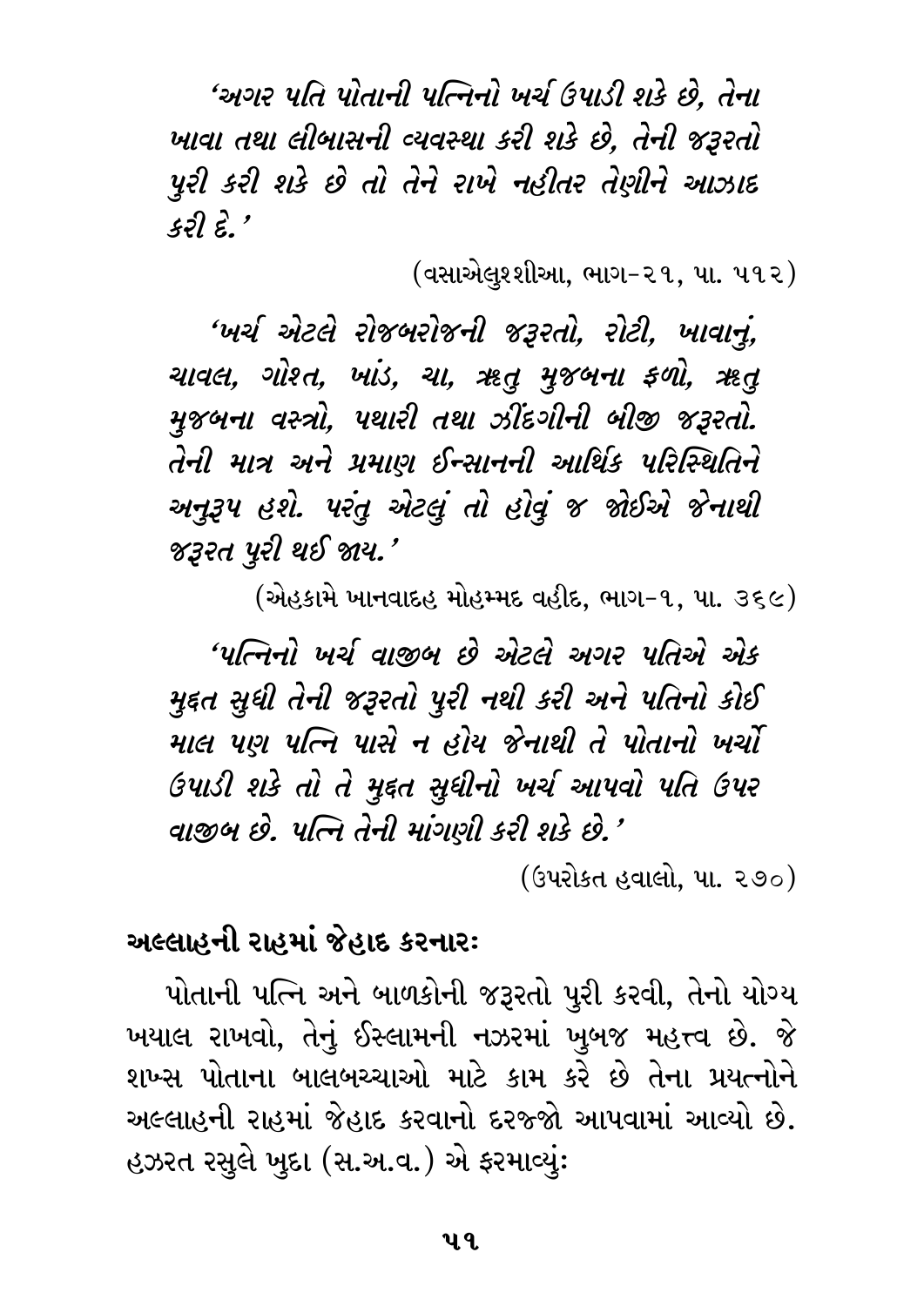*'અગર પતિ પોતાની પત્નિનો ખર્ચ ઉપાડી શકે છે, તેના ખાવા તથા લીબાસની વ્યવસ્થા કરી શકે છે, તેની જરૂરતો પુરી કરી શકે છે તો તેને રાખે નહીતર તેણીને આઝાદ કરી દે.'*

(વસાએલુશ્શીઆ, ભાગ-૨૧, પા. ૫૧૨)

*'ખર્ચ એટલે રોજબરોજની જરૂરતો, રોટી, ખાવાનું, ચાવલ, ગોશ્ત, ખાંડ, ચા, ઋતુ મુજબના ફળો, ઋતુ મુજબના વસ્ત્રો, પથારી તથા ઝીંદગીની બીજી જરૂરતો. તેની માત્ર અને પ્રમાણ ઈન્સાનની આર્થિક પરિસ્થિતિને અનુરૂપ હશે. પરંતુ એટલું તો હોવું જ જોઈએ જેનાથી જરૂરત પુરી થઈ જાય.'*

(એહકામે ખાનવાદહ મોહમ્મદ વહીદ, ભાગ-૧, પા. ૩૬૯)

*'પત્નિનો ખર્ચ વાજીબ છે એટલે અગર પતિએ એક મુદ્દત સુધી તેની જરૂરતો પુરી નથી કરી અને પતિનો કોઈ માલ પણ પત્નિ પાસે ન હોય જેનાથી તે પોતાનો ખર્ચો ઉપાડી શકે તો તે મુદ્દત સુધીનો ખર્ચ આપવો પતિ ઉપર વાજીબ છે. પત્નિ તેની માંગણી કરી શકે છે.'*

(ઉપરોક્ત હવાલો, પા. ૨૭૦)

**અલ્લાહની રાહમાં જેહાદ કરનારઃ**

પોતાની પત્નિ અને બાળકોની જરૂરતો પુરી કરવી, તેનો યોગ્ય ખયાલ રાખવો, તેનું ઈસ્લામની નઝરમાં ખુબજ મહત્ત્વ છે. જે શખ્સ પોતાના બાલબચ્ચાઓ માટે કામ કરે છે તેના પ્રયત્નોને અલ્લાહની રાહમાં જેહાદ કરવાનો દરજ્જો આપવામાં આવ્યો છે. હઝરત રસુલે ખુદા (સ.અ.વ.) એ ફરમાવ્યુંઃ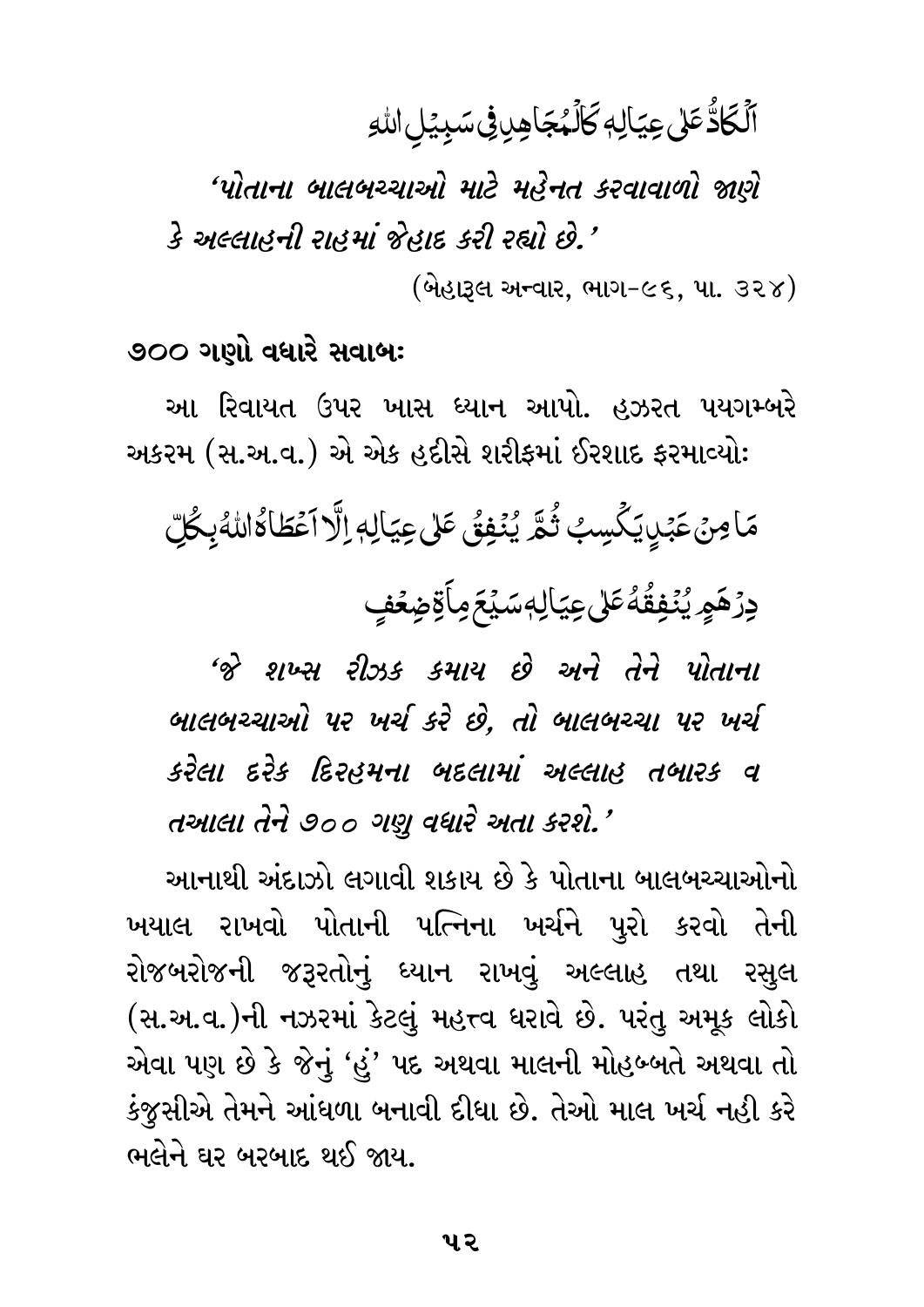اَلْكَادُّ عَلٰى عِيَالِهٖ كَالْمُجَاهِدِ فِىْ سَبِيْلِ اللهِ

*'પોતાના બાલબચ્ચાઓ માટે મહેનત કરવાવાળો જાણે કે અલ્લાહની રાહમાં જેહાદ કરી રહ્યો છે.'*

(બેહારૂલ અન્વાર, ભાગ-૯૬, પા. ૩૨૪)

**૭૦૦ ગણો વધારે સવાબઃ**

આ રિવાયત ઉપર ખાસ ધ્યાન આપો. હઝરત પયગમ્બરે અકરમ (સ.અ.વ.) એ એક હદીસે શરીફમાં ઈરશાદ ફરમાવ્યોઃ

مَا مِنْ عَبْدٍ يَكْسِبُ ثُمَّ يُنْفِقُ عَلٰى عِيَالِهٖ اِلَّا اَعْطَاهُ اللهُ بِكُلِّ دِرْهَمٍ يُنْفِقُهُ عَلٰى عِيَالِهٖ سَبْعَ مِاَةِ ضِعْفٍ

*'જે શખ્સ રીઝક કમાય છે અને તેને પોતાના બાલબચ્ચાઓ પર ખર્ચ કરે છે, તો બાલબચ્ચા પર ખર્ચ કરેલા દરેક દિરહમના બદલામાં અલ્લાહ તબારક વ તઆલા તેને ૭૦૦ ગણુ વધારે અતા કરશે.'*

આનાથી અંદાઝો લગાવી શકાય છે કે પોતાના બાલબચ્ચાઓનો ખયાલ રાખવો પોતાની પત્નિના ખર્ચને પુરો કરવો તેની રોજબરોજની જરૂરતોનું ધ્યાન રાખવું અલ્લાહ તથા રસુલ (સ.અ.વ.)ની નઝરમાં કેટલું મહત્ત્વ ધરાવે છે. પરંતુ અમૂક લોકો એવા પણ છે કે જેનું 'હું' પદ અથવા માલની મોહબ્બતે અથવા તો કંજુસીએ તેમને આંધળા બનાવી દીધા છે. તેઓ માલ ખર્ચ નહી કરે ભલેને ઘર બરબાદ થઈ જાય.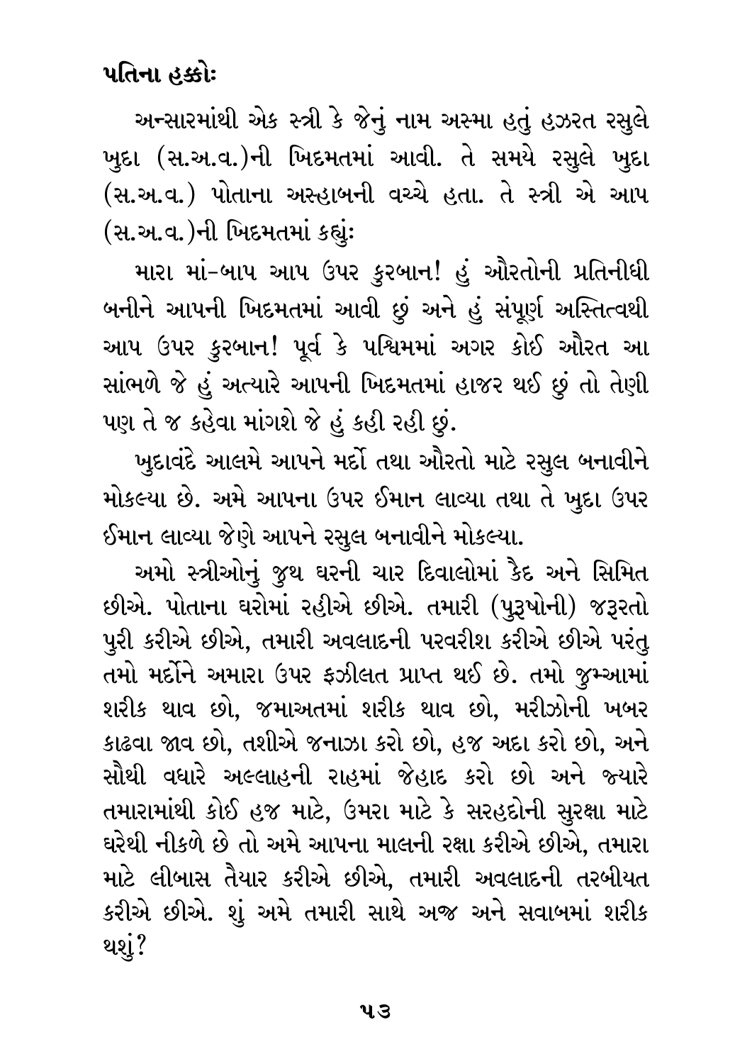**પતિના હક્કોઃ**

અન્સારમાંથી એક સ્ત્રી કે જેનું નામ અસ્મા હતું હઝરત રસુલે ખુદા (સ.અ.વ.)ની ખિદમતમાં આવી. તે સમયે રસુલે ખુદા (સ.અ.વ.) પોતાના અસ્હાબની વચ્ચે હતા. તે સ્ત્રી એ આપ (સ.અ.વ.)ની ખિદમતમાં કહ્યુંઃ

મારા માં-બાપ આપ ઉપર કુરબાન! હું ઔરતોની પ્રતિનીધી બનીને આપની ખિદમતમાં આવી છું અને હું સંપૂર્ણ અસ્તિત્વથી આપ ઉપર કુરબાન! પૂર્વ કે પશ્ચિમમાં અગર કોઈ ઔરત આ સાંભળે જે હું અત્યારે આપની ખિદમતમાં હાજર થઈ છું તો તેણી પણ તે જ કહેવા માંગશે જે હું કહી રહી છું.

ખુદાવંદે આલમે આપને મર્દો તથા ઔરતો માટે રસુલ બનાવીને મોકલ્યા છે. અમે આપના ઉપર ઈમાન લાવ્યા તથા તે ખુદા ઉપર ઈમાન લાવ્યા જેણે આપને રસુલ બનાવીને મોકલ્યા.

અમો સ્ત્રીઓનું જુથ ઘરની ચાર દિવાલોમાં કૈદ અને સિમિત છીએ. પોતાના ઘરોમાં રહીએ છીએ. તમારી (પુરૂષોની) જરૂરતો પુરી કરીએ છીએ, તમારી અવલાદની પરવરીશ કરીએ છીએ પરંતુ તમો મર્દોને અમારા ઉપર ફઝીલત પ્રાપ્ત થઈ છે. તમો જુમ્આમાં શરીક થાવ છો, જમાઅતમાં શરીક થાવ છો, મરીઝોની ખબર કાઢવા જાવ છો, તશીએ જનાઝા કરો છો, હજ અદા કરો છો, અને સૌથી વધારે અલ્લાહની રાહમાં જેહાદ કરો છો અને જ્યારે તમારામાંથી કોઈ હજ માટે, ઉમરા માટે કે સરહદોની સુરક્ષા માટે ઘરેથી નીકળે છે તો અમે આપના માલની રક્ષા કરીએ છીએ, તમારા માટે લીબાસ તૈયાર કરીએ છીએ, તમારી અવલાદની તરબીયત કરીએ છીએ. શું અમે તમારી સાથે અજ્ર અને સવાબમાં શરીક થશું?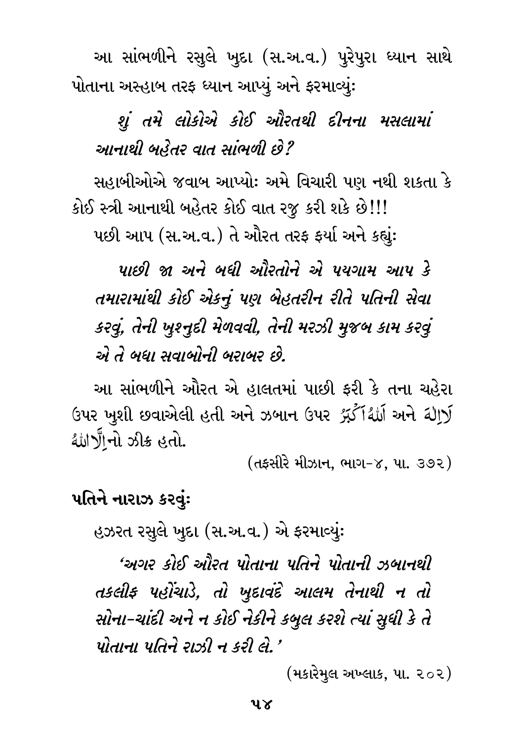આ સાંભળીને રસુલે ખુદા (સ.અ.વ.) પુરેપુરા ધ્યાન સાથે પોતાના અસ્હાબ તરફ ધ્યાન આપ્યું અને ફરમાવ્યુંઃ

*શું તમે લોકોએ કોઈ ઔરતથી દીનના મસલામાં આનાથી બહેતર વાત સાંભળી છે?*

સહાબીઓએ જવાબ આપ્યોઃ અમે વિચારી પણ નથી શકતા કે કોઈ સ્ત્રી આનાથી બહેતર કોઈ વાત રજુ કરી શકે છે!!!

પછી આપ (સ.અ.વ.) તે ઔરત તરફ ફર્યા અને કહ્યુંઃ

*પાછી જા અને બધી ઔરતોને એ પયગામ આપ કે તમારામાંથી કોઈ એકનું પણ બેહતરીન રીતે પતિની સેવા કરવું, તેની ખુશ્નુદી મેળવવી, તેની મરઝી મુજબ કામ કરવું એ તે બધા સવાબોની બરાબર છે.*

આ સાંભળીને ઔરત એ હાલતમાં પાછી ફરી કે તના ચહેરા ઉપર ખુશી છવાએલી હતી અને ઝબાન ઉપર اَللّٰهُ اَكْبَرُ અને لَا اِلٰهَ اِلَّا اللّٰهُ નો ઝીક્ર હતો.

(તફસીરે મીઝાન, ભાગ-૪, પા. ૩૭૨)

## પતિને નારાઝ કરવુંઃ

હઝરત રસુલે ખુદા (સ.અ.વ.) એ ફરમાવ્યુંઃ

*'અગર કોઈ ઔરત પોતાના પતિને પોતાની ઝબાનથી તકલીફ પહોંચાડે, તો ખુદાવંદે આલમ તેનાથી ન તો સોના-ચાંદી અને ન કોઈ નેકીને કબુલ કરશે ત્યાં સુધી કે તે પોતાના પતિને રાઝી ન કરી લે.'*

(મકારેમુલ અખ્લાક, પા. ૨૦૨)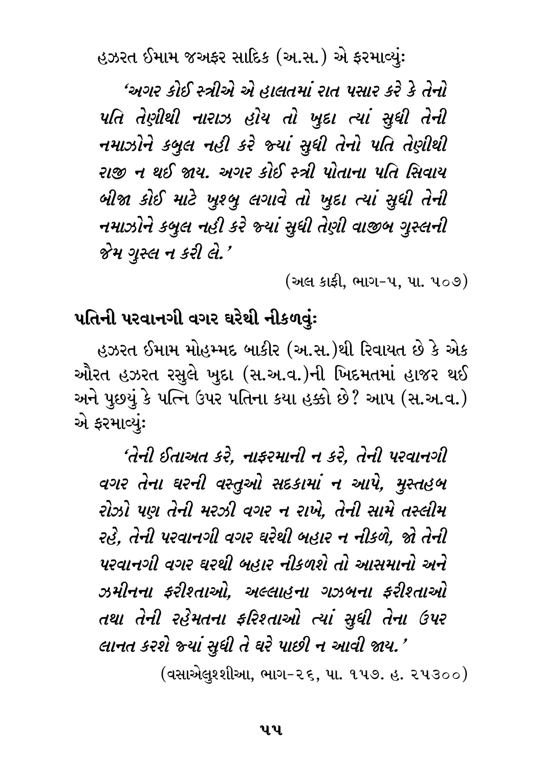હઝરત ઈમામ જઅફર સાદિક (અ.સ.) એ ફરમાવ્યું:

*'અગર કોઈ સ્ત્રીએ એ હાલતમાં રાત પસાર કરે કે તેનો પતિ તેણીથી નારાઝ હોય તો ખુદા ત્યાં સુધી તેની નમાઝોને કબુલ નહી કરે જ્યાં સુધી તેનો પતિ તેણીથી રાજી ન થઈ જાય. અગર કોઈ સ્ત્રી પોતાના પતિ સિવાય બીજા કોઈ માટે ખુશ્બુ લગાવે તો ખુદા ત્યાં સુધી તેની નમાઝોને કબુલ નહી કરે જ્યાં સુધી તેણી વાજીબ ગુસ્લની જેમ ગુસ્લ ન કરી લે.'*

(અલ કાફી, ભાગ-૫, પા. ૫૦૭)

## પતિની પરવાનગી વગર ઘરેથી નીકળવું:

હઝરત ઈમામ મોહમ્મદ બાકીર (અ.સ.)થી રિવાયત છે કે એક ઔરત હઝરત રસુલે ખુદા (સ.અ.વ.)ની ખિદમતમાં હાજર થઈ અને પુછયું કે પત્નિ ઉપર પતિના કયા હક્કો છે? આપ (સ.અ.વ.) એ ફરમાવ્યું:

*'તેની ઈતાઅત કરે, નાફરમાની ન કરે, તેની પરવાનગી વગર તેના ઘરની વસ્તુઓ સદકામાં ન આપે, મુસ્તહબ રોઝો પણ તેની મરઝી વગર ન રાખે, તેની સામે તસ્લીમ રહે, તેની પરવાનગી વગર ઘરેથી બહાર ન નીકળે, જો તેની પરવાનગી વગર ઘરથી બહાર નીકળશે તો આસમાનો અને ઝમીનના ફરીશ્તાઓ, અલ્લાહના ગઝબના ફરીશ્તાઓ તથા તેની રહેમતના ફરિશ્તાઓ ત્યાં સુધી તેના ઉપર લાનત કરશે જ્યાં સુધી તે ઘરે પાછી ન આવી જાય.'*

(વસાએલુશ્શીઆ, ભાગ-૨૬, પા. ૧૫૭. હ. ૨૫૩૦૦)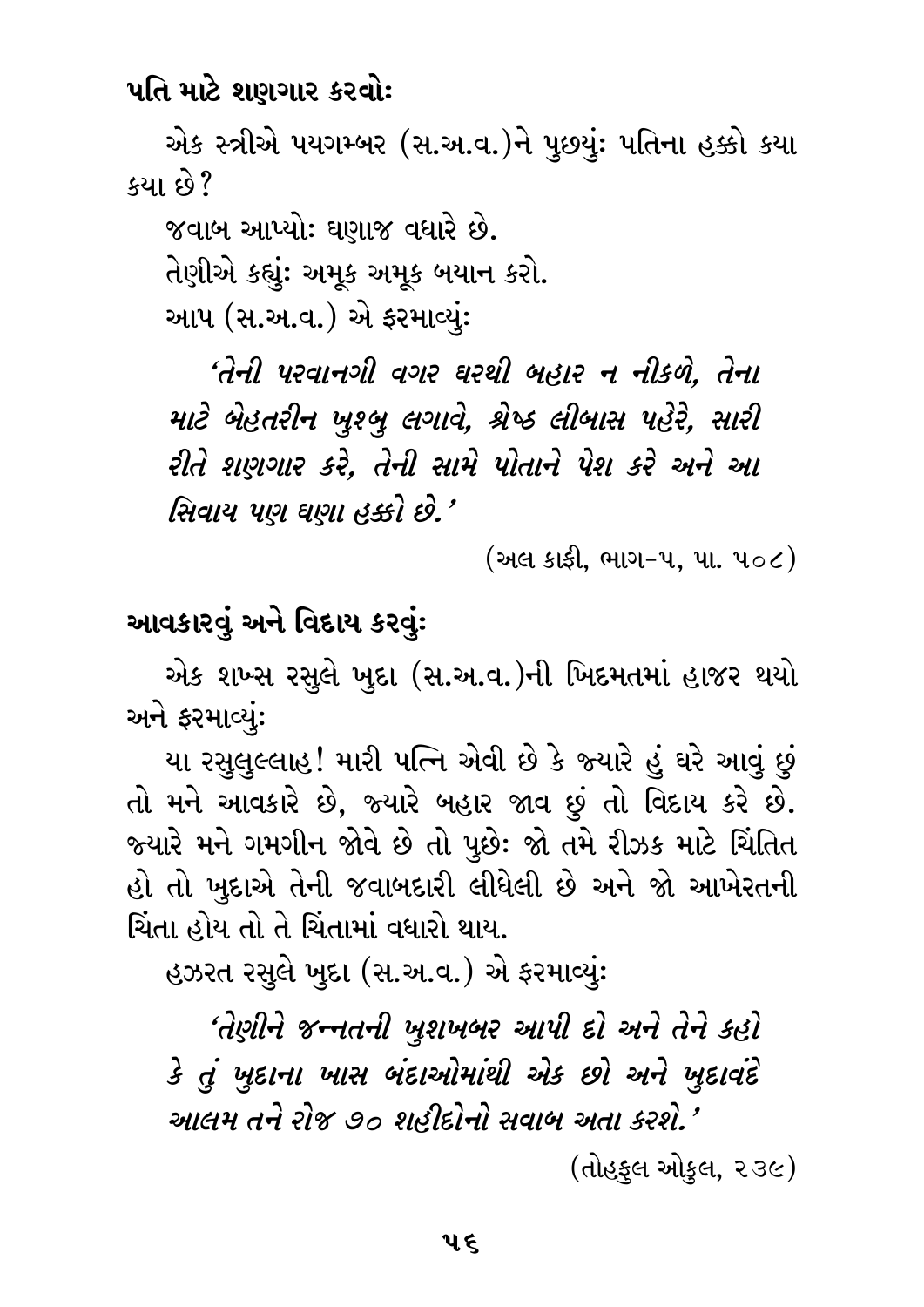### પતિ માટે શણગાર કરવોઃ

એક સ્ત્રીએ પયગમ્બર (સ.અ.વ.)ને પુછયુંઃ પતિના હક્કો કયા કયા છે?

જવાબ આપ્યોઃ ઘણાજ વધારે છે.

તેણીએ કહ્યુંઃ અમૂક અમૂક બયાન કરો.

આપ (સ.અ.વ.) એ ફરમાવ્યુંઃ

*'તેની પરવાનગી વગર ઘરથી બહાર ન નીકળે, તેના માટે બેહતરીન ખુશ્બુ લગાવે, શ્રેષ્ઠ લીબાસ પહેરે, સારી રીતે શણગાર કરે, તેની સામે પોતાને પેશ કરે અને આ સિવાય પણ ઘણા હક્કો છે.'*

(અલ કાફી, ભાગ-૫, પા. ૫૦૮)

### આવકારવું અને વિદાય કરવુંઃ

એક શખ્સ રસુલે ખુદા (સ.અ.વ.)ની ખિદમતમાં હાજર થયો અને ફરમાવ્યુંઃ

યા રસુલુલ્લાહ! મારી પત્નિ એવી છે કે જ્યારે હું ઘરે આવું છું તો મને આવકારે છે, જ્યારે બહાર જાવ છું તો વિદાય કરે છે. જ્યારે મને ગમગીન જોવે છે તો પુછેઃ જો તમે રીઝક માટે ચિંતિત હો તો ખુદાએ તેની જવાબદારી લીધેલી છે અને જો આખેરતની ચિંતા હોય તો તે ચિંતામાં વધારો થાય.

હઝરત રસુલે ખુદા (સ.અ.વ.) એ ફરમાવ્યુંઃ

*'તેણીને જન્નતની ખુશખબર આપી દો અને તેને કહો કે તું ખુદાના ખાસ બંદાઓમાંથી એક છો અને ખુદાવંદે આલમ તને રોજ ૭૦ શહીદોનો સવાબ અતા કરશે.'*

(તોહફુલ ઓકુલ, ૨૩૯)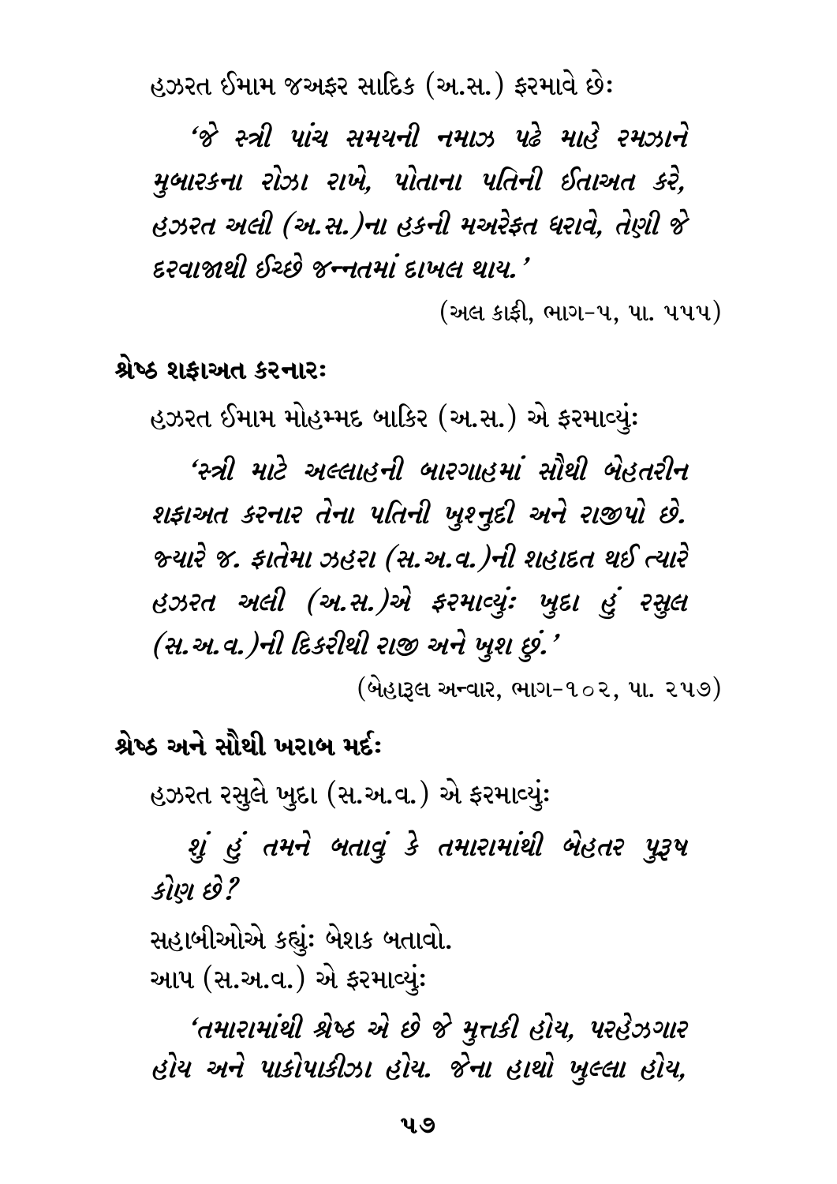હઝરત ઈમામ જઅફર સાદિક (અ.સ.) ફરમાવે છેઃ

*'જે સ્ત્રી પાંચ સમયની નમાઝ પઢે માહે રમઝાને મુબારકના રોઝા રાખે, પોતાના પતિની ઈતાઅત કરે, હઝરત અલી (અ.સ.)ના હકની મઅરેફત ધરાવે, તેણી જે દરવાજાથી ઈચ્છે જન્નતમાં દાખલ થાય.'*

(અલ કાફી, ભાગ-૫, પા. ૫૫૫)

**શ્રેષ્ઠ શફાઅત કરનારઃ**

હઝરત ઈમામ મોહમ્મદ બાકિર (અ.સ.) એ ફરમાવ્યુંઃ

*'સ્ત્રી માટે અલ્લાહની બારગાહમાં સૌથી બેહતરીન શફાઅત કરનાર તેના પતિની ખુશનુદી અને રાજીપો છે. જ્યારે જ. ફાતેમા ઝહરા (સ.અ.વ.)ની શહાદત થઈ ત્યારે હઝરત અલી (અ.સ.)એ ફરમાવ્યુંઃ ખુદા હું રસુલ (સ.અ.વ.)ની દિકરીથી રાજી અને ખુશ છું.'*

(બેહારૂલ અન્વાર, ભાગ-૧૦૨, પા. ૨૫૭)

**શ્રેષ્ઠ અને સૌથી ખરાબ મર્દઃ**

હઝરત રસુલે ખુદા (સ.અ.વ.) એ ફરમાવ્યુંઃ

*શું હું તમને બતાવું કે તમારામાંથી બેહતર પુરૂષ કોણ છે?*

સહાબીઓએ કહ્યુંઃ બેશક બતાવો.
આપ (સ.અ.વ.) એ ફરમાવ્યુંઃ

*'તમારામાંથી શ્રેષ્ઠ એ છે જે મુત્તકી હોય, પરહેઝગાર હોય અને પાકોપાકીઝા હોય. જેના હાથો ખુલ્લા હોય,*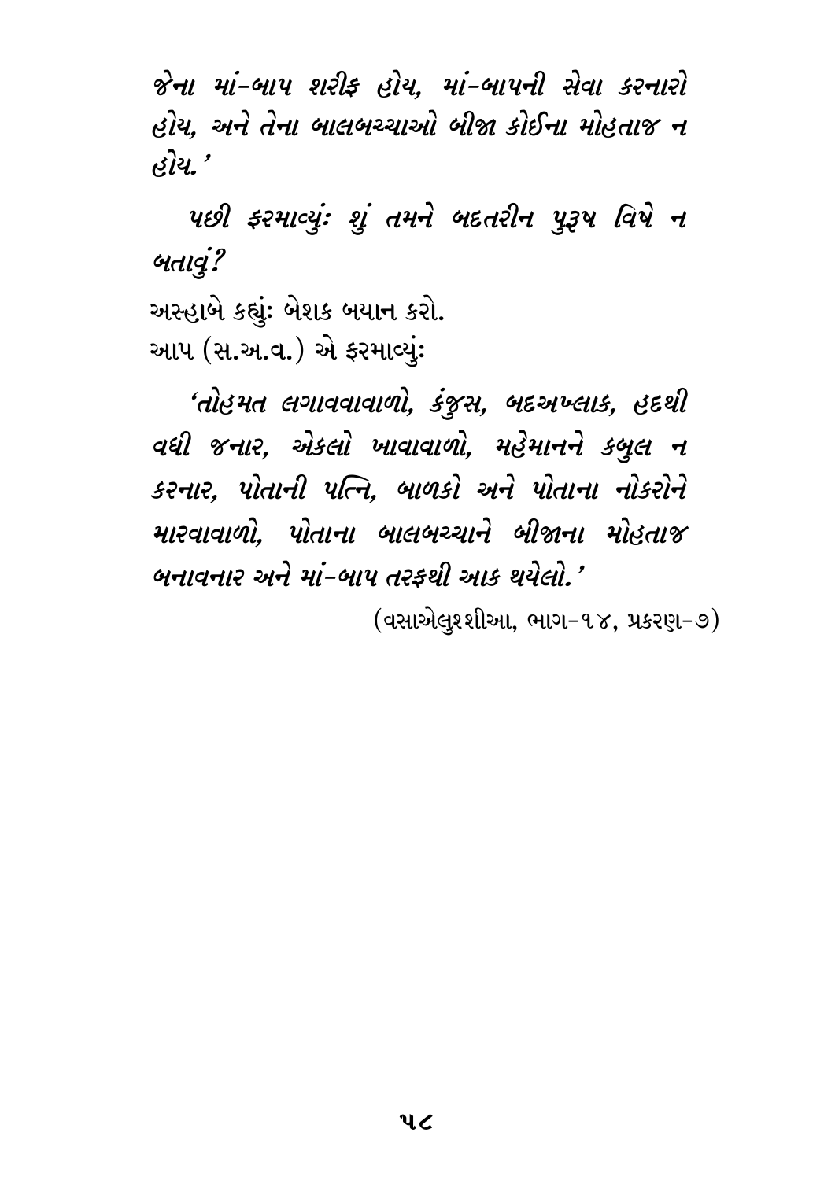*જેના માં-બાપ શરીફ હોય, માં-બાપની સેવા કરનારો હોય, અને તેના બાલબચ્ચાઓ બીજા કોઈના મોહતાજ ન હોય.'*

*પછી ફરમાવ્યું: શું તમને બદતરીન પુરૂષ વિષે ન બતાવું?*

અસ્હાબે કહ્યું: બેશક બયાન કરો.
આપ (સ.અ.વ.) એ ફરમાવ્યું:

*'તોહમત લગાવવાવાળો, કંજુસ, બદઅખ્લાક, હદથી વધી જનાર, એકલો ખાવાવાળો, મહેમાનને કબુલ ન કરનાર, પોતાની પત્નિ, બાળકો અને પોતાના નોકરોને મારવાવાળો, પોતાના બાલબચ્ચાને બીજાના મોહતાજ બનાવનાર અને માં-બાપ તરફથી આક થયેલો.'*

(વસાએલુશ્શીઆ, ભાગ-૧૪, પ્રકરણ-૭)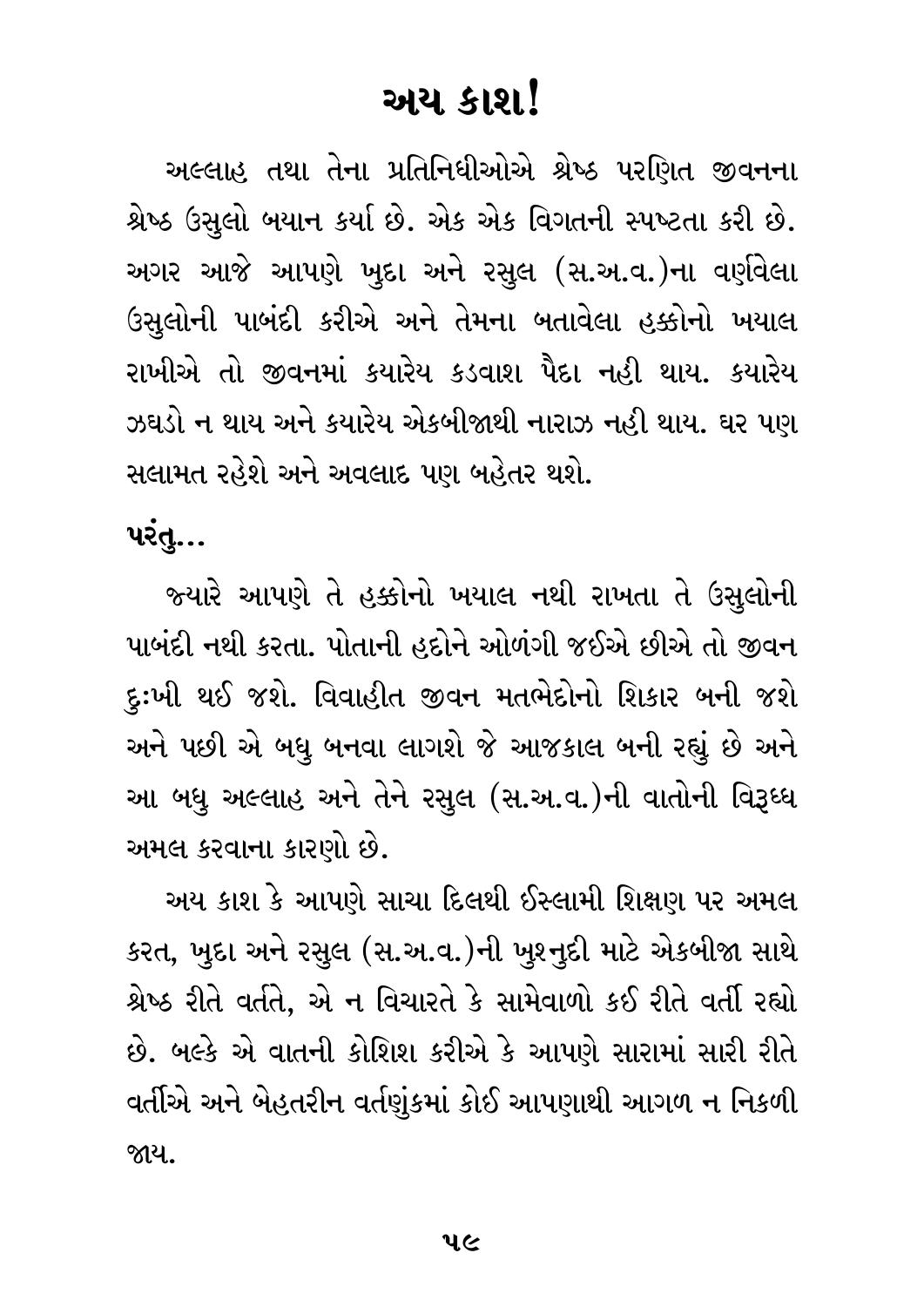# અય કાશ!

અલ્લાહ તથા તેના પ્રતિનિધીઓએ શ્રેષ્ઠ પરણિત જીવનના શ્રેષ્ઠ ઉસુલો બયાન કર્યા છે. એક એક વિગતની સ્પષ્ટતા કરી છે. અગર આજે આપણે ખુદા અને રસુલ (સ.અ.વ.)ના વર્ણવેલા ઉસુલોની પાબંદી કરીએ અને તેમના બતાવેલા હક્કોનો ખયાલ રાખીએ તો જીવનમાં કયારેય કડવાશ પૈદા નહી થાય. કયારેય ઝઘડો ન થાય અને કયારેય એકબીજાથી નારાઝ નહી થાય. ઘર પણ સલામત રહેશે અને અવલાદ પણ બહેતર થશે.

**પરંતુ...**

જ્યારે આપણે તે હક્કોનો ખયાલ નથી રાખતા તે ઉસુલોની પાબંદી નથી કરતા. પોતાની હદોને ઓળંગી જઈએ છીએ તો જીવન દુઃખી થઈ જશે. વિવાહીત જીવન મતભેદોનો શિકાર બની જશે અને પછી એ બધુ બનવા લાગશે જે આજકાલ બની રહ્યું છે અને આ બધુ અલ્લાહ અને તેને રસુલ (સ.અ.વ.)ની વાતોની વિરૂધ્ધ અમલ કરવાના કારણો છે.

અય કાશ કે આપણે સાચા દિલથી ઈસ્લામી શિક્ષણ પર અમલ કરત, ખુદા અને રસુલ (સ.અ.વ.)ની ખુશ્નુદી માટે એકબીજા સાથે શ્રેષ્ઠ રીતે વર્તતે, એ ન વિચારતે કે સામેવાળો કઈ રીતે વર્તી રહ્યો છે. બલ્કે એ વાતની કોશિશ કરીએ કે આપણે સારામાં સારી રીતે વર્તીએ અને બેહતરીન વર્તણુંકમાં કોઈ આપણાથી આગળ ન નિકળી જાય.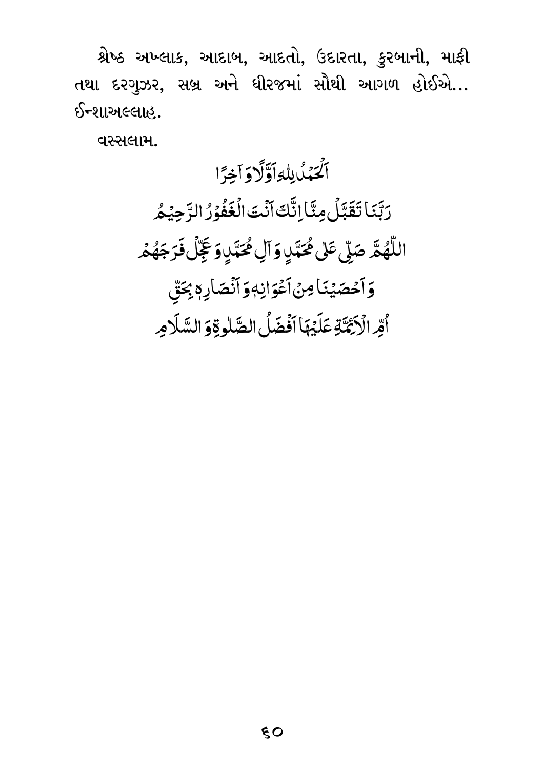શ્રેષ્ઠ અખ્લાક, આદાબ, આદતો, ઉદારતા, કુરબાની, માફી તથા દરગુઝર, સબ્ર અને ધીરજમાં સૌથી આગળ હોઈએ... ઈન્શાઅલ્લાહ.

વસ્સલામ.

اَلْحَمْدُ لِلّٰهِ اَوَّلًا وَ آخِرًا

رَبَّنَا تَقَبَّلْ مِنَّا اِنَّكَ اَنْتَ الْغَفُوْرُ الرَّحِيْمُ

اللّٰهُمَّ صَلِّ عَلٰى مُحَمَّدٍ وَ آلِ مُحَمَّدٍ وَ عَجِّلْ فَرَجَهُمْ

وَ اَحْصِيْنَا مِنْ اَعْوَانِهٖ وَ اَنْصَارِهٖ بِحَقِّ

اُمِّ الْاَئِمَّةِ عَلَيْهَا اَفْضَلُ الصَّلٰوةِ وَ السَّلَامِ